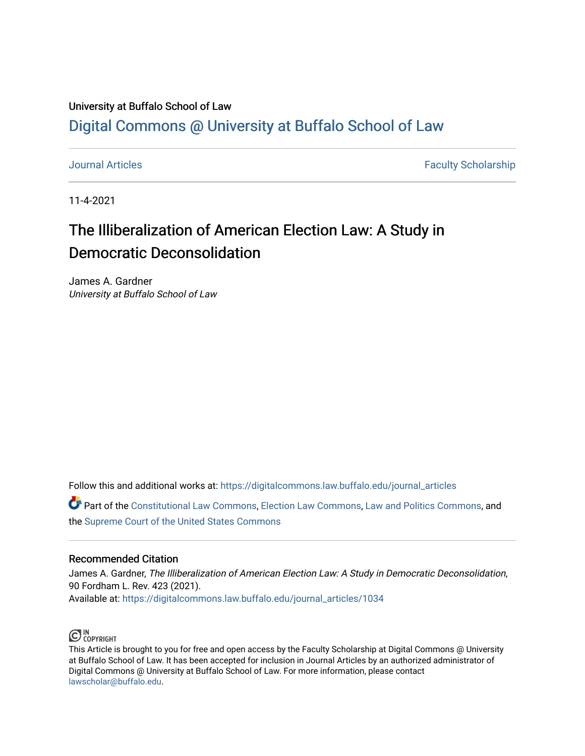University at Buffalo School of Law

# Digital Commons @ University at Buffalo School of Law

Journal Articles | Faculty Scholarship

11-4-2021

# The Illiberalization of American Election Law: A Study in Democratic Deconsolidation

James A. Gardner
*University at Buffalo School of Law*

Follow this and additional works at: https://digitalcommons.law.buffalo.edu/journal_articles

Part of the Constitutional Law Commons, Election Law Commons, Law and Politics Commons, and the Supreme Court of the United States Commons

## Recommended Citation

James A. Gardner, *The Illiberalization of American Election Law: A Study in Democratic Deconsolidation*, 90 Fordham L. Rev. 423 (2021).
Available at: https://digitalcommons.law.buffalo.edu/journal_articles/1034

IN COPYRIGHT

This Article is brought to you for free and open access by the Faculty Scholarship at Digital Commons @ University at Buffalo School of Law. It has been accepted for inclusion in Journal Articles by an authorized administrator of Digital Commons @ University at Buffalo School of Law. For more information, please contact lawscholar@buffalo.edu.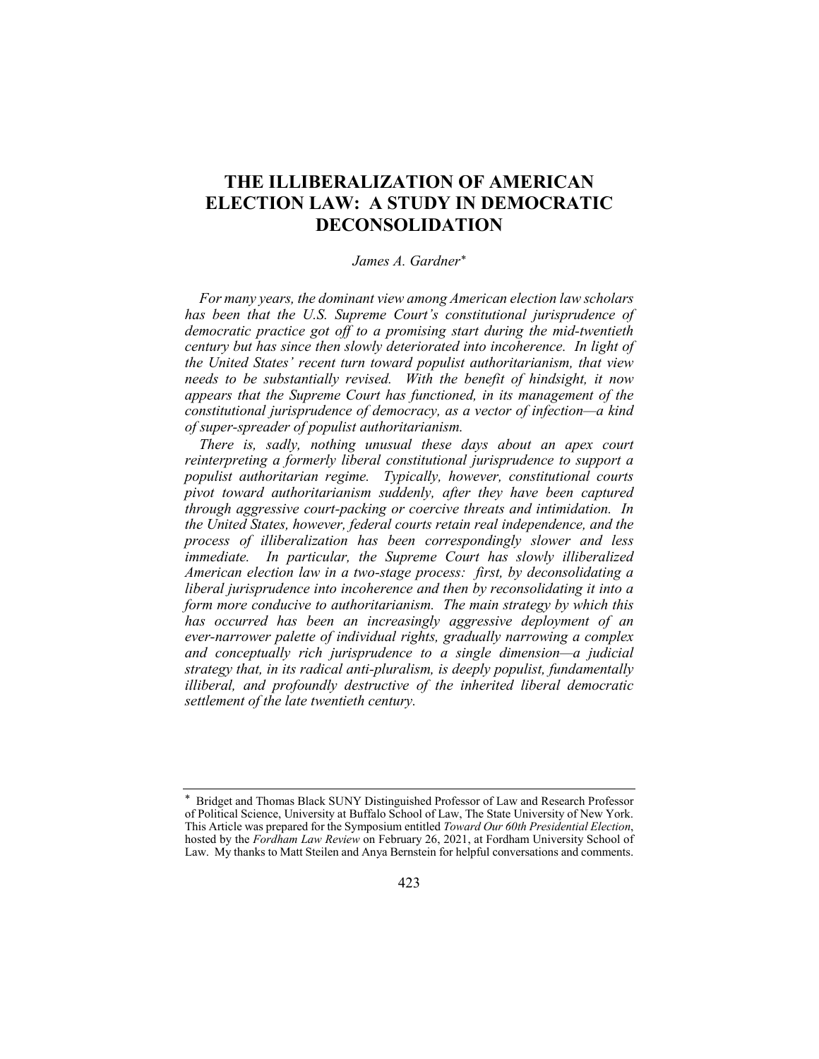# THE ILLIBERALIZATION OF AMERICAN ELECTION LAW: A STUDY IN DEMOCRATIC DECONSOLIDATION

*James A. Gardner*[*]

*For many years, the dominant view among American election law scholars has been that the U.S. Supreme Court's constitutional jurisprudence of democratic practice got off to a promising start during the mid-twentieth century but has since then slowly deteriorated into incoherence. In light of the United States' recent turn toward populist authoritarianism, that view needs to be substantially revised. With the benefit of hindsight, it now appears that the Supreme Court has functioned, in its management of the constitutional jurisprudence of democracy, as a vector of infection—a kind of super-spreader of populist authoritarianism.*

*There is, sadly, nothing unusual these days about an apex court reinterpreting a formerly liberal constitutional jurisprudence to support a populist authoritarian regime. Typically, however, constitutional courts pivot toward authoritarianism suddenly, after they have been captured through aggressive court-packing or coercive threats and intimidation. In the United States, however, federal courts retain real independence, and the process of illiberalization has been correspondingly slower and less immediate. In particular, the Supreme Court has slowly illiberalized American election law in a two-stage process: first, by deconsolidating a liberal jurisprudence into incoherence and then by reconsolidating it into a form more conducive to authoritarianism. The main strategy by which this has occurred has been an increasingly aggressive deployment of an ever-narrower palette of individual rights, gradually narrowing a complex and conceptually rich jurisprudence to a single dimension—a judicial strategy that, in its radical anti-pluralism, is deeply populist, fundamentally illiberal, and profoundly destructive of the inherited liberal democratic settlement of the late twentieth century.*

---

[*] Bridget and Thomas Black SUNY Distinguished Professor of Law and Research Professor of Political Science, University at Buffalo School of Law, The State University of New York. This Article was prepared for the Symposium entitled *Toward Our 60th Presidential Election*, hosted by the *Fordham Law Review* on February 26, 2021, at Fordham University School of Law. My thanks to Matt Steilen and Anya Bernstein for helpful conversations and comments.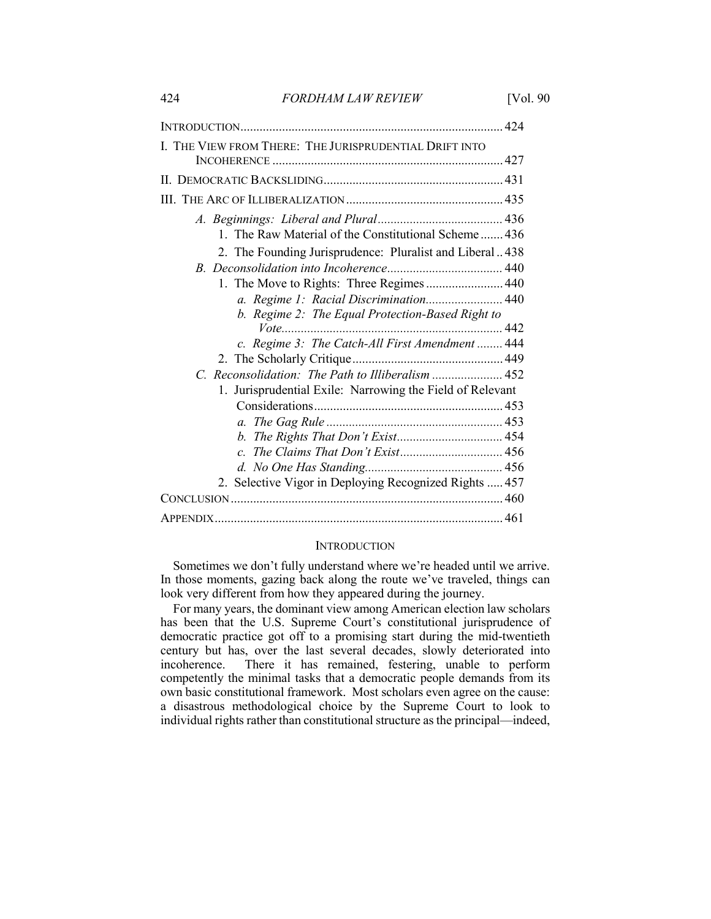| | |
|---|---|
| INTRODUCTION | 424 |
| I. THE VIEW FROM THERE: THE JURISPRUDENTIAL DRIFT INTO INCOHERENCE | 427 |
| II. DEMOCRATIC BACKSLIDING | 431 |
| III. THE ARC OF ILLIBERALIZATION | 435 |
| *A. Beginnings: Liberal and Plural* | 436 |
| 1. The Raw Material of the Constitutional Scheme | 436 |
| 2. The Founding Jurisprudence: Pluralist and Liberal | 438 |
| *B. Deconsolidation into Incoherence* | 440 |
| 1. The Move to Rights: Three Regimes | 440 |
| *a. Regime 1: Racial Discrimination* | 440 |
| *b. Regime 2: The Equal Protection-Based Right to Vote* | 442 |
| *c. Regime 3: The Catch-All First Amendment* | 444 |
| 2. The Scholarly Critique | 449 |
| *C. Reconsolidation: The Path to Illiberalism* | 452 |
| 1. Jurisprudential Exile: Narrowing the Field of Relevant Considerations | 453 |
| *a. The Gag Rule* | 453 |
| *b. The Rights That Don't Exist* | 454 |
| *c. The Claims That Don't Exist* | 456 |
| *d. No One Has Standing* | 456 |
| 2. Selective Vigor in Deploying Recognized Rights | 457 |
| CONCLUSION | 460 |
| APPENDIX | 461 |

## INTRODUCTION

Sometimes we don't fully understand where we're headed until we arrive. In those moments, gazing back along the route we've traveled, things can look very different from how they appeared during the journey.

For many years, the dominant view among American election law scholars has been that the U.S. Supreme Court's constitutional jurisprudence of democratic practice got off to a promising start during the mid-twentieth century but has, over the last several decades, slowly deteriorated into incoherence. There it has remained, festering, unable to perform competently the minimal tasks that a democratic people demands from its own basic constitutional framework. Most scholars even agree on the cause: a disastrous methodological choice by the Supreme Court to look to individual rights rather than constitutional structure as the principal—indeed,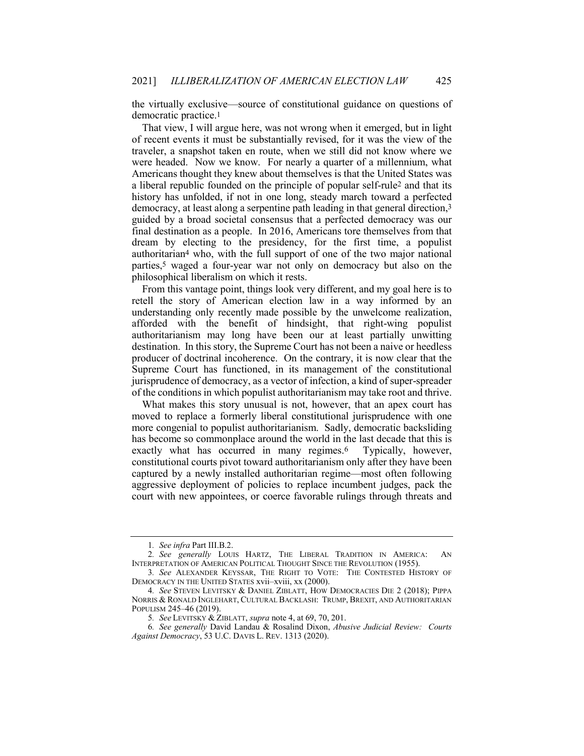the virtually exclusive—source of constitutional guidance on questions of democratic practice.[1]

That view, I will argue here, was not wrong when it emerged, but in light of recent events it must be substantially revised, for it was the view of the traveler, a snapshot taken en route, when we still did not know where we were headed. Now we know. For nearly a quarter of a millennium, what Americans thought they knew about themselves is that the United States was a liberal republic founded on the principle of popular self-rule[2] and that its history has unfolded, if not in one long, steady march toward a perfected democracy, at least along a serpentine path leading in that general direction,[3] guided by a broad societal consensus that a perfected democracy was our final destination as a people. In 2016, Americans tore themselves from that dream by electing to the presidency, for the first time, a populist authoritarian[4] who, with the full support of one of the two major national parties,[5] waged a four-year war not only on democracy but also on the philosophical liberalism on which it rests.

From this vantage point, things look very different, and my goal here is to retell the story of American election law in a way informed by an understanding only recently made possible by the unwelcome realization, afforded with the benefit of hindsight, that right-wing populist authoritarianism may long have been our at least partially unwitting destination. In this story, the Supreme Court has not been a naive or heedless producer of doctrinal incoherence. On the contrary, it is now clear that the Supreme Court has functioned, in its management of the constitutional jurisprudence of democracy, as a vector of infection, a kind of super-spreader of the conditions in which populist authoritarianism may take root and thrive.

What makes this story unusual is not, however, that an apex court has moved to replace a formerly liberal constitutional jurisprudence with one more congenial to populist authoritarianism. Sadly, democratic backsliding has become so commonplace around the world in the last decade that this is exactly what has occurred in many regimes.[6] Typically, however, constitutional courts pivot toward authoritarianism only after they have been captured by a newly installed authoritarian regime—most often following aggressive deployment of policies to replace incumbent judges, pack the court with new appointees, or coerce favorable rulings through threats and

---

1. *See infra* Part III.B.2.

2. *See generally* LOUIS HARTZ, THE LIBERAL TRADITION IN AMERICA: AN INTERPRETATION OF AMERICAN POLITICAL THOUGHT SINCE THE REVOLUTION (1955).

3. *See* ALEXANDER KEYSSAR, THE RIGHT TO VOTE: THE CONTESTED HISTORY OF DEMOCRACY IN THE UNITED STATES xvii–xviii, xx (2000).

4. *See* STEVEN LEVITSKY & DANIEL ZIBLATT, HOW DEMOCRACIES DIE 2 (2018); PIPPA NORRIS & RONALD INGLEHART, CULTURAL BACKLASH: TRUMP, BREXIT, AND AUTHORITARIAN POPULISM 245–46 (2019).

5. *See* LEVITSKY & ZIBLATT, *supra* note 4, at 69, 70, 201.

6. *See generally* David Landau & Rosalind Dixon, *Abusive Judicial Review: Courts Against Democracy*, 53 U.C. DAVIS L. REV. 1313 (2020).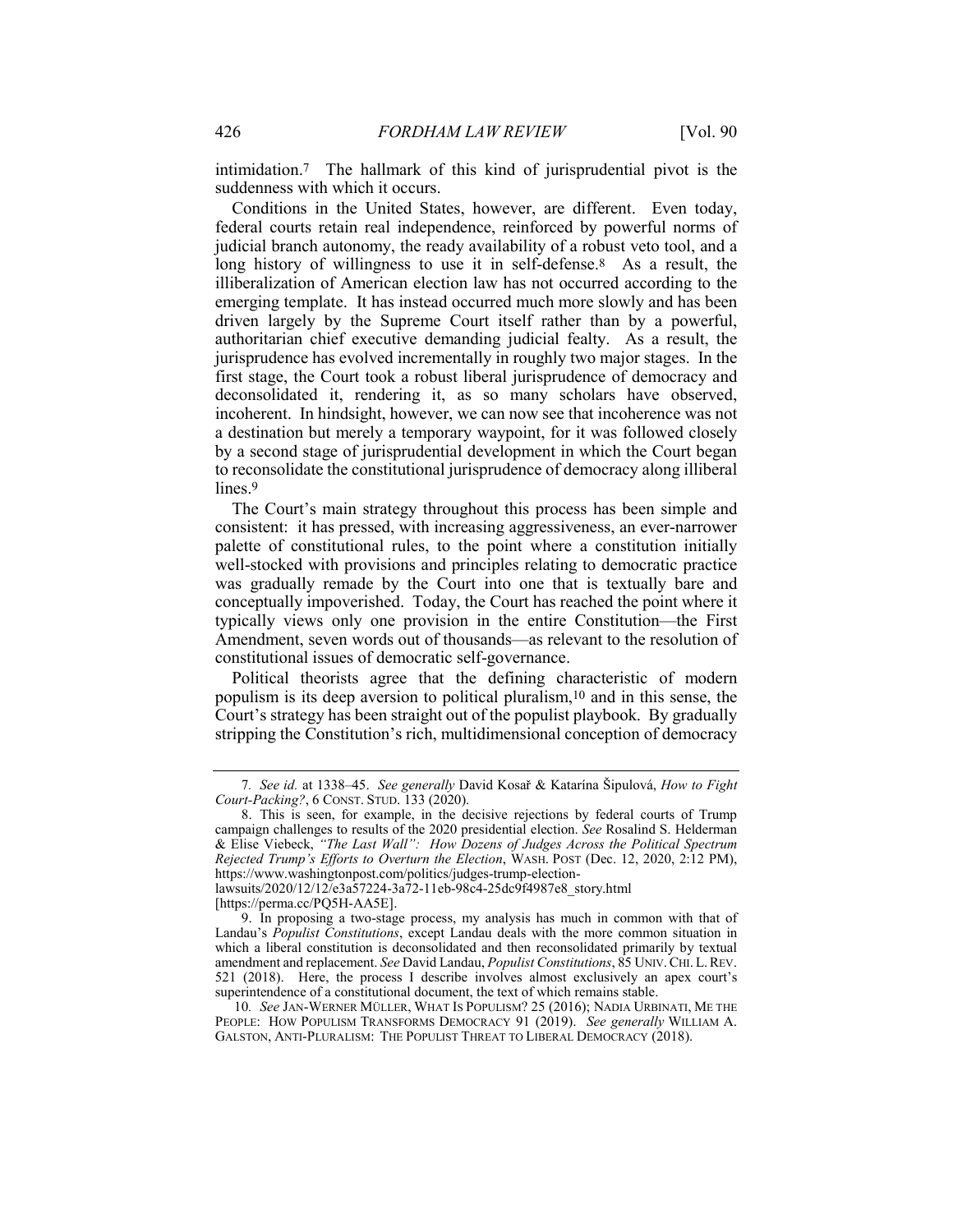intimidation.[7] The hallmark of this kind of jurisprudential pivot is the suddenness with which it occurs.

Conditions in the United States, however, are different. Even today, federal courts retain real independence, reinforced by powerful norms of judicial branch autonomy, the ready availability of a robust veto tool, and a long history of willingness to use it in self-defense.[8] As a result, the illiberalization of American election law has not occurred according to the emerging template. It has instead occurred much more slowly and has been driven largely by the Supreme Court itself rather than by a powerful, authoritarian chief executive demanding judicial fealty. As a result, the jurisprudence has evolved incrementally in roughly two major stages. In the first stage, the Court took a robust liberal jurisprudence of democracy and deconsolidated it, rendering it, as so many scholars have observed, incoherent. In hindsight, however, we can now see that incoherence was not a destination but merely a temporary waypoint, for it was followed closely by a second stage of jurisprudential development in which the Court began to reconsolidate the constitutional jurisprudence of democracy along illiberal lines.[9]

The Court's main strategy throughout this process has been simple and consistent: it has pressed, with increasing aggressiveness, an ever-narrower palette of constitutional rules, to the point where a constitution initially well-stocked with provisions and principles relating to democratic practice was gradually remade by the Court into one that is textually bare and conceptually impoverished. Today, the Court has reached the point where it typically views only one provision in the entire Constitution—the First Amendment, seven words out of thousands—as relevant to the resolution of constitutional issues of democratic self-governance.

Political theorists agree that the defining characteristic of modern populism is its deep aversion to political pluralism,[10] and in this sense, the Court's strategy has been straight out of the populist playbook. By gradually stripping the Constitution's rich, multidimensional conception of democracy

---

7. *See id.* at 1338–45. *See generally* David Kosař & Katarína Šipulová, *How to Fight Court-Packing?*, 6 CONST. STUD. 133 (2020).

8. This is seen, for example, in the decisive rejections by federal courts of Trump campaign challenges to results of the 2020 presidential election. *See* Rosalind S. Helderman & Elise Viebeck, *"The Last Wall": How Dozens of Judges Across the Political Spectrum Rejected Trump's Efforts to Overturn the Election*, WASH. POST (Dec. 12, 2020, 2:12 PM), https://www.washingtonpost.com/politics/judges-trump-election-lawsuits/2020/12/12/e3a57224-3a72-11eb-98c4-25dc9f4987e8_story.html [https://perma.cc/PQ5H-AA5E].

9. In proposing a two-stage process, my analysis has much in common with that of Landau's *Populist Constitutions*, except Landau deals with the more common situation in which a liberal constitution is deconsolidated and then reconsolidated primarily by textual amendment and replacement. *See* David Landau, *Populist Constitutions*, 85 UNIV. CHI. L. REV. 521 (2018). Here, the process I describe involves almost exclusively an apex court's superintendence of a constitutional document, the text of which remains stable.

10. *See* JAN-WERNER MÜLLER, WHAT IS POPULISM? 25 (2016); NADIA URBINATI, ME THE PEOPLE: HOW POPULISM TRANSFORMS DEMOCRACY 91 (2019). *See generally* WILLIAM A. GALSTON, ANTI-PLURALISM: THE POPULIST THREAT TO LIBERAL DEMOCRACY (2018).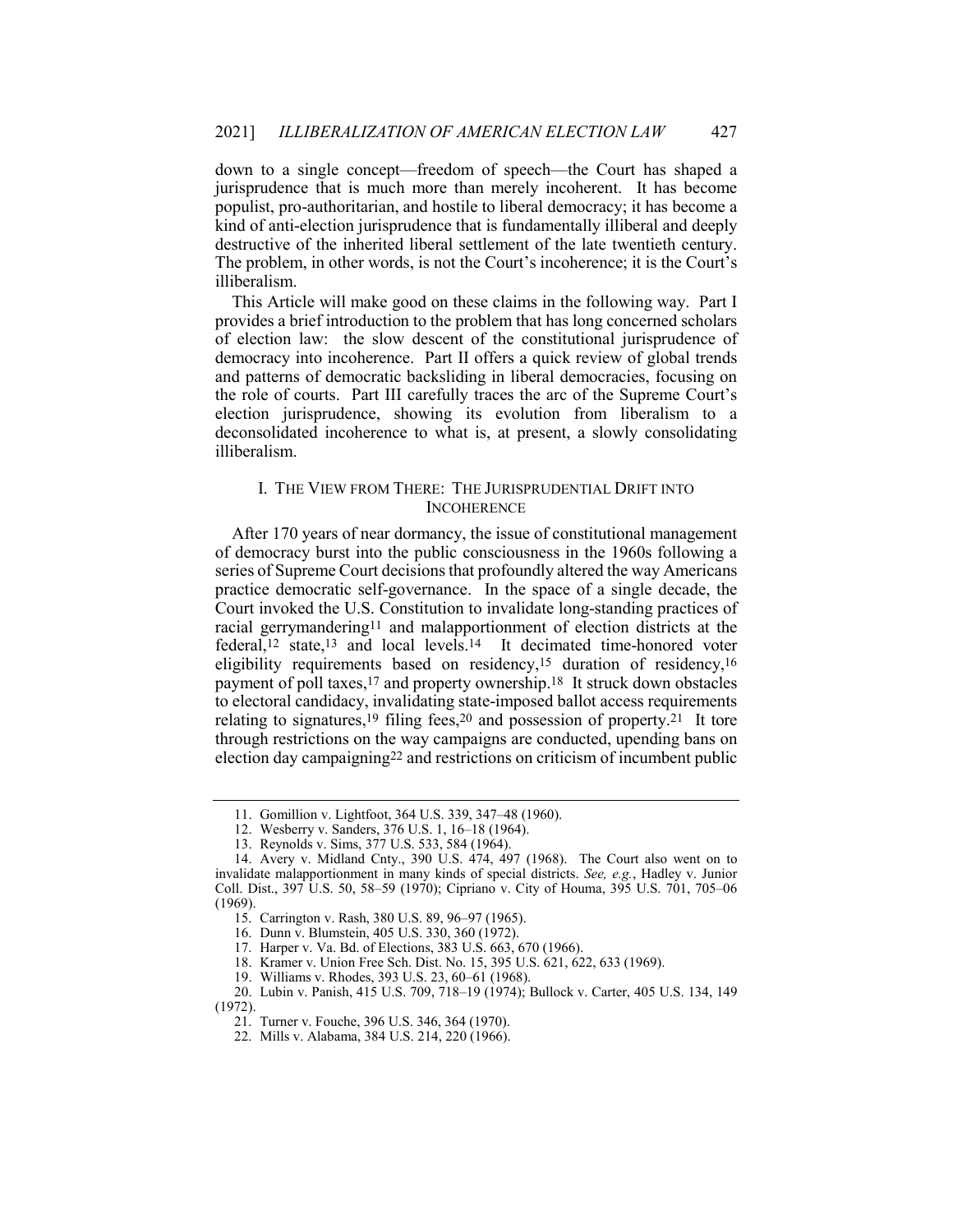down to a single concept—freedom of speech—the Court has shaped a jurisprudence that is much more than merely incoherent. It has become populist, pro-authoritarian, and hostile to liberal democracy; it has become a kind of anti-election jurisprudence that is fundamentally illiberal and deeply destructive of the inherited liberal settlement of the late twentieth century. The problem, in other words, is not the Court's incoherence; it is the Court's illiberalism.

This Article will make good on these claims in the following way. Part I provides a brief introduction to the problem that has long concerned scholars of election law: the slow descent of the constitutional jurisprudence of democracy into incoherence. Part II offers a quick review of global trends and patterns of democratic backsliding in liberal democracies, focusing on the role of courts. Part III carefully traces the arc of the Supreme Court's election jurisprudence, showing its evolution from liberalism to a deconsolidated incoherence to what is, at present, a slowly consolidating illiberalism.

## I. THE VIEW FROM THERE: THE JURISPRUDENTIAL DRIFT INTO INCOHERENCE

After 170 years of near dormancy, the issue of constitutional management of democracy burst into the public consciousness in the 1960s following a series of Supreme Court decisions that profoundly altered the way Americans practice democratic self-governance. In the space of a single decade, the Court invoked the U.S. Constitution to invalidate long-standing practices of racial gerrymandering[11] and malapportionment of election districts at the federal,[12] state,[13] and local levels.[14] It decimated time-honored voter eligibility requirements based on residency,[15] duration of residency,[16] payment of poll taxes,[17] and property ownership.[18] It struck down obstacles to electoral candidacy, invalidating state-imposed ballot access requirements relating to signatures,[19] filing fees,[20] and possession of property.[21] It tore through restrictions on the way campaigns are conducted, upending bans on election day campaigning[22] and restrictions on criticism of incumbent public

---

11. Gomillion v. Lightfoot, 364 U.S. 339, 347–48 (1960).

12. Wesberry v. Sanders, 376 U.S. 1, 16–18 (1964).

13. Reynolds v. Sims, 377 U.S. 533, 584 (1964).

14. Avery v. Midland Cnty., 390 U.S. 474, 497 (1968). The Court also went on to invalidate malapportionment in many kinds of special districts. *See, e.g.*, Hadley v. Junior Coll. Dist., 397 U.S. 50, 58–59 (1970); Cipriano v. City of Houma, 395 U.S. 701, 705–06 (1969).

15. Carrington v. Rash, 380 U.S. 89, 96–97 (1965).

16. Dunn v. Blumstein, 405 U.S. 330, 360 (1972).

17. Harper v. Va. Bd. of Elections, 383 U.S. 663, 670 (1966).

18. Kramer v. Union Free Sch. Dist. No. 15, 395 U.S. 621, 622, 633 (1969).

19. Williams v. Rhodes, 393 U.S. 23, 60–61 (1968).

20. Lubin v. Panish, 415 U.S. 709, 718–19 (1974); Bullock v. Carter, 405 U.S. 134, 149 (1972).

21. Turner v. Fouche, 396 U.S. 346, 364 (1970).

22. Mills v. Alabama, 384 U.S. 214, 220 (1966).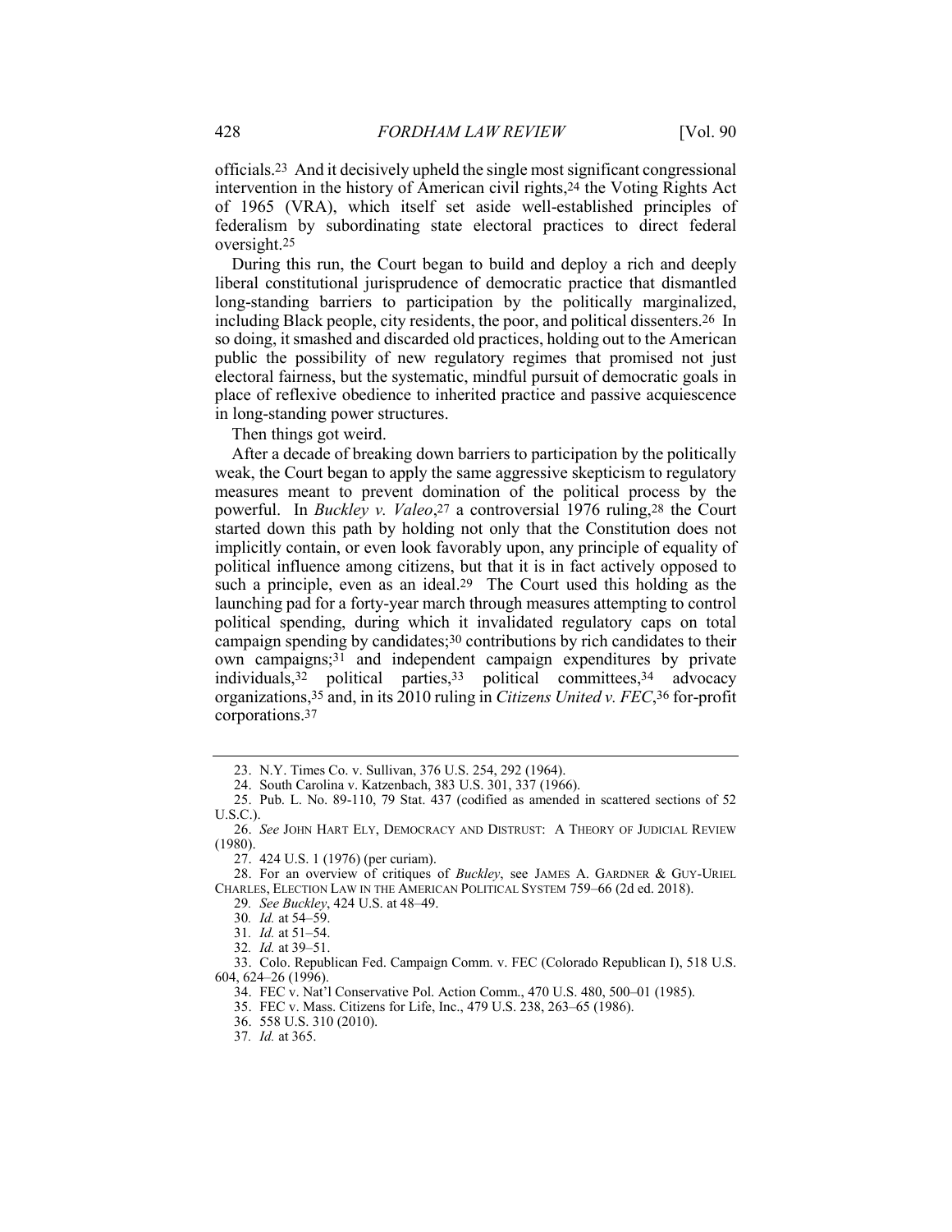officials.[23] And it decisively upheld the single most significant congressional intervention in the history of American civil rights,[24] the Voting Rights Act of 1965 (VRA), which itself set aside well-established principles of federalism by subordinating state electoral practices to direct federal oversight.[25]

During this run, the Court began to build and deploy a rich and deeply liberal constitutional jurisprudence of democratic practice that dismantled long-standing barriers to participation by the politically marginalized, including Black people, city residents, the poor, and political dissenters.[26] In so doing, it smashed and discarded old practices, holding out to the American public the possibility of new regulatory regimes that promised not just electoral fairness, but the systematic, mindful pursuit of democratic goals in place of reflexive obedience to inherited practice and passive acquiescence in long-standing power structures.

Then things got weird.

After a decade of breaking down barriers to participation by the politically weak, the Court began to apply the same aggressive skepticism to regulatory measures meant to prevent domination of the political process by the powerful. In *Buckley v. Valeo*,[27] a controversial 1976 ruling,[28] the Court started down this path by holding not only that the Constitution does not implicitly contain, or even look favorably upon, any principle of equality of political influence among citizens, but that it is in fact actively opposed to such a principle, even as an ideal.[29] The Court used this holding as the launching pad for a forty-year march through measures attempting to control political spending, during which it invalidated regulatory caps on total campaign spending by candidates;[30] contributions by rich candidates to their own campaigns;[31] and independent campaign expenditures by private individuals,[32] political parties,[33] political committees,[34] advocacy organizations,[35] and, in its 2010 ruling in *Citizens United v. FEC*,[36] for-profit corporations.[37]

---

23. N.Y. Times Co. v. Sullivan, 376 U.S. 254, 292 (1964).

24. South Carolina v. Katzenbach, 383 U.S. 301, 337 (1966).

25. Pub. L. No. 89-110, 79 Stat. 437 (codified as amended in scattered sections of 52 U.S.C.).

26. *See* JOHN HART ELY, DEMOCRACY AND DISTRUST: A THEORY OF JUDICIAL REVIEW (1980).

27. 424 U.S. 1 (1976) (per curiam).

28. For an overview of critiques of *Buckley*, see JAMES A. GARDNER & GUY-URIEL CHARLES, ELECTION LAW IN THE AMERICAN POLITICAL SYSTEM 759–66 (2d ed. 2018).

29. *See Buckley*, 424 U.S. at 48–49.

30. *Id.* at 54–59.

31. *Id.* at 51–54.

32. *Id.* at 39–51.

33. Colo. Republican Fed. Campaign Comm. v. FEC (Colorado Republican I), 518 U.S. 604, 624–26 (1996).

34. FEC v. Nat'l Conservative Pol. Action Comm., 470 U.S. 480, 500–01 (1985).

35. FEC v. Mass. Citizens for Life, Inc., 479 U.S. 238, 263–65 (1986).

36. 558 U.S. 310 (2010).

37. *Id.* at 365.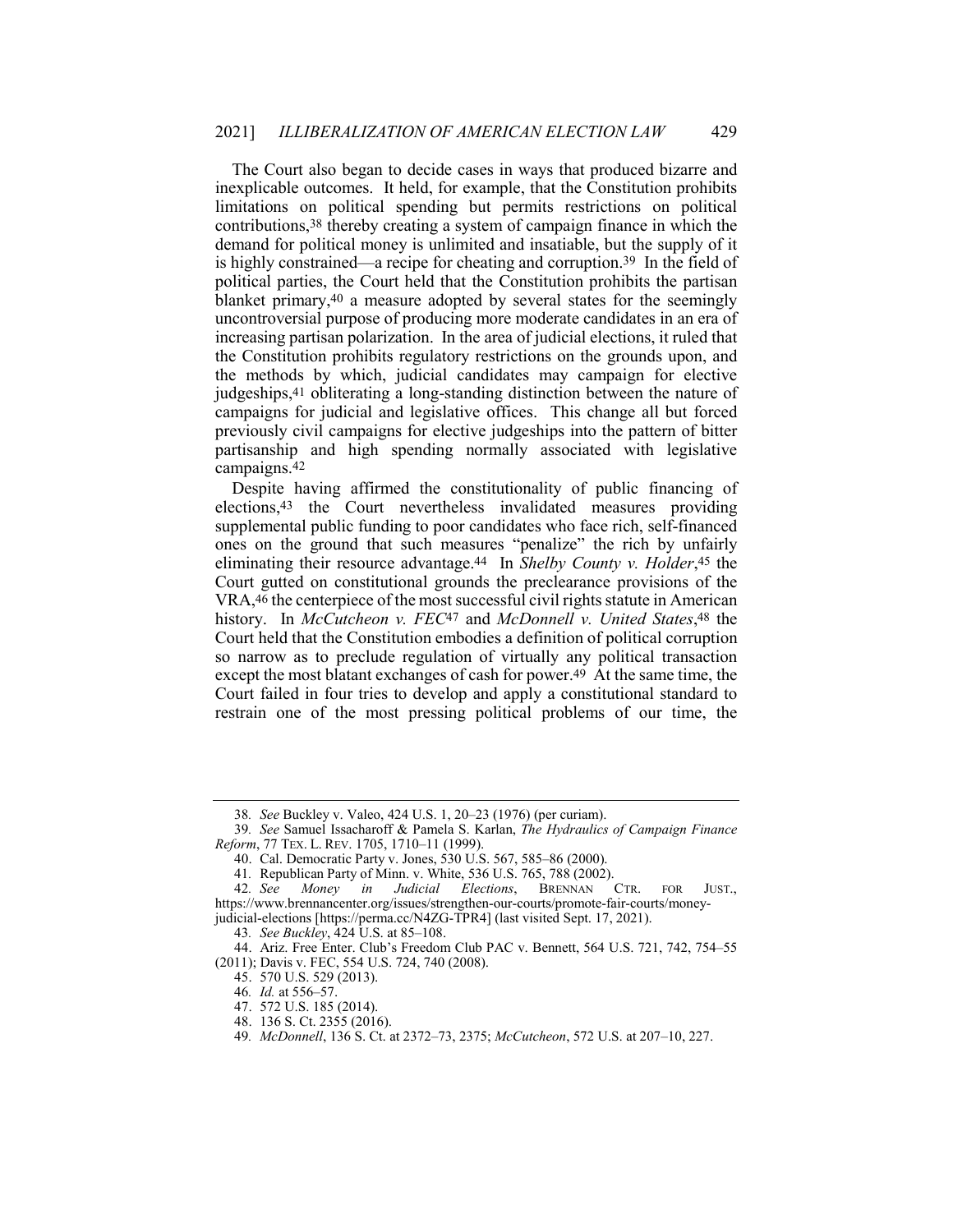The Court also began to decide cases in ways that produced bizarre and inexplicable outcomes. It held, for example, that the Constitution prohibits limitations on political spending but permits restrictions on political contributions,[38] thereby creating a system of campaign finance in which the demand for political money is unlimited and insatiable, but the supply of it is highly constrained—a recipe for cheating and corruption.[39] In the field of political parties, the Court held that the Constitution prohibits the partisan blanket primary,[40] a measure adopted by several states for the seemingly uncontroversial purpose of producing more moderate candidates in an era of increasing partisan polarization. In the area of judicial elections, it ruled that the Constitution prohibits regulatory restrictions on the grounds upon, and the methods by which, judicial candidates may campaign for elective judgeships,[41] obliterating a long-standing distinction between the nature of campaigns for judicial and legislative offices. This change all but forced previously civil campaigns for elective judgeships into the pattern of bitter partisanship and high spending normally associated with legislative campaigns.[42]

Despite having affirmed the constitutionality of public financing of elections,[43] the Court nevertheless invalidated measures providing supplemental public funding to poor candidates who face rich, self-financed ones on the ground that such measures "penalize" the rich by unfairly eliminating their resource advantage.[44] In *Shelby County v. Holder*,[45] the Court gutted on constitutional grounds the preclearance provisions of the VRA,[46] the centerpiece of the most successful civil rights statute in American history. In *McCutcheon v. FEC*[47] and *McDonnell v. United States*,[48] the Court held that the Constitution embodies a definition of political corruption so narrow as to preclude regulation of virtually any political transaction except the most blatant exchanges of cash for power.[49] At the same time, the Court failed in four tries to develop and apply a constitutional standard to restrain one of the most pressing political problems of our time, the

---

38. *See* Buckley v. Valeo, 424 U.S. 1, 20–23 (1976) (per curiam).

39. *See* Samuel Issacharoff & Pamela S. Karlan, *The Hydraulics of Campaign Finance Reform*, 77 TEX. L. REV. 1705, 1710–11 (1999).

40. Cal. Democratic Party v. Jones, 530 U.S. 567, 585–86 (2000).

41. Republican Party of Minn. v. White, 536 U.S. 765, 788 (2002).

42. *See* *Money in Judicial Elections*, BRENNAN CTR. FOR JUST., https://www.brennancenter.org/issues/strengthen-our-courts/promote-fair-courts/money-judicial-elections [https://perma.cc/N4ZG-TPR4] (last visited Sept. 17, 2021).

43. *See Buckley*, 424 U.S. at 85–108.

44. Ariz. Free Enter. Club's Freedom Club PAC v. Bennett, 564 U.S. 721, 742, 754–55 (2011); Davis v. FEC, 554 U.S. 724, 740 (2008).

45. 570 U.S. 529 (2013).

46. *Id.* at 556–57.

47. 572 U.S. 185 (2014).

48. 136 S. Ct. 2355 (2016).

49. *McDonnell*, 136 S. Ct. at 2372–73, 2375; *McCutcheon*, 572 U.S. at 207–10, 227.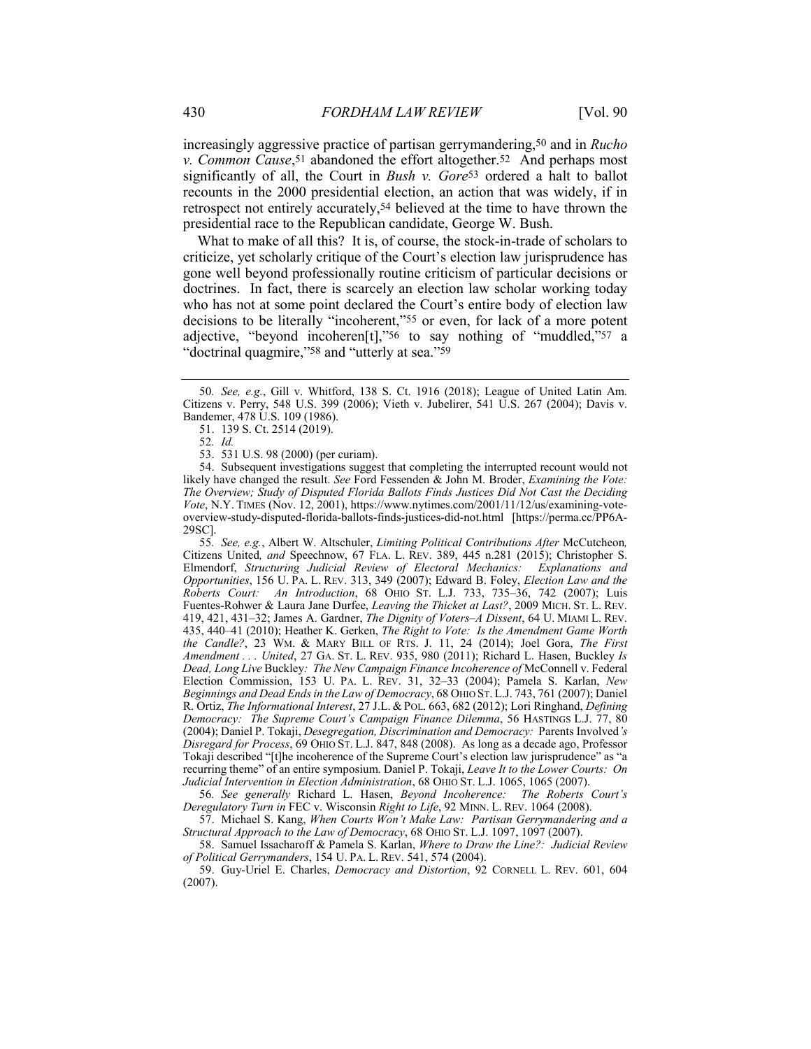increasingly aggressive practice of partisan gerrymandering,[50] and in *Rucho v. Common Cause*,[51] abandoned the effort altogether.[52] And perhaps most significantly of all, the Court in *Bush v. Gore*[53] ordered a halt to ballot recounts in the 2000 presidential election, an action that was widely, if in retrospect not entirely accurately,[54] believed at the time to have thrown the presidential race to the Republican candidate, George W. Bush.

What to make of all this? It is, of course, the stock-in-trade of scholars to criticize, yet scholarly critique of the Court's election law jurisprudence has gone well beyond professionally routine criticism of particular decisions or doctrines. In fact, there is scarcely an election law scholar working today who has not at some point declared the Court's entire body of election law decisions to be literally "incoherent,"[55] or even, for lack of a more potent adjective, "beyond incoheren[t],"[56] to say nothing of "muddled,"[57] a "doctrinal quagmire,"[58] and "utterly at sea."[59]

---

50. *See, e.g.*, Gill v. Whitford, 138 S. Ct. 1916 (2018); League of United Latin Am. Citizens v. Perry, 548 U.S. 399 (2006); Vieth v. Jubelirer, 541 U.S. 267 (2004); Davis v. Bandemer, 478 U.S. 109 (1986).

51. 139 S. Ct. 2514 (2019).

52. *Id.*

53. 531 U.S. 98 (2000) (per curiam).

54. Subsequent investigations suggest that completing the interrupted recount would not likely have changed the result. *See* Ford Fessenden & John M. Broder, *Examining the Vote: The Overview; Study of Disputed Florida Ballots Finds Justices Did Not Cast the Deciding Vote*, N.Y. TIMES (Nov. 12, 2001), https://www.nytimes.com/2001/11/12/us/examining-vote-overview-study-disputed-florida-ballots-finds-justices-did-not.html [https://perma.cc/PP6A-29SC].

55. *See, e.g.*, Albert W. Altschuler, *Limiting Political Contributions After* McCutcheon*,* Citizens United*, and* Speechnow, 67 FLA. L. REV. 389, 445 n.281 (2015); Christopher S. Elmendorf, *Structuring Judicial Review of Electoral Mechanics: Explanations and Opportunities*, 156 U. PA. L. REV. 313, 349 (2007); Edward B. Foley, *Election Law and the Roberts Court: An Introduction*, 68 OHIO ST. L.J. 733, 735–36, 742 (2007); Luis Fuentes-Rohwer & Laura Jane Durfee, *Leaving the Thicket at Last?*, 2009 MICH. ST. L. REV. 419, 421, 431–32; James A. Gardner, *The Dignity of Voters–A Dissent*, 64 U. MIAMI L. REV. 435, 440–41 (2010); Heather K. Gerken, *The Right to Vote: Is the Amendment Game Worth the Candle?*, 23 WM. & MARY BILL OF RTS. J. 11, 24 (2014); Joel Gora, *The First Amendment . . . United*, 27 GA. ST. L. REV. 935, 980 (2011); Richard L. Hasen, Buckley *Is Dead, Long Live* Buckley*: The New Campaign Finance Incoherence of* McConnell v. Federal Election Commission, 153 U. PA. L. REV. 31, 32–33 (2004); Pamela S. Karlan, *New Beginnings and Dead Ends in the Law of Democracy*, 68 OHIO ST. L.J. 743, 761 (2007); Daniel R. Ortiz, *The Informational Interest*, 27 J.L. & POL. 663, 682 (2012); Lori Ringhand, *Defining Democracy: The Supreme Court's Campaign Finance Dilemma*, 56 HASTINGS L.J. 77, 80 (2004); Daniel P. Tokaji, *Desegregation, Discrimination and Democracy:* Parents Involved*'s Disregard for Process*, 69 OHIO ST. L.J. 847, 848 (2008). As long as a decade ago, Professor Tokaji described "[t]he incoherence of the Supreme Court's election law jurisprudence" as "a recurring theme" of an entire symposium. Daniel P. Tokaji, *Leave It to the Lower Courts: On Judicial Intervention in Election Administration*, 68 OHIO ST. L.J. 1065, 1065 (2007).

56. *See generally* Richard L. Hasen, *Beyond Incoherence: The Roberts Court's Deregulatory Turn in* FEC v. Wisconsin *Right to Life*, 92 MINN. L. REV. 1064 (2008).

57. Michael S. Kang, *When Courts Won't Make Law: Partisan Gerrymandering and a Structural Approach to the Law of Democracy*, 68 OHIO ST. L.J. 1097, 1097 (2007).

58. Samuel Issacharoff & Pamela S. Karlan, *Where to Draw the Line?: Judicial Review of Political Gerrymanders*, 154 U. PA. L. REV. 541, 574 (2004).

59. Guy-Uriel E. Charles, *Democracy and Distortion*, 92 CORNELL L. REV. 601, 604 (2007).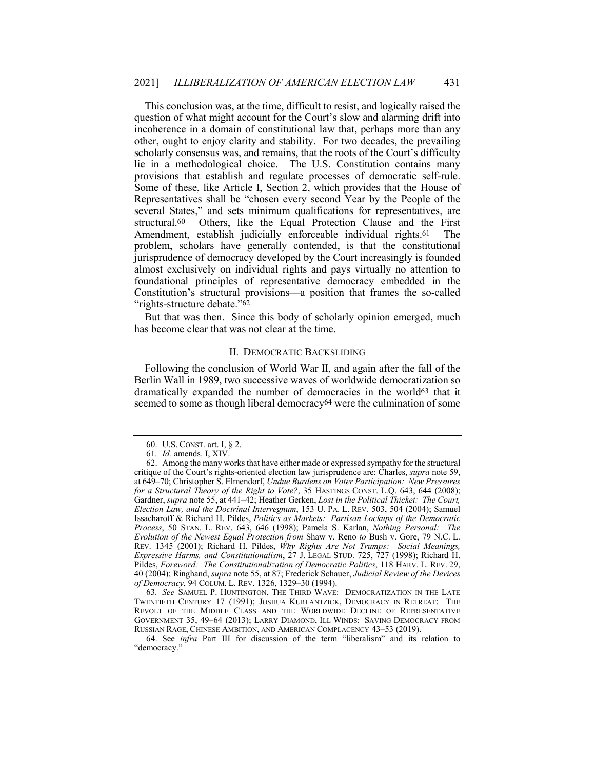This conclusion was, at the time, difficult to resist, and logically raised the question of what might account for the Court's slow and alarming drift into incoherence in a domain of constitutional law that, perhaps more than any other, ought to enjoy clarity and stability. For two decades, the prevailing scholarly consensus was, and remains, that the roots of the Court's difficulty lie in a methodological choice. The U.S. Constitution contains many provisions that establish and regulate processes of democratic self-rule. Some of these, like Article I, Section 2, which provides that the House of Representatives shall be "chosen every second Year by the People of the several States," and sets minimum qualifications for representatives, are structural.[60] Others, like the Equal Protection Clause and the First Amendment, establish judicially enforceable individual rights.[61] The problem, scholars have generally contended, is that the constitutional jurisprudence of democracy developed by the Court increasingly is founded almost exclusively on individual rights and pays virtually no attention to foundational principles of representative democracy embedded in the Constitution's structural provisions—a position that frames the so-called "rights-structure debate."[62]

But that was then. Since this body of scholarly opinion emerged, much has become clear that was not clear at the time.

## II. DEMOCRATIC BACKSLIDING

Following the conclusion of World War II, and again after the fall of the Berlin Wall in 1989, two successive waves of worldwide democratization so dramatically expanded the number of democracies in the world[63] that it seemed to some as though liberal democracy[64] were the culmination of some

---

60. U.S. CONST. art. I, § 2.

61. *Id.* amends. I, XIV.

62. Among the many works that have either made or expressed sympathy for the structural critique of the Court's rights-oriented election law jurisprudence are: Charles, *supra* note 59, at 649–70; Christopher S. Elmendorf, *Undue Burdens on Voter Participation: New Pressures for a Structural Theory of the Right to Vote?*, 35 HASTINGS CONST. L.Q. 643, 644 (2008); Gardner, *supra* note 55, at 441–42; Heather Gerken, *Lost in the Political Thicket: The Court, Election Law, and the Doctrinal Interregnum*, 153 U. PA. L. REV. 503, 504 (2004); Samuel Issacharoff & Richard H. Pildes, *Politics as Markets: Partisan Lockups of the Democratic Process*, 50 STAN. L. REV. 643, 646 (1998); Pamela S. Karlan, *Nothing Personal: The Evolution of the Newest Equal Protection from* Shaw v. Reno *to* Bush v. Gore, 79 N.C. L. REV. 1345 (2001); Richard H. Pildes, *Why Rights Are Not Trumps: Social Meanings, Expressive Harms, and Constitutionalism*, 27 J. LEGAL STUD. 725, 727 (1998); Richard H. Pildes, *Foreword: The Constitutionalization of Democratic Politics*, 118 HARV. L. REV. 29, 40 (2004); Ringhand, *supra* note 55, at 87; Frederick Schauer, *Judicial Review of the Devices of Democracy*, 94 COLUM. L. REV. 1326, 1329–30 (1994).

63. *See* SAMUEL P. HUNTINGTON, THE THIRD WAVE: DEMOCRATIZATION IN THE LATE TWENTIETH CENTURY 17 (1991); JOSHUA KURLANTZICK, DEMOCRACY IN RETREAT: THE REVOLT OF THE MIDDLE CLASS AND THE WORLDWIDE DECLINE OF REPRESENTATIVE GOVERNMENT 35, 49–64 (2013); LARRY DIAMOND, ILL WINDS: SAVING DEMOCRACY FROM RUSSIAN RAGE, CHINESE AMBITION, AND AMERICAN COMPLACENCY 43–53 (2019).

64. See *infra* Part III for discussion of the term "liberalism" and its relation to "democracy."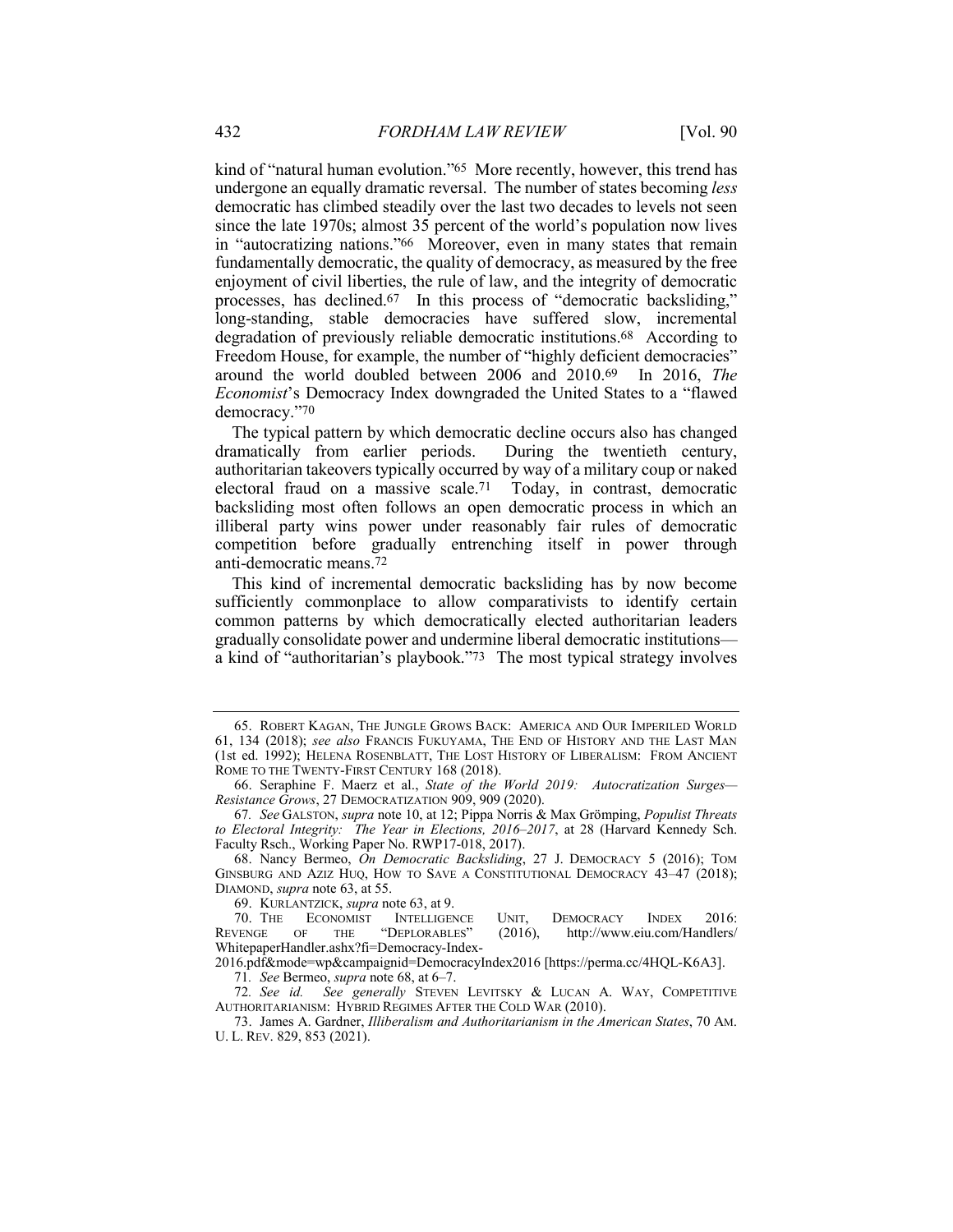kind of "natural human evolution."[65] More recently, however, this trend has undergone an equally dramatic reversal. The number of states becoming *less* democratic has climbed steadily over the last two decades to levels not seen since the late 1970s; almost 35 percent of the world's population now lives in "autocratizing nations."[66] Moreover, even in many states that remain fundamentally democratic, the quality of democracy, as measured by the free enjoyment of civil liberties, the rule of law, and the integrity of democratic processes, has declined.[67] In this process of "democratic backsliding," long-standing, stable democracies have suffered slow, incremental degradation of previously reliable democratic institutions.[68] According to Freedom House, for example, the number of "highly deficient democracies" around the world doubled between 2006 and 2010.[69] In 2016, *The Economist*'s Democracy Index downgraded the United States to a "flawed democracy."[70]

The typical pattern by which democratic decline occurs also has changed dramatically from earlier periods. During the twentieth century, authoritarian takeovers typically occurred by way of a military coup or naked electoral fraud on a massive scale.[71] Today, in contrast, democratic backsliding most often follows an open democratic process in which an illiberal party wins power under reasonably fair rules of democratic competition before gradually entrenching itself in power through anti-democratic means.[72]

This kind of incremental democratic backsliding has by now become sufficiently commonplace to allow comparativists to identify certain common patterns by which democratically elected authoritarian leaders gradually consolidate power and undermine liberal democratic institutions—a kind of "authoritarian's playbook."[73] The most typical strategy involves

---

65. ROBERT KAGAN, THE JUNGLE GROWS BACK: AMERICA AND OUR IMPERILED WORLD 61, 134 (2018); *see also* FRANCIS FUKUYAMA, THE END OF HISTORY AND THE LAST MAN (1st ed. 1992); HELENA ROSENBLATT, THE LOST HISTORY OF LIBERALISM: FROM ANCIENT ROME TO THE TWENTY-FIRST CENTURY 168 (2018).

66. Seraphine F. Maerz et al., *State of the World 2019: Autocratization Surges—Resistance Grows*, 27 DEMOCRATIZATION 909, 909 (2020).

67. *See* GALSTON, *supra* note 10, at 12; Pippa Norris & Max Grömping, *Populist Threats to Electoral Integrity: The Year in Elections, 2016–2017*, at 28 (Harvard Kennedy Sch. Faculty Rsch., Working Paper No. RWP17-018, 2017).

68. Nancy Bermeo, *On Democratic Backsliding*, 27 J. DEMOCRACY 5 (2016); TOM GINSBURG AND AZIZ HUQ, HOW TO SAVE A CONSTITUTIONAL DEMOCRACY 43–47 (2018); DIAMOND, *supra* note 63, at 55.

69. KURLANTZICK, *supra* note 63, at 9.

70. THE ECONOMIST INTELLIGENCE UNIT, DEMOCRACY INDEX 2016: REVENGE OF THE "DEPLORABLES" (2016), http://www.eiu.com/Handlers/WhitepaperHandler.ashx?fi=Democracy-Index-2016.pdf&mode=wp&campaignid=DemocracyIndex2016 [https://perma.cc/4HQL-K6A3].

71. *See* Bermeo, *supra* note 68, at 6–7.

72. *See id.* *See generally* STEVEN LEVITSKY & LUCAN A. WAY, COMPETITIVE AUTHORITARIANISM: HYBRID REGIMES AFTER THE COLD WAR (2010).

73. James A. Gardner, *Illiberalism and Authoritarianism in the American States*, 70 AM. U. L. REV. 829, 853 (2021).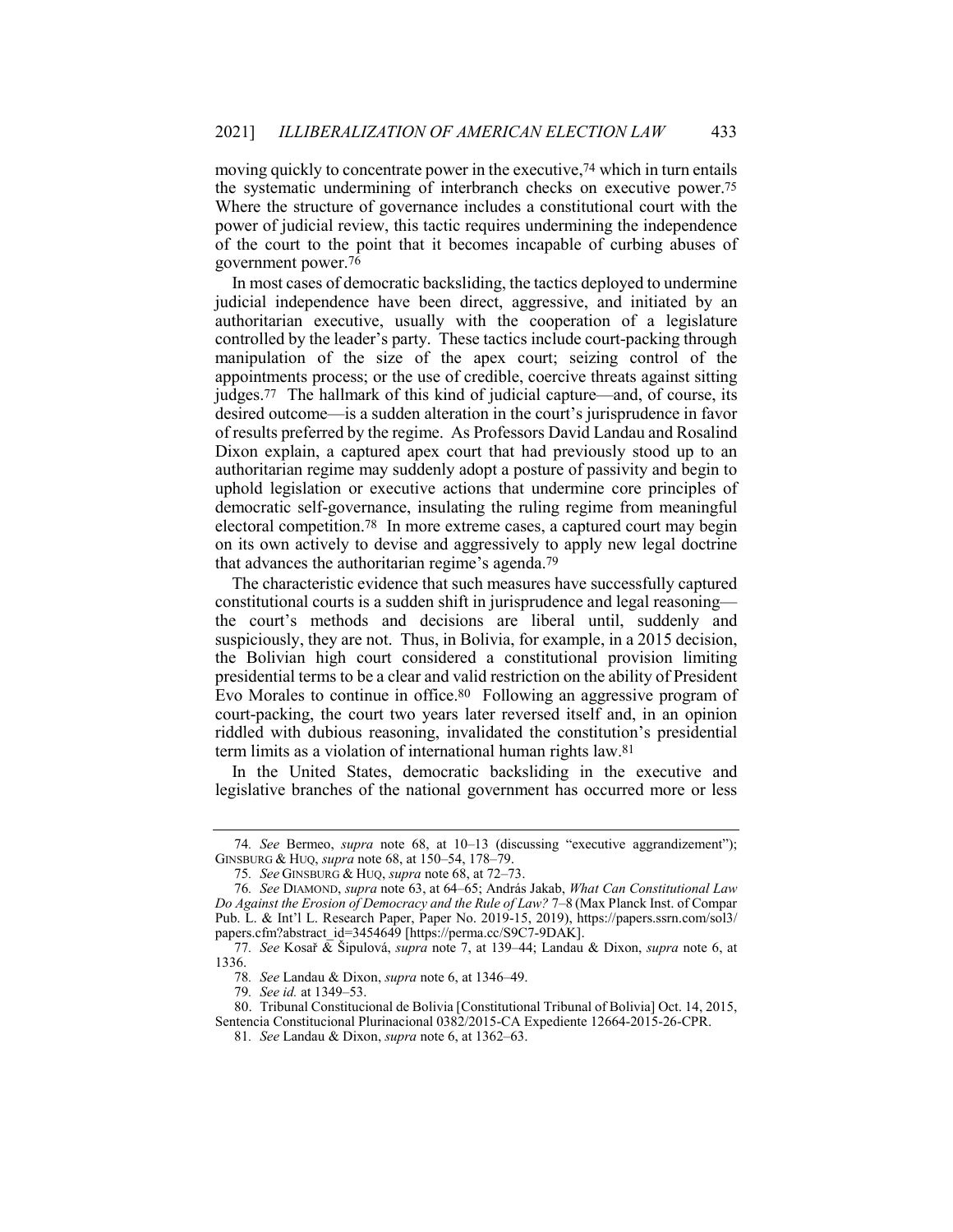moving quickly to concentrate power in the executive,[74] which in turn entails the systematic undermining of interbranch checks on executive power.[75] Where the structure of governance includes a constitutional court with the power of judicial review, this tactic requires undermining the independence of the court to the point that it becomes incapable of curbing abuses of government power.[76]

In most cases of democratic backsliding, the tactics deployed to undermine judicial independence have been direct, aggressive, and initiated by an authoritarian executive, usually with the cooperation of a legislature controlled by the leader's party. These tactics include court-packing through manipulation of the size of the apex court; seizing control of the appointments process; or the use of credible, coercive threats against sitting judges.[77] The hallmark of this kind of judicial capture—and, of course, its desired outcome—is a sudden alteration in the court's jurisprudence in favor of results preferred by the regime. As Professors David Landau and Rosalind Dixon explain, a captured apex court that had previously stood up to an authoritarian regime may suddenly adopt a posture of passivity and begin to uphold legislation or executive actions that undermine core principles of democratic self-governance, insulating the ruling regime from meaningful electoral competition.[78] In more extreme cases, a captured court may begin on its own actively to devise and aggressively to apply new legal doctrine that advances the authoritarian regime's agenda.[79]

The characteristic evidence that such measures have successfully captured constitutional courts is a sudden shift in jurisprudence and legal reasoning—the court's methods and decisions are liberal until, suddenly and suspiciously, they are not. Thus, in Bolivia, for example, in a 2015 decision, the Bolivian high court considered a constitutional provision limiting presidential terms to be a clear and valid restriction on the ability of President Evo Morales to continue in office.[80] Following an aggressive program of court-packing, the court two years later reversed itself and, in an opinion riddled with dubious reasoning, invalidated the constitution's presidential term limits as a violation of international human rights law.[81]

In the United States, democratic backsliding in the executive and legislative branches of the national government has occurred more or less

---

74. *See* Bermeo, *supra* note 68, at 10–13 (discussing "executive aggrandizement"); GINSBURG & HUQ, *supra* note 68, at 150–54, 178–79.

75. *See* GINSBURG & HUQ, *supra* note 68, at 72–73.

76. *See* DIAMOND, *supra* note 63, at 64–65; András Jakab, *What Can Constitutional Law Do Against the Erosion of Democracy and the Rule of Law?* 7–8 (Max Planck Inst. of Compar Pub. L. & Int'l L. Research Paper, Paper No. 2019-15, 2019), https://papers.ssrn.com/sol3/papers.cfm?abstract_id=3454649 [https://perma.cc/S9C7-9DAK].

77. *See* Kosař & Šipulová, *supra* note 7, at 139–44; Landau & Dixon, *supra* note 6, at 1336.

78. *See* Landau & Dixon, *supra* note 6, at 1346–49.

79. *See id.* at 1349–53.

80. Tribunal Constitucional de Bolivia [Constitutional Tribunal of Bolivia] Oct. 14, 2015, Sentencia Constitucional Plurinacional 0382/2015-CA Expediente 12664-2015-26-CPR.

81. *See* Landau & Dixon, *supra* note 6, at 1362–63.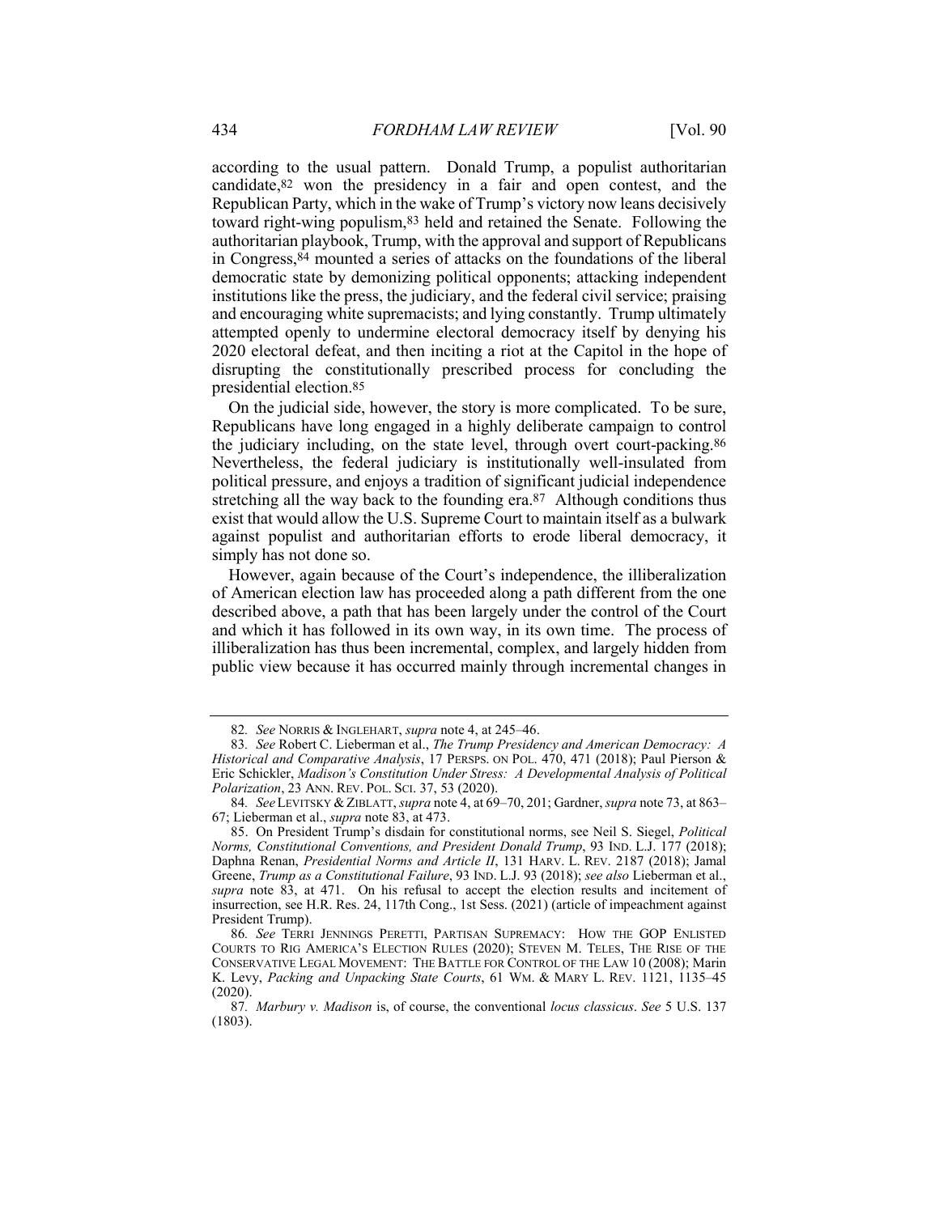according to the usual pattern. Donald Trump, a populist authoritarian candidate,[82] won the presidency in a fair and open contest, and the Republican Party, which in the wake of Trump's victory now leans decisively toward right-wing populism,[83] held and retained the Senate. Following the authoritarian playbook, Trump, with the approval and support of Republicans in Congress,[84] mounted a series of attacks on the foundations of the liberal democratic state by demonizing political opponents; attacking independent institutions like the press, the judiciary, and the federal civil service; praising and encouraging white supremacists; and lying constantly. Trump ultimately attempted openly to undermine electoral democracy itself by denying his 2020 electoral defeat, and then inciting a riot at the Capitol in the hope of disrupting the constitutionally prescribed process for concluding the presidential election.[85]

On the judicial side, however, the story is more complicated. To be sure, Republicans have long engaged in a highly deliberate campaign to control the judiciary including, on the state level, through overt court-packing.[86] Nevertheless, the federal judiciary is institutionally well-insulated from political pressure, and enjoys a tradition of significant judicial independence stretching all the way back to the founding era.[87] Although conditions thus exist that would allow the U.S. Supreme Court to maintain itself as a bulwark against populist and authoritarian efforts to erode liberal democracy, it simply has not done so.

However, again because of the Court's independence, the illiberalization of American election law has proceeded along a path different from the one described above, a path that has been largely under the control of the Court and which it has followed in its own way, in its own time. The process of illiberalization has thus been incremental, complex, and largely hidden from public view because it has occurred mainly through incremental changes in

---

82. *See* NORRIS & INGLEHART, *supra* note 4, at 245–46.

83. *See* Robert C. Lieberman et al., *The Trump Presidency and American Democracy: A Historical and Comparative Analysis*, 17 PERSPS. ON POL. 470, 471 (2018); Paul Pierson & Eric Schickler, *Madison's Constitution Under Stress: A Developmental Analysis of Political Polarization*, 23 ANN. REV. POL. SCI. 37, 53 (2020).

84. *See* LEVITSKY & ZIBLATT, *supra* note 4, at 69–70, 201; Gardner, *supra* note 73, at 863–67; Lieberman et al., *supra* note 83, at 473.

85. On President Trump's disdain for constitutional norms, see Neil S. Siegel, *Political Norms, Constitutional Conventions, and President Donald Trump*, 93 IND. L.J. 177 (2018); Daphna Renan, *Presidential Norms and Article II*, 131 HARV. L. REV. 2187 (2018); Jamal Greene, *Trump as a Constitutional Failure*, 93 IND. L.J. 93 (2018); *see also* Lieberman et al., *supra* note 83, at 471. On his refusal to accept the election results and incitement of insurrection, see H.R. Res. 24, 117th Cong., 1st Sess. (2021) (article of impeachment against President Trump).

86. *See* TERRI JENNINGS PERETTI, PARTISAN SUPREMACY: HOW THE GOP ENLISTED COURTS TO RIG AMERICA'S ELECTION RULES (2020); STEVEN M. TELES, THE RISE OF THE CONSERVATIVE LEGAL MOVEMENT: THE BATTLE FOR CONTROL OF THE LAW 10 (2008); Marin K. Levy, *Packing and Unpacking State Courts*, 61 WM. & MARY L. REV. 1121, 1135–45 (2020).

87. *Marbury v. Madison* is, of course, the conventional *locus classicus*. *See* 5 U.S. 137 (1803).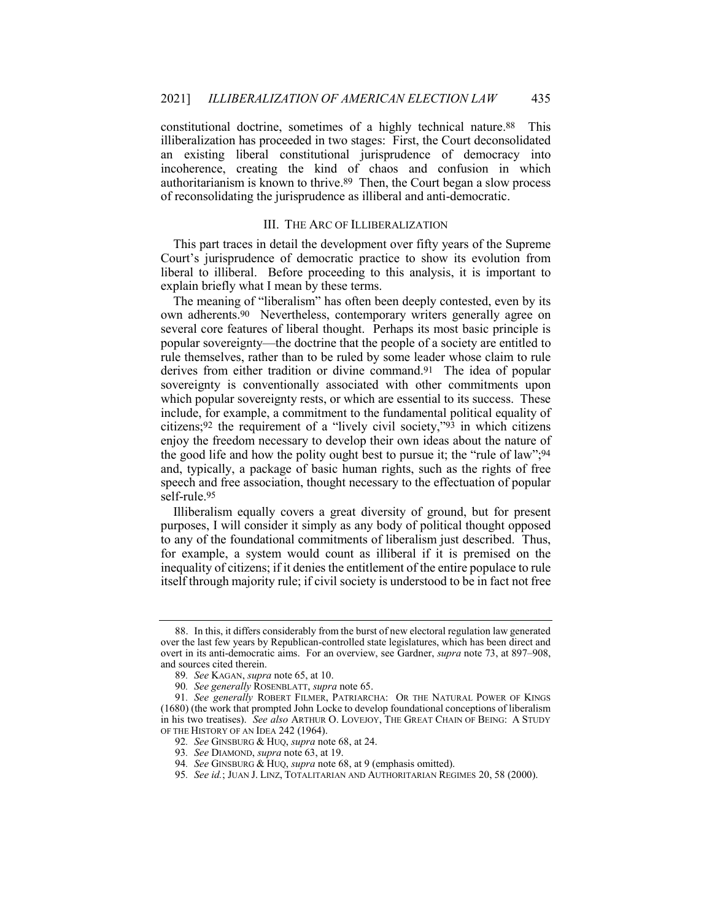constitutional doctrine, sometimes of a highly technical nature.[88] This illiberalization has proceeded in two stages: First, the Court deconsolidated an existing liberal constitutional jurisprudence of democracy into incoherence, creating the kind of chaos and confusion in which authoritarianism is known to thrive.[89] Then, the Court began a slow process of reconsolidating the jurisprudence as illiberal and anti-democratic.

## III. THE ARC OF ILLIBERALIZATION

This part traces in detail the development over fifty years of the Supreme Court's jurisprudence of democratic practice to show its evolution from liberal to illiberal. Before proceeding to this analysis, it is important to explain briefly what I mean by these terms.

The meaning of "liberalism" has often been deeply contested, even by its own adherents.[90] Nevertheless, contemporary writers generally agree on several core features of liberal thought. Perhaps its most basic principle is popular sovereignty—the doctrine that the people of a society are entitled to rule themselves, rather than to be ruled by some leader whose claim to rule derives from either tradition or divine command.[91] The idea of popular sovereignty is conventionally associated with other commitments upon which popular sovereignty rests, or which are essential to its success. These include, for example, a commitment to the fundamental political equality of citizens;[92] the requirement of a "lively civil society,"[93] in which citizens enjoy the freedom necessary to develop their own ideas about the nature of the good life and how the polity ought best to pursue it; the "rule of law";[94] and, typically, a package of basic human rights, such as the rights of free speech and free association, thought necessary to the effectuation of popular self-rule.[95]

Illiberalism equally covers a great diversity of ground, but for present purposes, I will consider it simply as any body of political thought opposed to any of the foundational commitments of liberalism just described. Thus, for example, a system would count as illiberal if it is premised on the inequality of citizens; if it denies the entitlement of the entire populace to rule itself through majority rule; if civil society is understood to be in fact not free

---

88. In this, it differs considerably from the burst of new electoral regulation law generated over the last few years by Republican-controlled state legislatures, which has been direct and overt in its anti-democratic aims. For an overview, see Gardner, *supra* note 73, at 897–908, and sources cited therein.

89. *See* KAGAN, *supra* note 65, at 10.

90. *See generally* ROSENBLATT, *supra* note 65.

91. *See generally* ROBERT FILMER, PATRIARCHA: OR THE NATURAL POWER OF KINGS (1680) (the work that prompted John Locke to develop foundational conceptions of liberalism in his two treatises). *See also* ARTHUR O. LOVEJOY, THE GREAT CHAIN OF BEING: A STUDY OF THE HISTORY OF AN IDEA 242 (1964).

92. *See* GINSBURG & HUQ, *supra* note 68, at 24.

93. *See* DIAMOND, *supra* note 63, at 19.

94. *See* GINSBURG & HUQ, *supra* note 68, at 9 (emphasis omitted).

95. *See id.*; JUAN J. LINZ, TOTALITARIAN AND AUTHORITARIAN REGIMES 20, 58 (2000).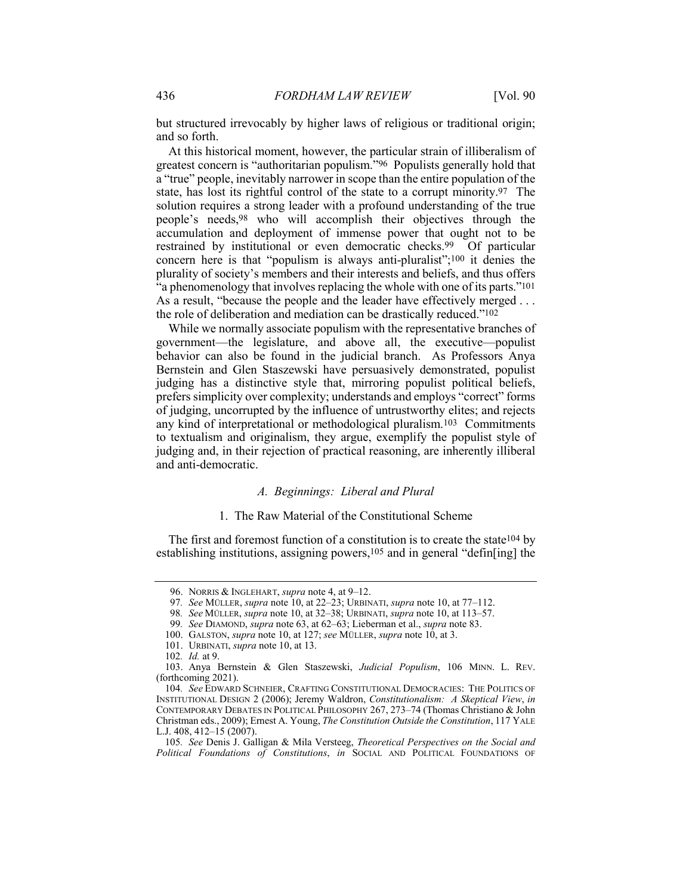but structured irrevocably by higher laws of religious or traditional origin; and so forth.

At this historical moment, however, the particular strain of illiberalism of greatest concern is "authoritarian populism."[96] Populists generally hold that a "true" people, inevitably narrower in scope than the entire population of the state, has lost its rightful control of the state to a corrupt minority.[97] The solution requires a strong leader with a profound understanding of the true people's needs,[98] who will accomplish their objectives through the accumulation and deployment of immense power that ought not to be restrained by institutional or even democratic checks.[99] Of particular concern here is that "populism is always anti-pluralist";[100] it denies the plurality of society's members and their interests and beliefs, and thus offers "a phenomenology that involves replacing the whole with one of its parts."[101] As a result, "because the people and the leader have effectively merged . . . the role of deliberation and mediation can be drastically reduced."[102]

While we normally associate populism with the representative branches of government—the legislature, and above all, the executive—populist behavior can also be found in the judicial branch. As Professors Anya Bernstein and Glen Staszewski have persuasively demonstrated, populist judging has a distinctive style that, mirroring populist political beliefs, prefers simplicity over complexity; understands and employs "correct" forms of judging, uncorrupted by the influence of untrustworthy elites; and rejects any kind of interpretational or methodological pluralism.[103] Commitments to textualism and originalism, they argue, exemplify the populist style of judging and, in their rejection of practical reasoning, are inherently illiberal and anti-democratic.

### *A. Beginnings: Liberal and Plural*

#### 1. The Raw Material of the Constitutional Scheme

The first and foremost function of a constitution is to create the state[104] by establishing institutions, assigning powers,[105] and in general "defin[ing] the

---

96. NORRIS & INGLEHART, *supra* note 4, at 9–12.

97. *See* MÜLLER, *supra* note 10, at 22–23; URBINATI, *supra* note 10, at 77–112.

98. *See* MÜLLER, *supra* note 10, at 32–38; URBINATI, *supra* note 10, at 113–57.

99. *See* DIAMOND, *supra* note 63, at 62–63; Lieberman et al., *supra* note 83.

100. GALSTON, *supra* note 10, at 127; *see* MÜLLER, *supra* note 10, at 3.

101. URBINATI, *supra* note 10, at 13.

102. *Id.* at 9.

103. Anya Bernstein & Glen Staszewski, *Judicial Populism*, 106 MINN. L. REV. (forthcoming 2021).

104. *See* EDWARD SCHNEIER, CRAFTING CONSTITUTIONAL DEMOCRACIES: THE POLITICS OF INSTITUTIONAL DESIGN 2 (2006); Jeremy Waldron, *Constitutionalism: A Skeptical View*, *in* CONTEMPORARY DEBATES IN POLITICAL PHILOSOPHY 267, 273–74 (Thomas Christiano & John Christman eds., 2009); Ernest A. Young, *The Constitution Outside the Constitution*, 117 YALE L.J. 408, 412–15 (2007).

105. *See* Denis J. Galligan & Mila Versteeg, *Theoretical Perspectives on the Social and Political Foundations of Constitutions*, *in* SOCIAL AND POLITICAL FOUNDATIONS OF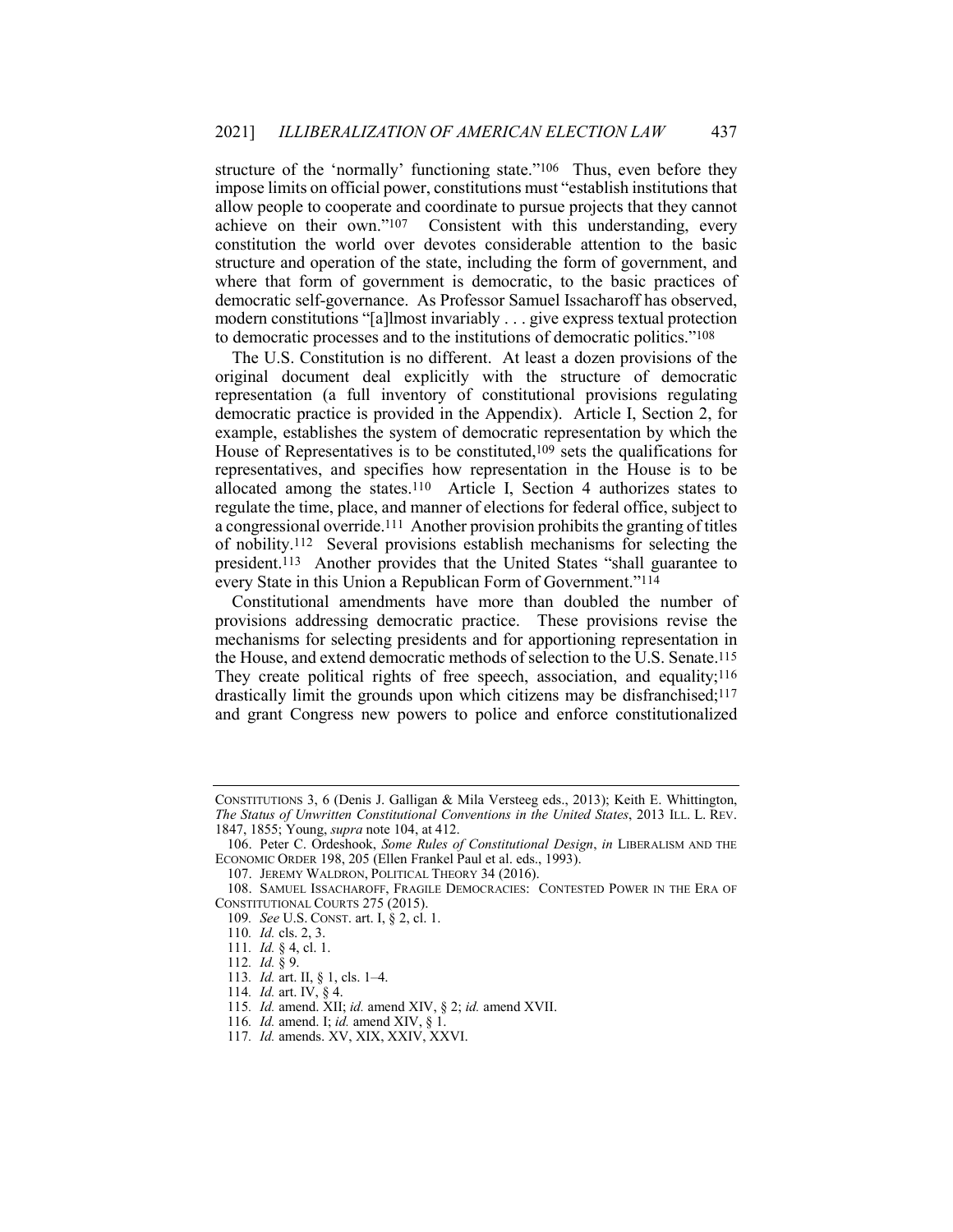structure of the 'normally' functioning state."[106] Thus, even before they impose limits on official power, constitutions must "establish institutions that allow people to cooperate and coordinate to pursue projects that they cannot achieve on their own."[107] Consistent with this understanding, every constitution the world over devotes considerable attention to the basic structure and operation of the state, including the form of government, and where that form of government is democratic, to the basic practices of democratic self-governance. As Professor Samuel Issacharoff has observed, modern constitutions "[a]lmost invariably . . . give express textual protection to democratic processes and to the institutions of democratic politics."[108]

The U.S. Constitution is no different. At least a dozen provisions of the original document deal explicitly with the structure of democratic representation (a full inventory of constitutional provisions regulating democratic practice is provided in the Appendix). Article I, Section 2, for example, establishes the system of democratic representation by which the House of Representatives is to be constituted,[109] sets the qualifications for representatives, and specifies how representation in the House is to be allocated among the states.[110] Article I, Section 4 authorizes states to regulate the time, place, and manner of elections for federal office, subject to a congressional override.[111] Another provision prohibits the granting of titles of nobility.[112] Several provisions establish mechanisms for selecting the president.[113] Another provides that the United States "shall guarantee to every State in this Union a Republican Form of Government."[114]

Constitutional amendments have more than doubled the number of provisions addressing democratic practice. These provisions revise the mechanisms for selecting presidents and for apportioning representation in the House, and extend democratic methods of selection to the U.S. Senate.[115] They create political rights of free speech, association, and equality;[116] drastically limit the grounds upon which citizens may be disfranchised;[117] and grant Congress new powers to police and enforce constitutionalized

---

CONSTITUTIONS 3, 6 (Denis J. Galligan & Mila Versteeg eds., 2013); Keith E. Whittington, *The Status of Unwritten Constitutional Conventions in the United States*, 2013 ILL. L. REV. 1847, 1855; Young, *supra* note 104, at 412.

106. Peter C. Ordeshook, *Some Rules of Constitutional Design*, *in* LIBERALISM AND THE ECONOMIC ORDER 198, 205 (Ellen Frankel Paul et al. eds., 1993).

107. JEREMY WALDRON, POLITICAL THEORY 34 (2016).

108. SAMUEL ISSACHAROFF, FRAGILE DEMOCRACIES: CONTESTED POWER IN THE ERA OF CONSTITUTIONAL COURTS 275 (2015).

109. *See* U.S. CONST. art. I, § 2, cl. 1.

110. *Id.* cls. 2, 3.

111. *Id.* § 4, cl. 1.

112. *Id.* § 9.

113. *Id.* art. II, § 1, cls. 1–4.

114. *Id.* art. IV, § 4.

115. *Id.* amend. XII; *id.* amend XIV, § 2; *id.* amend XVII.

116. *Id.* amend. I; *id.* amend XIV, § 1.

117. *Id.* amends. XV, XIX, XXIV, XXVI.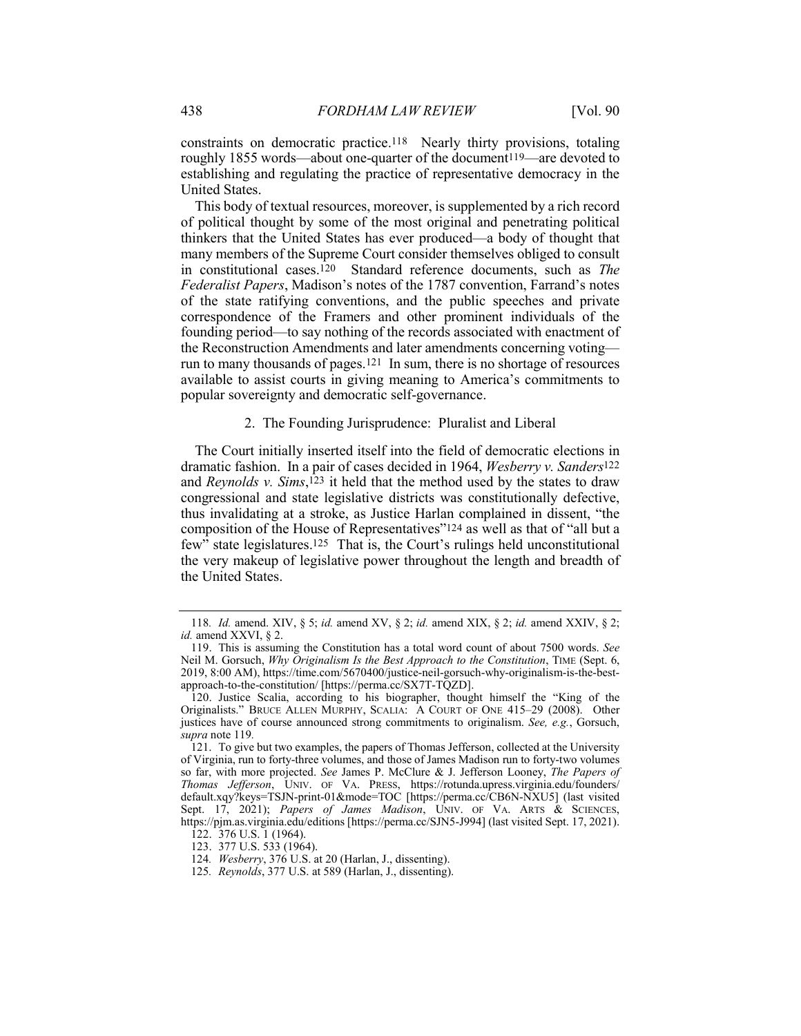constraints on democratic practice.[118] Nearly thirty provisions, totaling roughly 1855 words—about one-quarter of the document[119]—are devoted to establishing and regulating the practice of representative democracy in the United States.

This body of textual resources, moreover, is supplemented by a rich record of political thought by some of the most original and penetrating political thinkers that the United States has ever produced—a body of thought that many members of the Supreme Court consider themselves obliged to consult in constitutional cases.[120] Standard reference documents, such as *The Federalist Papers*, Madison's notes of the 1787 convention, Farrand's notes of the state ratifying conventions, and the public speeches and private correspondence of the Framers and other prominent individuals of the founding period—to say nothing of the records associated with enactment of the Reconstruction Amendments and later amendments concerning voting—run to many thousands of pages.[121] In sum, there is no shortage of resources available to assist courts in giving meaning to America's commitments to popular sovereignty and democratic self-governance.

### 2. The Founding Jurisprudence: Pluralist and Liberal

The Court initially inserted itself into the field of democratic elections in dramatic fashion. In a pair of cases decided in 1964, *Wesberry v. Sanders*[122] and *Reynolds v. Sims*,[123] it held that the method used by the states to draw congressional and state legislative districts was constitutionally defective, thus invalidating at a stroke, as Justice Harlan complained in dissent, "the composition of the House of Representatives"[124] as well as that of "all but a few" state legislatures.[125] That is, the Court's rulings held unconstitutional the very makeup of legislative power throughout the length and breadth of the United States.

---

118. *Id.* amend. XIV, § 5; *id.* amend XV, § 2; *id.* amend XIX, § 2; *id.* amend XXIV, § 2; *id.* amend XXVI, § 2.

119. This is assuming the Constitution has a total word count of about 7500 words. *See* Neil M. Gorsuch, *Why Originalism Is the Best Approach to the Constitution*, TIME (Sept. 6, 2019, 8:00 AM), https://time.com/5670400/justice-neil-gorsuch-why-originalism-is-the-best-approach-to-the-constitution/ [https://perma.cc/SX7T-TQZD].

120. Justice Scalia, according to his biographer, thought himself the "King of the Originalists." BRUCE ALLEN MURPHY, SCALIA: A COURT OF ONE 415–29 (2008). Other justices have of course announced strong commitments to originalism. *See, e.g.*, Gorsuch, *supra* note 119.

121. To give but two examples, the papers of Thomas Jefferson, collected at the University of Virginia, run to forty-three volumes, and those of James Madison run to forty-two volumes so far, with more projected. *See* James P. McClure & J. Jefferson Looney, *The Papers of Thomas Jefferson*, UNIV. OF VA. PRESS, https://rotunda.upress.virginia.edu/founders/default.xqy?keys=TSJN-print-01&mode=TOC [https://perma.cc/CB6N-NXU5] (last visited Sept. 17, 2021); *Papers of James Madison*, UNIV. OF VA. ARTS & SCIENCES, https://pjm.as.virginia.edu/editions [https://perma.cc/SJN5-J994] (last visited Sept. 17, 2021).

122. 376 U.S. 1 (1964).

123. 377 U.S. 533 (1964).

124. *Wesberry*, 376 U.S. at 20 (Harlan, J., dissenting).

125. *Reynolds*, 377 U.S. at 589 (Harlan, J., dissenting).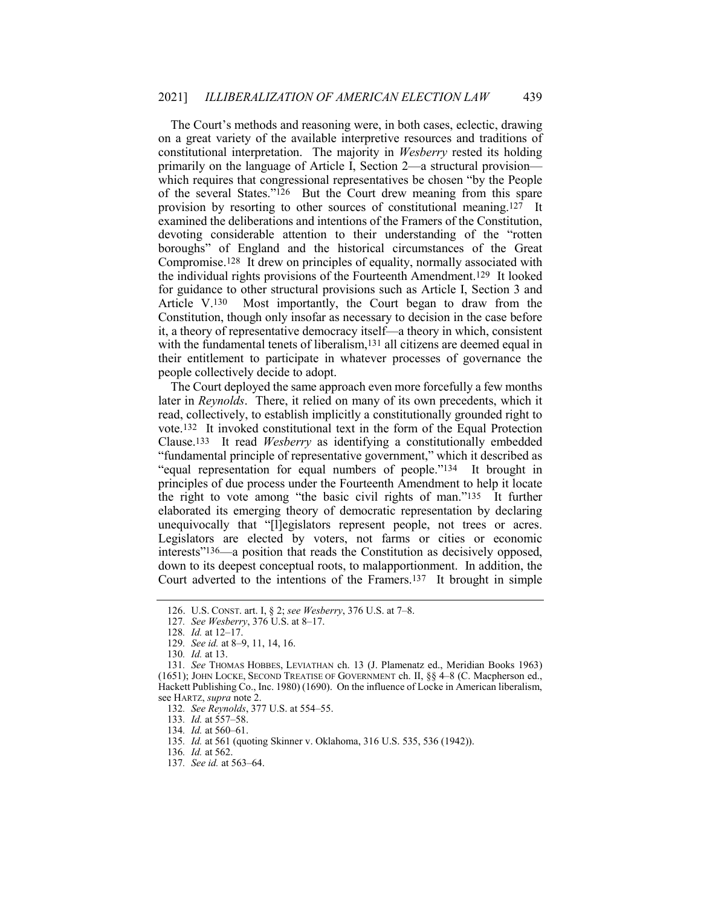The Court's methods and reasoning were, in both cases, eclectic, drawing on a great variety of the available interpretive resources and traditions of constitutional interpretation. The majority in *Wesberry* rested its holding primarily on the language of Article I, Section 2—a structural provision—which requires that congressional representatives be chosen "by the People of the several States."[126] But the Court drew meaning from this spare provision by resorting to other sources of constitutional meaning.[127] It examined the deliberations and intentions of the Framers of the Constitution, devoting considerable attention to their understanding of the "rotten boroughs" of England and the historical circumstances of the Great Compromise.[128] It drew on principles of equality, normally associated with the individual rights provisions of the Fourteenth Amendment.[129] It looked for guidance to other structural provisions such as Article I, Section 3 and Article V.[130] Most importantly, the Court began to draw from the Constitution, though only insofar as necessary to decision in the case before it, a theory of representative democracy itself—a theory in which, consistent with the fundamental tenets of liberalism,[131] all citizens are deemed equal in their entitlement to participate in whatever processes of governance the people collectively decide to adopt.

The Court deployed the same approach even more forcefully a few months later in *Reynolds*. There, it relied on many of its own precedents, which it read, collectively, to establish implicitly a constitutionally grounded right to vote.[132] It invoked constitutional text in the form of the Equal Protection Clause.[133] It read *Wesberry* as identifying a constitutionally embedded "fundamental principle of representative government," which it described as "equal representation for equal numbers of people."[134] It brought in principles of due process under the Fourteenth Amendment to help it locate the right to vote among "the basic civil rights of man."[135] It further elaborated its emerging theory of democratic representation by declaring unequivocally that "[l]egislators represent people, not trees or acres. Legislators are elected by voters, not farms or cities or economic interests"[136]—a position that reads the Constitution as decisively opposed, down to its deepest conceptual roots, to malapportionment. In addition, the Court adverted to the intentions of the Framers.[137] It brought in simple

126. U.S. CONST. art. I, § 2; *see Wesberry*, 376 U.S. at 7–8.

127. *See Wesberry*, 376 U.S. at 8–17.

128. *Id.* at 12–17.

129. *See id.* at 8–9, 11, 14, 16.

130. *Id.* at 13.

131. *See* THOMAS HOBBES, LEVIATHAN ch. 13 (J. Plamenatz ed., Meridian Books 1963) (1651); JOHN LOCKE, SECOND TREATISE OF GOVERNMENT ch. II, §§ 4–8 (C. Macpherson ed., Hackett Publishing Co., Inc. 1980) (1690). On the influence of Locke in American liberalism, see HARTZ, *supra* note 2.

132. *See Reynolds*, 377 U.S. at 554–55.

133. *Id.* at 557–58.

134. *Id.* at 560–61.

135. *Id.* at 561 (quoting Skinner v. Oklahoma, 316 U.S. 535, 536 (1942)).

136. *Id.* at 562.

137. *See id.* at 563–64.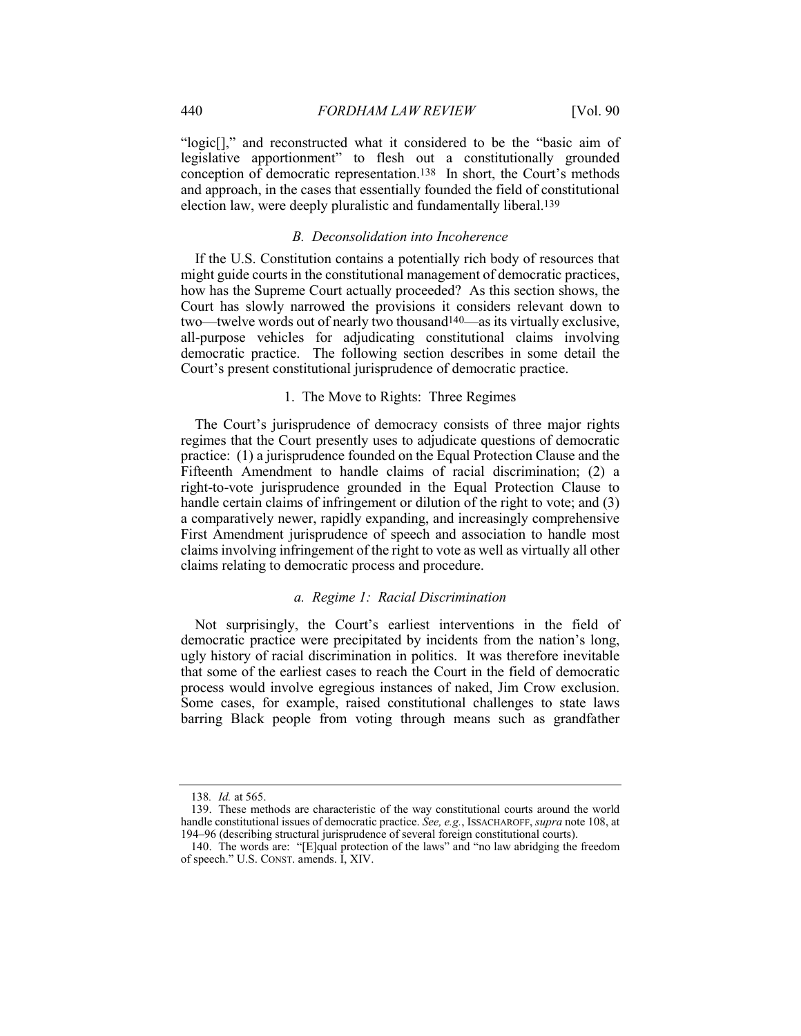"logic[]," and reconstructed what it considered to be the "basic aim of legislative apportionment" to flesh out a constitutionally grounded conception of democratic representation.[138] In short, the Court's methods and approach, in the cases that essentially founded the field of constitutional election law, were deeply pluralistic and fundamentally liberal.[139]

### *B. Deconsolidation into Incoherence*

If the U.S. Constitution contains a potentially rich body of resources that might guide courts in the constitutional management of democratic practices, how has the Supreme Court actually proceeded? As this section shows, the Court has slowly narrowed the provisions it considers relevant down to two—twelve words out of nearly two thousand[140]—as its virtually exclusive, all-purpose vehicles for adjudicating constitutional claims involving democratic practice. The following section describes in some detail the Court's present constitutional jurisprudence of democratic practice.

#### 1. The Move to Rights: Three Regimes

The Court's jurisprudence of democracy consists of three major rights regimes that the Court presently uses to adjudicate questions of democratic practice: (1) a jurisprudence founded on the Equal Protection Clause and the Fifteenth Amendment to handle claims of racial discrimination; (2) a right-to-vote jurisprudence grounded in the Equal Protection Clause to handle certain claims of infringement or dilution of the right to vote; and (3) a comparatively newer, rapidly expanding, and increasingly comprehensive First Amendment jurisprudence of speech and association to handle most claims involving infringement of the right to vote as well as virtually all other claims relating to democratic process and procedure.

##### *a. Regime 1: Racial Discrimination*

Not surprisingly, the Court's earliest interventions in the field of democratic practice were precipitated by incidents from the nation's long, ugly history of racial discrimination in politics. It was therefore inevitable that some of the earliest cases to reach the Court in the field of democratic process would involve egregious instances of naked, Jim Crow exclusion. Some cases, for example, raised constitutional challenges to state laws barring Black people from voting through means such as grandfather

---

138. *Id.* at 565.

139. These methods are characteristic of the way constitutional courts around the world handle constitutional issues of democratic practice. *See, e.g.*, ISSACHAROFF, *supra* note 108, at 194–96 (describing structural jurisprudence of several foreign constitutional courts).

140. The words are: "[E]qual protection of the laws" and "no law abridging the freedom of speech." U.S. CONST. amends. I, XIV.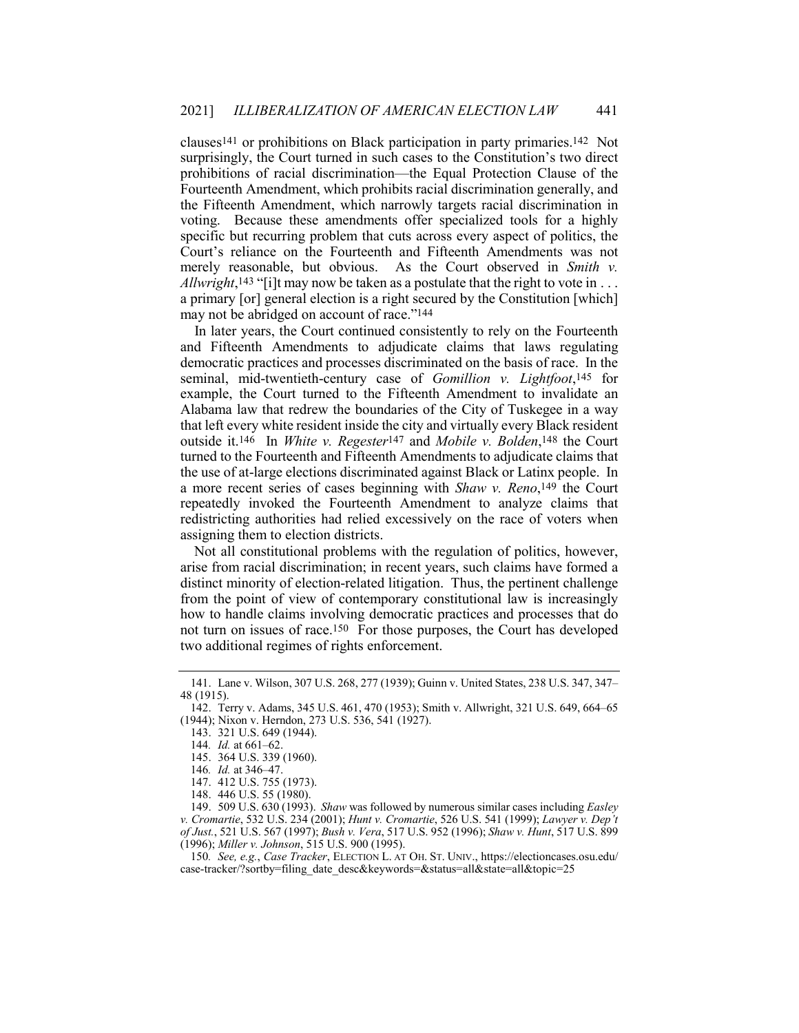clauses[141] or prohibitions on Black participation in party primaries.[142] Not surprisingly, the Court turned in such cases to the Constitution's two direct prohibitions of racial discrimination—the Equal Protection Clause of the Fourteenth Amendment, which prohibits racial discrimination generally, and the Fifteenth Amendment, which narrowly targets racial discrimination in voting. Because these amendments offer specialized tools for a highly specific but recurring problem that cuts across every aspect of politics, the Court's reliance on the Fourteenth and Fifteenth Amendments was not merely reasonable, but obvious. As the Court observed in *Smith v. Allwright*,[143] "[i]t may now be taken as a postulate that the right to vote in . . . a primary [or] general election is a right secured by the Constitution [which] may not be abridged on account of race."[144]

In later years, the Court continued consistently to rely on the Fourteenth and Fifteenth Amendments to adjudicate claims that laws regulating democratic practices and processes discriminated on the basis of race. In the seminal, mid-twentieth-century case of *Gomillion v. Lightfoot*,[145] for example, the Court turned to the Fifteenth Amendment to invalidate an Alabama law that redrew the boundaries of the City of Tuskegee in a way that left every white resident inside the city and virtually every Black resident outside it.[146] In *White v. Regester*[147] and *Mobile v. Bolden*,[148] the Court turned to the Fourteenth and Fifteenth Amendments to adjudicate claims that the use of at-large elections discriminated against Black or Latinx people. In a more recent series of cases beginning with *Shaw v. Reno*,[149] the Court repeatedly invoked the Fourteenth Amendment to analyze claims that redistricting authorities had relied excessively on the race of voters when assigning them to election districts.

Not all constitutional problems with the regulation of politics, however, arise from racial discrimination; in recent years, such claims have formed a distinct minority of election-related litigation. Thus, the pertinent challenge from the point of view of contemporary constitutional law is increasingly how to handle claims involving democratic practices and processes that do not turn on issues of race.[150] For those purposes, the Court has developed two additional regimes of rights enforcement.

---

141. Lane v. Wilson, 307 U.S. 268, 277 (1939); Guinn v. United States, 238 U.S. 347, 347–48 (1915).

142. Terry v. Adams, 345 U.S. 461, 470 (1953); Smith v. Allwright, 321 U.S. 649, 664–65 (1944); Nixon v. Herndon, 273 U.S. 536, 541 (1927).

143. 321 U.S. 649 (1944).

144. *Id.* at 661–62.

145. 364 U.S. 339 (1960).

146. *Id.* at 346–47.

147. 412 U.S. 755 (1973).

148. 446 U.S. 55 (1980).

149. 509 U.S. 630 (1993). *Shaw* was followed by numerous similar cases including *Easley v. Cromartie*, 532 U.S. 234 (2001); *Hunt v. Cromartie*, 526 U.S. 541 (1999); *Lawyer v. Dep't of Just.*, 521 U.S. 567 (1997); *Bush v. Vera*, 517 U.S. 952 (1996); *Shaw v. Hunt*, 517 U.S. 899 (1996); *Miller v. Johnson*, 515 U.S. 900 (1995).

150. *See, e.g.*, *Case Tracker*, ELECTION L. AT OH. ST. UNIV., https://electioncases.osu.edu/case-tracker/?sortby=filing_date_desc&keywords=&status=all&state=all&topic=25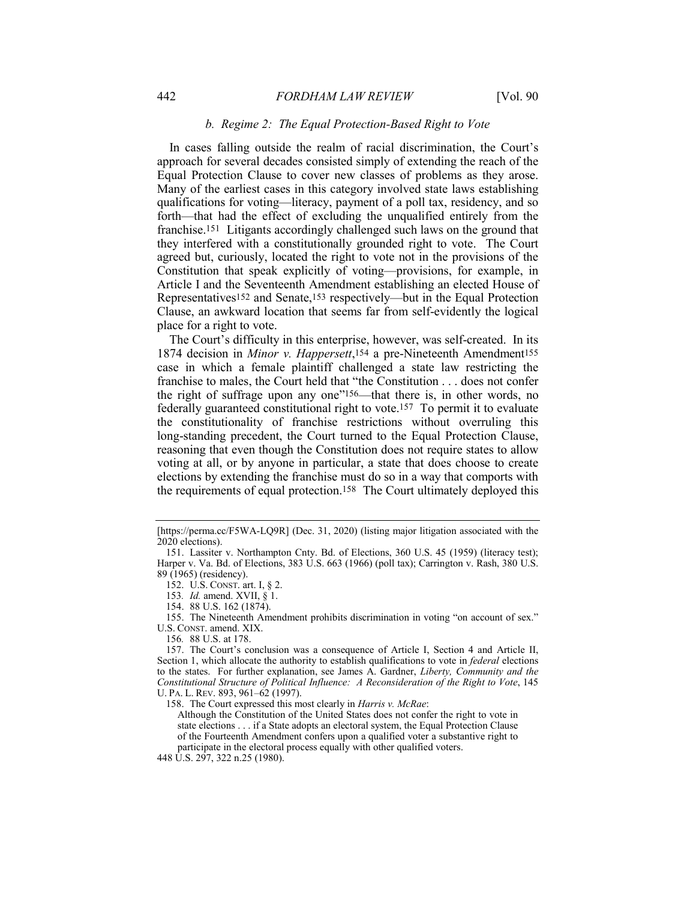#### *b. Regime 2: The Equal Protection-Based Right to Vote*

In cases falling outside the realm of racial discrimination, the Court's approach for several decades consisted simply of extending the reach of the Equal Protection Clause to cover new classes of problems as they arose. Many of the earliest cases in this category involved state laws establishing qualifications for voting—literacy, payment of a poll tax, residency, and so forth—that had the effect of excluding the unqualified entirely from the franchise.[151] Litigants accordingly challenged such laws on the ground that they interfered with a constitutionally grounded right to vote. The Court agreed but, curiously, located the right to vote not in the provisions of the Constitution that speak explicitly of voting—provisions, for example, in Article I and the Seventeenth Amendment establishing an elected House of Representatives[152] and Senate,[153] respectively—but in the Equal Protection Clause, an awkward location that seems far from self-evidently the logical place for a right to vote.

The Court's difficulty in this enterprise, however, was self-created. In its 1874 decision in *Minor v. Happersett*,[154] a pre-Nineteenth Amendment[155] case in which a female plaintiff challenged a state law restricting the franchise to males, the Court held that "the Constitution . . . does not confer the right of suffrage upon any one"[156]—that there is, in other words, no federally guaranteed constitutional right to vote.[157] To permit it to evaluate the constitutionality of franchise restrictions without overruling this long-standing precedent, the Court turned to the Equal Protection Clause, reasoning that even though the Constitution does not require states to allow voting at all, or by anyone in particular, a state that does choose to create elections by extending the franchise must do so in a way that comports with the requirements of equal protection.[158] The Court ultimately deployed this

---

[https://perma.cc/F5WA-LQ9R] (Dec. 31, 2020) (listing major litigation associated with the 2020 elections).

151. Lassiter v. Northampton Cnty. Bd. of Elections, 360 U.S. 45 (1959) (literacy test); Harper v. Va. Bd. of Elections, 383 U.S. 663 (1966) (poll tax); Carrington v. Rash, 380 U.S. 89 (1965) (residency).

152. U.S. CONST. art. I, § 2.

153. *Id.* amend. XVII, § 1.

154. 88 U.S. 162 (1874).

155. The Nineteenth Amendment prohibits discrimination in voting "on account of sex." U.S. CONST. amend. XIX.

156. 88 U.S. at 178.

157. The Court's conclusion was a consequence of Article I, Section 4 and Article II, Section 1, which allocate the authority to establish qualifications to vote in *federal* elections to the states. For further explanation, see James A. Gardner, *Liberty, Community and the Constitutional Structure of Political Influence: A Reconsideration of the Right to Vote*, 145 U. PA. L. REV. 893, 961–62 (1997).

158. The Court expressed this most clearly in *Harris v. McRae*:

> Although the Constitution of the United States does not confer the right to vote in state elections . . . if a State adopts an electoral system, the Equal Protection Clause of the Fourteenth Amendment confers upon a qualified voter a substantive right to participate in the electoral process equally with other qualified voters.

448 U.S. 297, 322 n.25 (1980).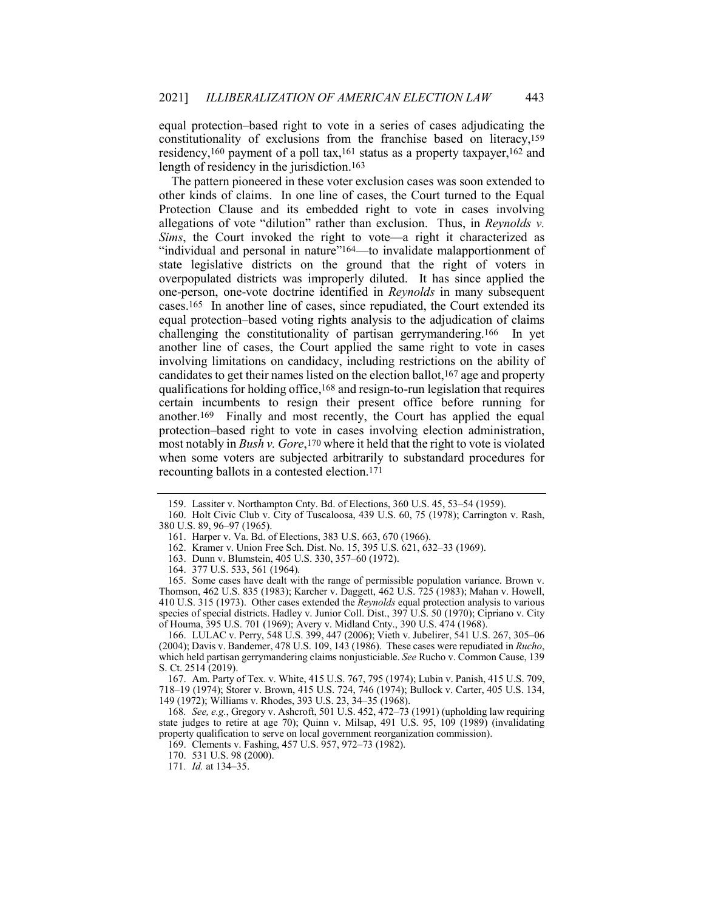equal protection–based right to vote in a series of cases adjudicating the constitutionality of exclusions from the franchise based on literacy,[159] residency,[160] payment of a poll tax,[161] status as a property taxpayer,[162] and length of residency in the jurisdiction.[163]

The pattern pioneered in these voter exclusion cases was soon extended to other kinds of claims. In one line of cases, the Court turned to the Equal Protection Clause and its embedded right to vote in cases involving allegations of vote "dilution" rather than exclusion. Thus, in *Reynolds v. Sims*, the Court invoked the right to vote—a right it characterized as "individual and personal in nature"[164]—to invalidate malapportionment of state legislative districts on the ground that the right of voters in overpopulated districts was improperly diluted. It has since applied the one-person, one-vote doctrine identified in *Reynolds* in many subsequent cases.[165] In another line of cases, since repudiated, the Court extended its equal protection–based voting rights analysis to the adjudication of claims challenging the constitutionality of partisan gerrymandering.[166] In yet another line of cases, the Court applied the same right to vote in cases involving limitations on candidacy, including restrictions on the ability of candidates to get their names listed on the election ballot,[167] age and property qualifications for holding office,[168] and resign-to-run legislation that requires certain incumbents to resign their present office before running for another.[169] Finally and most recently, the Court has applied the equal protection–based right to vote in cases involving election administration, most notably in *Bush v. Gore*,[170] where it held that the right to vote is violated when some voters are subjected arbitrarily to substandard procedures for recounting ballots in a contested election.[171]

---

159. Lassiter v. Northampton Cnty. Bd. of Elections, 360 U.S. 45, 53–54 (1959).

160. Holt Civic Club v. City of Tuscaloosa, 439 U.S. 60, 75 (1978); Carrington v. Rash, 380 U.S. 89, 96–97 (1965).

161. Harper v. Va. Bd. of Elections, 383 U.S. 663, 670 (1966).

162. Kramer v. Union Free Sch. Dist. No. 15, 395 U.S. 621, 632–33 (1969).

163. Dunn v. Blumstein, 405 U.S. 330, 357–60 (1972).

164. 377 U.S. 533, 561 (1964).

165. Some cases have dealt with the range of permissible population variance. Brown v. Thomson, 462 U.S. 835 (1983); Karcher v. Daggett, 462 U.S. 725 (1983); Mahan v. Howell, 410 U.S. 315 (1973). Other cases extended the *Reynolds* equal protection analysis to various species of special districts. Hadley v. Junior Coll. Dist., 397 U.S. 50 (1970); Cipriano v. City of Houma, 395 U.S. 701 (1969); Avery v. Midland Cnty., 390 U.S. 474 (1968).

166. LULAC v. Perry, 548 U.S. 399, 447 (2006); Vieth v. Jubelirer, 541 U.S. 267, 305–06 (2004); Davis v. Bandemer, 478 U.S. 109, 143 (1986). These cases were repudiated in *Rucho*, which held partisan gerrymandering claims nonjusticiable. *See* Rucho v. Common Cause, 139 S. Ct. 2514 (2019).

167. Am. Party of Tex. v. White, 415 U.S. 767, 795 (1974); Lubin v. Panish, 415 U.S. 709, 718–19 (1974); Storer v. Brown, 415 U.S. 724, 746 (1974); Bullock v. Carter, 405 U.S. 134, 149 (1972); Williams v. Rhodes, 393 U.S. 23, 34–35 (1968).

168. *See, e.g.*, Gregory v. Ashcroft, 501 U.S. 452, 472–73 (1991) (upholding law requiring state judges to retire at age 70); Quinn v. Milsap, 491 U.S. 95, 109 (1989) (invalidating property qualification to serve on local government reorganization commission).

169. Clements v. Fashing, 457 U.S. 957, 972–73 (1982).

170. 531 U.S. 98 (2000).

171. *Id.* at 134–35.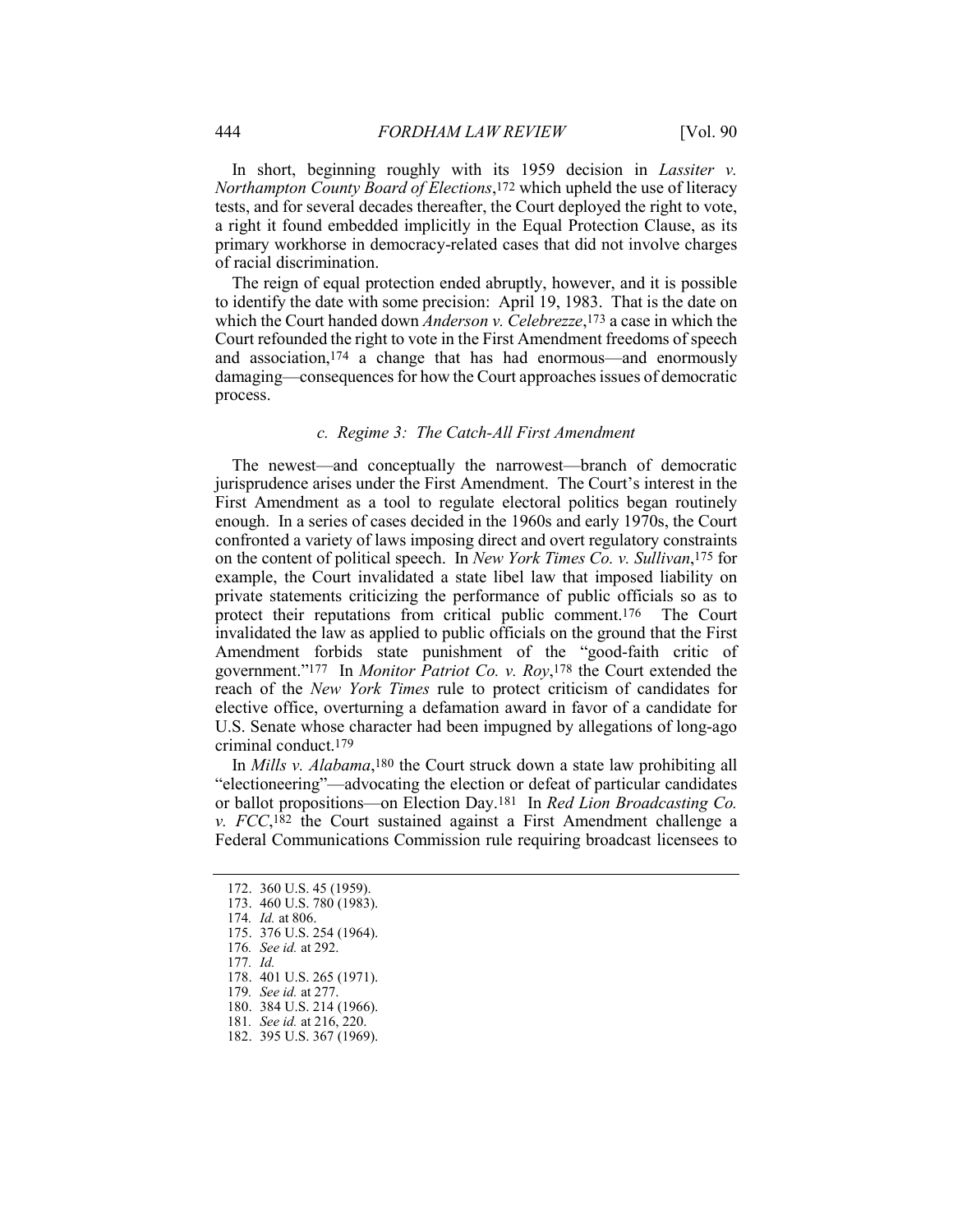In short, beginning roughly with its 1959 decision in *Lassiter v. Northampton County Board of Elections*,[172] which upheld the use of literacy tests, and for several decades thereafter, the Court deployed the right to vote, a right it found embedded implicitly in the Equal Protection Clause, as its primary workhorse in democracy-related cases that did not involve charges of racial discrimination.

The reign of equal protection ended abruptly, however, and it is possible to identify the date with some precision: April 19, 1983. That is the date on which the Court handed down *Anderson v. Celebrezze*,[173] a case in which the Court refounded the right to vote in the First Amendment freedoms of speech and association,[174] a change that has had enormous—and enormously damaging—consequences for how the Court approaches issues of democratic process.

### *c. Regime 3: The Catch-All First Amendment*

The newest—and conceptually the narrowest—branch of democratic jurisprudence arises under the First Amendment. The Court's interest in the First Amendment as a tool to regulate electoral politics began routinely enough. In a series of cases decided in the 1960s and early 1970s, the Court confronted a variety of laws imposing direct and overt regulatory constraints on the content of political speech. In *New York Times Co. v. Sullivan*,[175] for example, the Court invalidated a state libel law that imposed liability on private statements criticizing the performance of public officials so as to protect their reputations from critical public comment.[176] The Court invalidated the law as applied to public officials on the ground that the First Amendment forbids state punishment of the "good-faith critic of government."[177] In *Monitor Patriot Co. v. Roy*,[178] the Court extended the reach of the *New York Times* rule to protect criticism of candidates for elective office, overturning a defamation award in favor of a candidate for U.S. Senate whose character had been impugned by allegations of long-ago criminal conduct.[179]

In *Mills v. Alabama*,[180] the Court struck down a state law prohibiting all "electioneering"—advocating the election or defeat of particular candidates or ballot propositions—on Election Day.[181] In *Red Lion Broadcasting Co. v. FCC*,[182] the Court sustained against a First Amendment challenge a Federal Communications Commission rule requiring broadcast licensees to

---

172. 360 U.S. 45 (1959).

173. 460 U.S. 780 (1983).

174. *Id.* at 806.

175. 376 U.S. 254 (1964).

176. *See id.* at 292.

177. *Id.*

178. 401 U.S. 265 (1971).

179. *See id.* at 277.

180. 384 U.S. 214 (1966).

181. *See id.* at 216, 220.

182. 395 U.S. 367 (1969).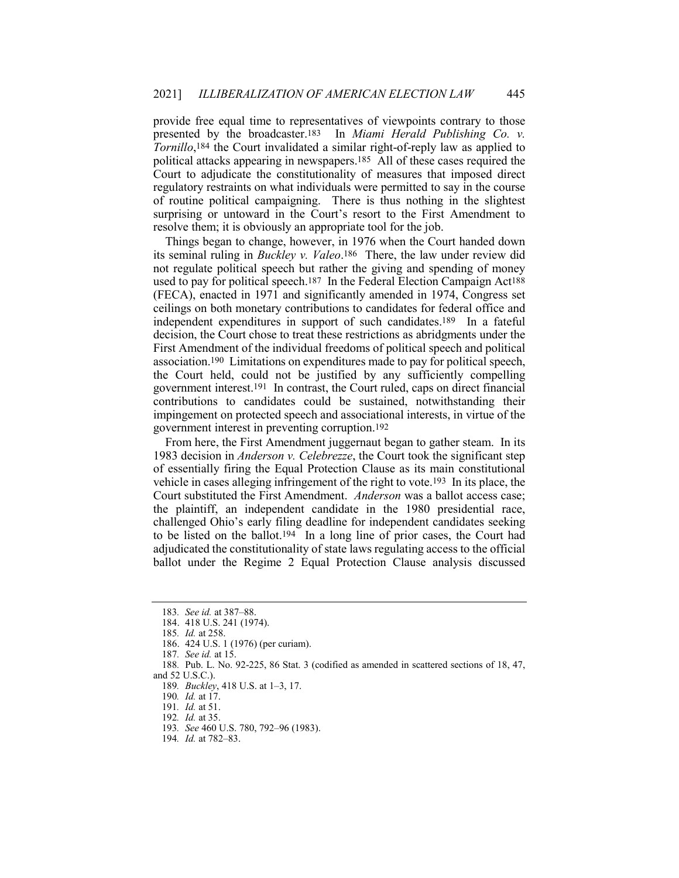provide free equal time to representatives of viewpoints contrary to those presented by the broadcaster.[183] In *Miami Herald Publishing Co. v. Tornillo*,[184] the Court invalidated a similar right-of-reply law as applied to political attacks appearing in newspapers.[185] All of these cases required the Court to adjudicate the constitutionality of measures that imposed direct regulatory restraints on what individuals were permitted to say in the course of routine political campaigning. There is thus nothing in the slightest surprising or untoward in the Court's resort to the First Amendment to resolve them; it is obviously an appropriate tool for the job.

Things began to change, however, in 1976 when the Court handed down its seminal ruling in *Buckley v. Valeo*.[186] There, the law under review did not regulate political speech but rather the giving and spending of money used to pay for political speech.[187] In the Federal Election Campaign Act[188] (FECA), enacted in 1971 and significantly amended in 1974, Congress set ceilings on both monetary contributions to candidates for federal office and independent expenditures in support of such candidates.[189] In a fateful decision, the Court chose to treat these restrictions as abridgments under the First Amendment of the individual freedoms of political speech and political association.[190] Limitations on expenditures made to pay for political speech, the Court held, could not be justified by any sufficiently compelling government interest.[191] In contrast, the Court ruled, caps on direct financial contributions to candidates could be sustained, notwithstanding their impingement on protected speech and associational interests, in virtue of the government interest in preventing corruption.[192]

From here, the First Amendment juggernaut began to gather steam. In its 1983 decision in *Anderson v. Celebrezze*, the Court took the significant step of essentially firing the Equal Protection Clause as its main constitutional vehicle in cases alleging infringement of the right to vote.[193] In its place, the Court substituted the First Amendment. *Anderson* was a ballot access case; the plaintiff, an independent candidate in the 1980 presidential race, challenged Ohio's early filing deadline for independent candidates seeking to be listed on the ballot.[194] In a long line of prior cases, the Court had adjudicated the constitutionality of state laws regulating access to the official ballot under the Regime 2 Equal Protection Clause analysis discussed

---

183. *See id.* at 387–88.

184. 418 U.S. 241 (1974).

185. *Id.* at 258.

186. 424 U.S. 1 (1976) (per curiam).

187. *See id.* at 15.

188. Pub. L. No. 92-225, 86 Stat. 3 (codified as amended in scattered sections of 18, 47, and 52 U.S.C.).

189. *Buckley*, 418 U.S. at 1–3, 17.

190. *Id.* at 17.

191. *Id.* at 51.

192. *Id.* at 35.

193. *See* 460 U.S. 780, 792–96 (1983).

194. *Id.* at 782–83.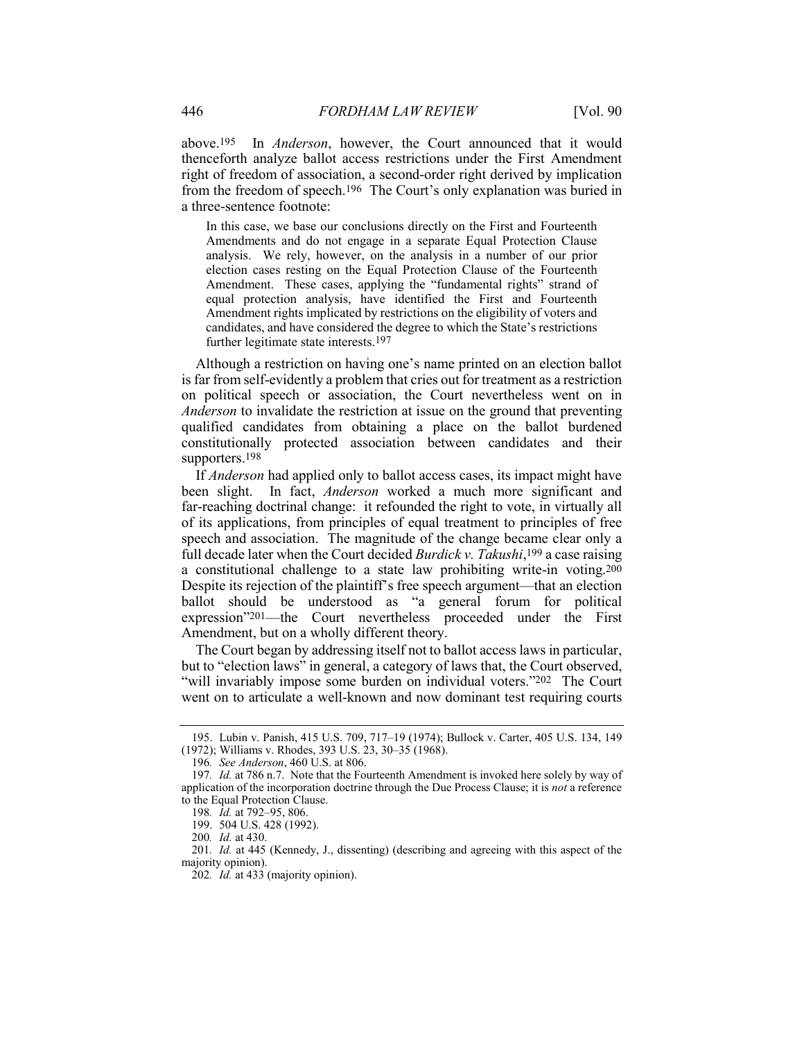above.[195] In *Anderson*, however, the Court announced that it would thenceforth analyze ballot access restrictions under the First Amendment right of freedom of association, a second-order right derived by implication from the freedom of speech.[196] The Court's only explanation was buried in a three-sentence footnote:

> In this case, we base our conclusions directly on the First and Fourteenth Amendments and do not engage in a separate Equal Protection Clause analysis. We rely, however, on the analysis in a number of our prior election cases resting on the Equal Protection Clause of the Fourteenth Amendment. These cases, applying the "fundamental rights" strand of equal protection analysis, have identified the First and Fourteenth Amendment rights implicated by restrictions on the eligibility of voters and candidates, and have considered the degree to which the State's restrictions further legitimate state interests.[197]

Although a restriction on having one's name printed on an election ballot is far from self-evidently a problem that cries out for treatment as a restriction on political speech or association, the Court nevertheless went on in *Anderson* to invalidate the restriction at issue on the ground that preventing qualified candidates from obtaining a place on the ballot burdened constitutionally protected association between candidates and their supporters.[198]

If *Anderson* had applied only to ballot access cases, its impact might have been slight. In fact, *Anderson* worked a much more significant and far-reaching doctrinal change: it refounded the right to vote, in virtually all of its applications, from principles of equal treatment to principles of free speech and association. The magnitude of the change became clear only a full decade later when the Court decided *Burdick v. Takushi*,[199] a case raising a constitutional challenge to a state law prohibiting write-in voting.[200] Despite its rejection of the plaintiff's free speech argument—that an election ballot should be understood as "a general forum for political expression"[201]—the Court nevertheless proceeded under the First Amendment, but on a wholly different theory.

The Court began by addressing itself not to ballot access laws in particular, but to "election laws" in general, a category of laws that, the Court observed, "will invariably impose some burden on individual voters."[202] The Court went on to articulate a well-known and now dominant test requiring courts

---

195. Lubin v. Panish, 415 U.S. 709, 717–19 (1974); Bullock v. Carter, 405 U.S. 134, 149 (1972); Williams v. Rhodes, 393 U.S. 23, 30–35 (1968).

196. *See Anderson*, 460 U.S. at 806.

197. *Id.* at 786 n.7. Note that the Fourteenth Amendment is invoked here solely by way of application of the incorporation doctrine through the Due Process Clause; it is *not* a reference to the Equal Protection Clause.

198. *Id.* at 792–95, 806.

199. 504 U.S. 428 (1992).

200. *Id.* at 430.

201. *Id.* at 445 (Kennedy, J., dissenting) (describing and agreeing with this aspect of the majority opinion).

202. *Id.* at 433 (majority opinion).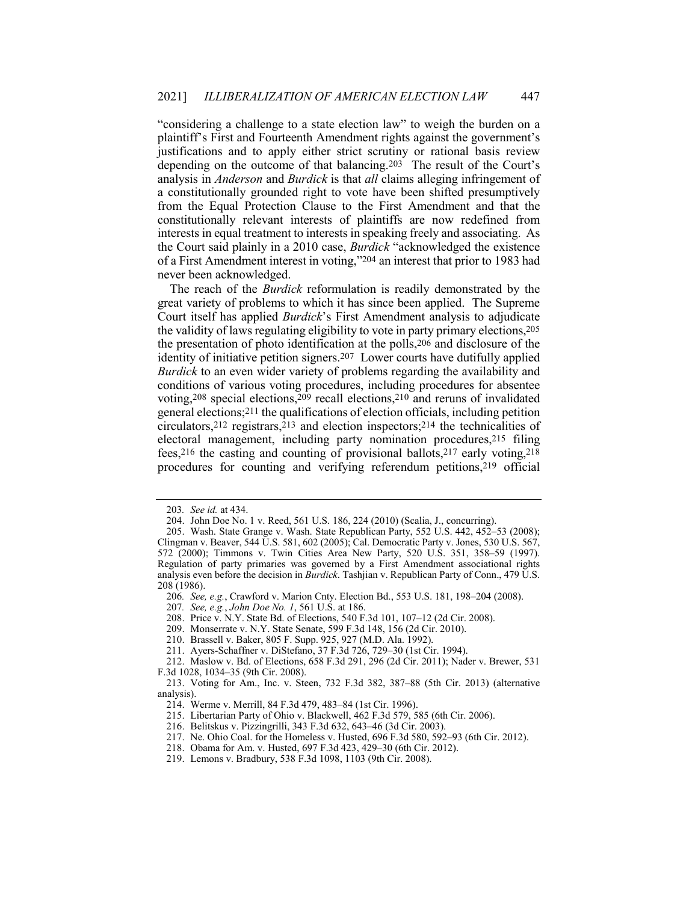"considering a challenge to a state election law" to weigh the burden on a plaintiff's First and Fourteenth Amendment rights against the government's justifications and to apply either strict scrutiny or rational basis review depending on the outcome of that balancing.[203] The result of the Court's analysis in *Anderson* and *Burdick* is that *all* claims alleging infringement of a constitutionally grounded right to vote have been shifted presumptively from the Equal Protection Clause to the First Amendment and that the constitutionally relevant interests of plaintiffs are now redefined from interests in equal treatment to interests in speaking freely and associating. As the Court said plainly in a 2010 case, *Burdick* "acknowledged the existence of a First Amendment interest in voting,"[204] an interest that prior to 1983 had never been acknowledged.

The reach of the *Burdick* reformulation is readily demonstrated by the great variety of problems to which it has since been applied. The Supreme Court itself has applied *Burdick*'s First Amendment analysis to adjudicate the validity of laws regulating eligibility to vote in party primary elections,[205] the presentation of photo identification at the polls,[206] and disclosure of the identity of initiative petition signers.[207] Lower courts have dutifully applied *Burdick* to an even wider variety of problems regarding the availability and conditions of various voting procedures, including procedures for absentee voting,[208] special elections,[209] recall elections,[210] and reruns of invalidated general elections;[211] the qualifications of election officials, including petition circulators,[212] registrars,[213] and election inspectors;[214] the technicalities of electoral management, including party nomination procedures,[215] filing fees,[216] the casting and counting of provisional ballots,[217] early voting,[218] procedures for counting and verifying referendum petitions,[219] official

---

203. *See id.* at 434.

204. John Doe No. 1 v. Reed, 561 U.S. 186, 224 (2010) (Scalia, J., concurring).

205. Wash. State Grange v. Wash. State Republican Party, 552 U.S. 442, 452–53 (2008); Clingman v. Beaver, 544 U.S. 581, 602 (2005); Cal. Democratic Party v. Jones, 530 U.S. 567, 572 (2000); Timmons v. Twin Cities Area New Party, 520 U.S. 351, 358–59 (1997). Regulation of party primaries was governed by a First Amendment associational rights analysis even before the decision in *Burdick*. Tashjian v. Republican Party of Conn., 479 U.S. 208 (1986).

206. *See, e.g.*, Crawford v. Marion Cnty. Election Bd., 553 U.S. 181, 198–204 (2008).

207. *See, e.g.*, *John Doe No. 1*, 561 U.S. at 186.

208. Price v. N.Y. State Bd. of Elections, 540 F.3d 101, 107–12 (2d Cir. 2008).

209. Monserrate v. N.Y. State Senate, 599 F.3d 148, 156 (2d Cir. 2010).

210. Brassell v. Baker, 805 F. Supp. 925, 927 (M.D. Ala. 1992).

211. Ayers-Schaffner v. DiStefano, 37 F.3d 726, 729–30 (1st Cir. 1994).

212. Maslow v. Bd. of Elections, 658 F.3d 291, 296 (2d Cir. 2011); Nader v. Brewer, 531 F.3d 1028, 1034–35 (9th Cir. 2008).

213. Voting for Am., Inc. v. Steen, 732 F.3d 382, 387–88 (5th Cir. 2013) (alternative analysis).

214. Werme v. Merrill, 84 F.3d 479, 483–84 (1st Cir. 1996).

215. Libertarian Party of Ohio v. Blackwell, 462 F.3d 579, 585 (6th Cir. 2006).

216. Belitskus v. Pizzingrilli, 343 F.3d 632, 643–46 (3d Cir. 2003).

217. Ne. Ohio Coal. for the Homeless v. Husted, 696 F.3d 580, 592–93 (6th Cir. 2012).

218. Obama for Am. v. Husted, 697 F.3d 423, 429–30 (6th Cir. 2012).

219. Lemons v. Bradbury, 538 F.3d 1098, 1103 (9th Cir. 2008).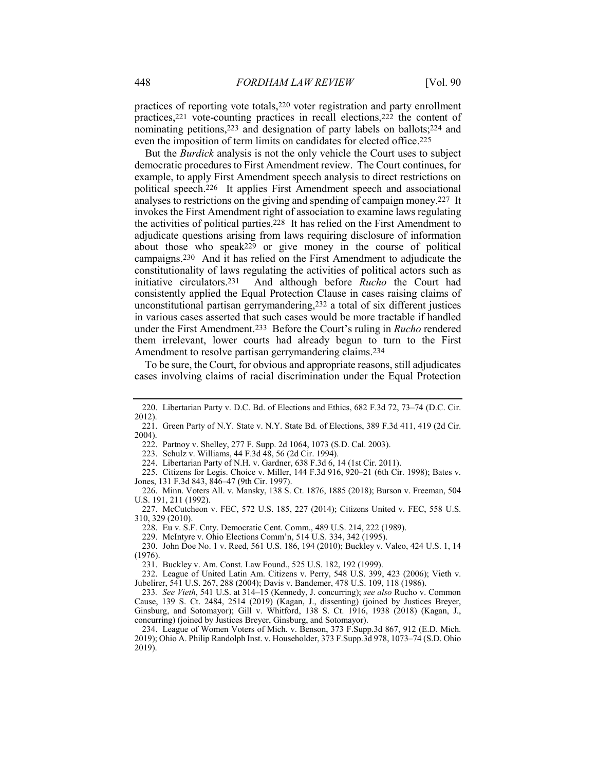practices of reporting vote totals,[220] voter registration and party enrollment practices,[221] vote-counting practices in recall elections,[222] the content of nominating petitions,[223] and designation of party labels on ballots;[224] and even the imposition of term limits on candidates for elected office.[225]

But the *Burdick* analysis is not the only vehicle the Court uses to subject democratic procedures to First Amendment review. The Court continues, for example, to apply First Amendment speech analysis to direct restrictions on political speech.[226] It applies First Amendment speech and associational analyses to restrictions on the giving and spending of campaign money.[227] It invokes the First Amendment right of association to examine laws regulating the activities of political parties.[228] It has relied on the First Amendment to adjudicate questions arising from laws requiring disclosure of information about those who speak[229] or give money in the course of political campaigns.[230] And it has relied on the First Amendment to adjudicate the constitutionality of laws regulating the activities of political actors such as initiative circulators.[231] And although before *Rucho* the Court had consistently applied the Equal Protection Clause in cases raising claims of unconstitutional partisan gerrymandering,[232] a total of six different justices in various cases asserted that such cases would be more tractable if handled under the First Amendment.[233] Before the Court's ruling in *Rucho* rendered them irrelevant, lower courts had already begun to turn to the First Amendment to resolve partisan gerrymandering claims.[234]

To be sure, the Court, for obvious and appropriate reasons, still adjudicates cases involving claims of racial discrimination under the Equal Protection

---

220. Libertarian Party v. D.C. Bd. of Elections and Ethics, 682 F.3d 72, 73–74 (D.C. Cir. 2012).

221. Green Party of N.Y. State v. N.Y. State Bd. of Elections, 389 F.3d 411, 419 (2d Cir. 2004).

222. Partnoy v. Shelley, 277 F. Supp. 2d 1064, 1073 (S.D. Cal. 2003).

223. Schulz v. Williams, 44 F.3d 48, 56 (2d Cir. 1994).

224. Libertarian Party of N.H. v. Gardner, 638 F.3d 6, 14 (1st Cir. 2011).

225. Citizens for Legis. Choice v. Miller, 144 F.3d 916, 920–21 (6th Cir. 1998); Bates v. Jones, 131 F.3d 843, 846–47 (9th Cir. 1997).

226. Minn. Voters All. v. Mansky, 138 S. Ct. 1876, 1885 (2018); Burson v. Freeman, 504 U.S. 191, 211 (1992).

227. McCutcheon v. FEC, 572 U.S. 185, 227 (2014); Citizens United v. FEC, 558 U.S. 310, 329 (2010).

228. Eu v. S.F. Cnty. Democratic Cent. Comm., 489 U.S. 214, 222 (1989).

229. McIntyre v. Ohio Elections Comm'n, 514 U.S. 334, 342 (1995).

230. John Doe No. 1 v. Reed, 561 U.S. 186, 194 (2010); Buckley v. Valeo, 424 U.S. 1, 14 (1976).

231. Buckley v. Am. Const. Law Found., 525 U.S. 182, 192 (1999).

232. League of United Latin Am. Citizens v. Perry, 548 U.S. 399, 423 (2006); Vieth v. Jubelirer, 541 U.S. 267, 288 (2004); Davis v. Bandemer, 478 U.S. 109, 118 (1986).

233. *See Vieth*, 541 U.S. at 314–15 (Kennedy, J. concurring); *see also* Rucho v. Common Cause, 139 S. Ct. 2484, 2514 (2019) (Kagan, J., dissenting) (joined by Justices Breyer, Ginsburg, and Sotomayor); Gill v. Whitford, 138 S. Ct. 1916, 1938 (2018) (Kagan, J., concurring) (joined by Justices Breyer, Ginsburg, and Sotomayor).

234. League of Women Voters of Mich. v. Benson, 373 F.Supp.3d 867, 912 (E.D. Mich. 2019); Ohio A. Philip Randolph Inst. v. Householder, 373 F.Supp.3d 978, 1073–74 (S.D. Ohio 2019).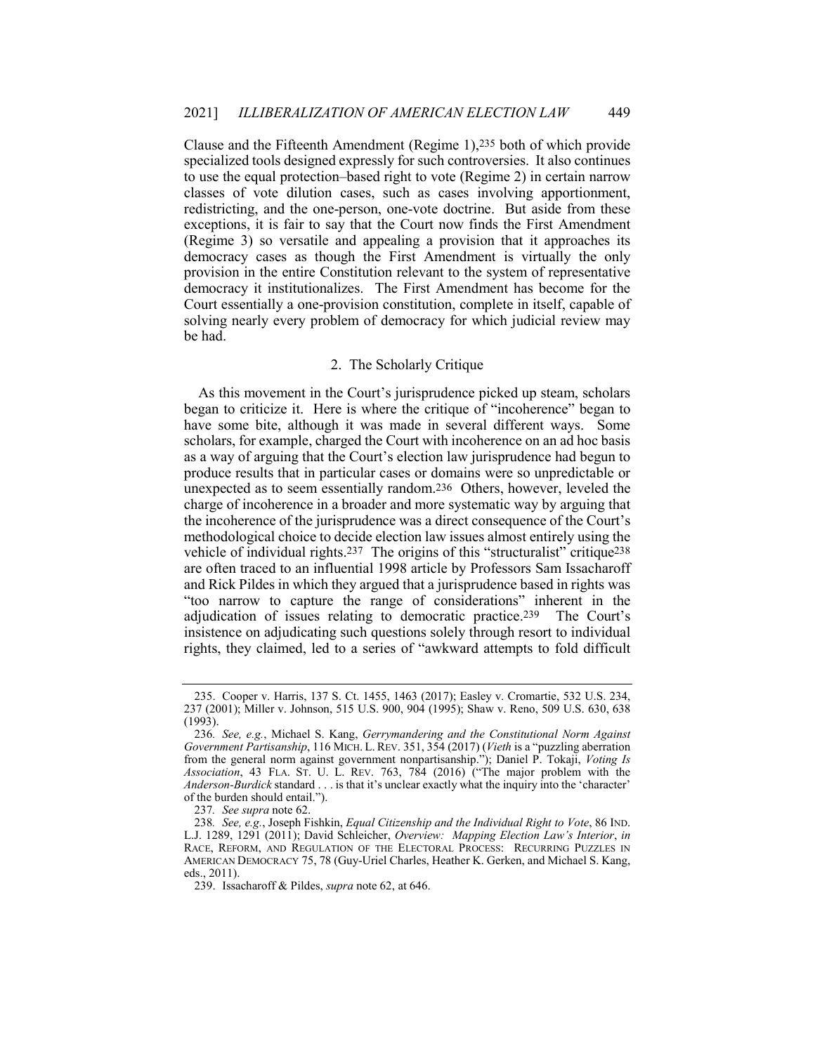Clause and the Fifteenth Amendment (Regime 1),[235] both of which provide specialized tools designed expressly for such controversies. It also continues to use the equal protection–based right to vote (Regime 2) in certain narrow classes of vote dilution cases, such as cases involving apportionment, redistricting, and the one-person, one-vote doctrine. But aside from these exceptions, it is fair to say that the Court now finds the First Amendment (Regime 3) so versatile and appealing a provision that it approaches its democracy cases as though the First Amendment is virtually the only provision in the entire Constitution relevant to the system of representative democracy it institutionalizes. The First Amendment has become for the Court essentially a one-provision constitution, complete in itself, capable of solving nearly every problem of democracy for which judicial review may be had.

### 2. The Scholarly Critique

As this movement in the Court's jurisprudence picked up steam, scholars began to criticize it. Here is where the critique of "incoherence" began to have some bite, although it was made in several different ways. Some scholars, for example, charged the Court with incoherence on an ad hoc basis as a way of arguing that the Court's election law jurisprudence had begun to produce results that in particular cases or domains were so unpredictable or unexpected as to seem essentially random.[236] Others, however, leveled the charge of incoherence in a broader and more systematic way by arguing that the incoherence of the jurisprudence was a direct consequence of the Court's methodological choice to decide election law issues almost entirely using the vehicle of individual rights.[237] The origins of this "structuralist" critique[238] are often traced to an influential 1998 article by Professors Sam Issacharoff and Rick Pildes in which they argued that a jurisprudence based in rights was "too narrow to capture the range of considerations" inherent in the adjudication of issues relating to democratic practice.[239] The Court's insistence on adjudicating such questions solely through resort to individual rights, they claimed, led to a series of "awkward attempts to fold difficult

---

235. Cooper v. Harris, 137 S. Ct. 1455, 1463 (2017); Easley v. Cromartie, 532 U.S. 234, 237 (2001); Miller v. Johnson, 515 U.S. 900, 904 (1995); Shaw v. Reno, 509 U.S. 630, 638 (1993).

236. *See, e.g.*, Michael S. Kang, *Gerrymandering and the Constitutional Norm Against Government Partisanship*, 116 MICH. L. REV. 351, 354 (2017) (*Vieth* is a "puzzling aberration from the general norm against government nonpartisanship."); Daniel P. Tokaji, *Voting Is Association*, 43 FLA. ST. U. L. REV. 763, 784 (2016) ("The major problem with the *Anderson-Burdick* standard . . . is that it's unclear exactly what the inquiry into the 'character' of the burden should entail.").

237. *See supra* note 62.

238. *See, e.g.*, Joseph Fishkin, *Equal Citizenship and the Individual Right to Vote*, 86 IND. L.J. 1289, 1291 (2011); David Schleicher, *Overview: Mapping Election Law's Interior*, *in* RACE, REFORM, AND REGULATION OF THE ELECTORAL PROCESS: RECURRING PUZZLES IN AMERICAN DEMOCRACY 75, 78 (Guy-Uriel Charles, Heather K. Gerken, and Michael S. Kang, eds., 2011).

239. Issacharoff & Pildes, *supra* note 62, at 646.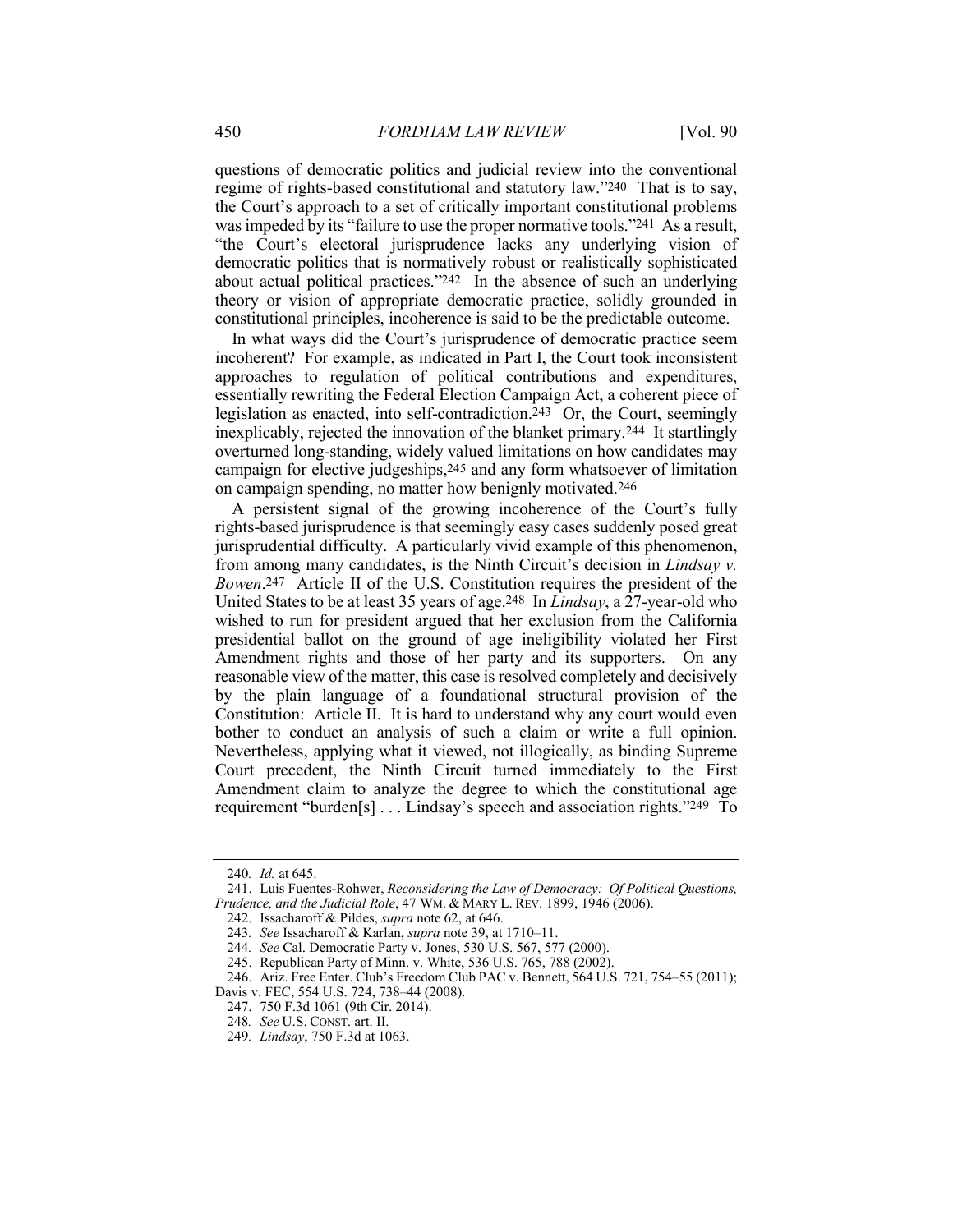questions of democratic politics and judicial review into the conventional regime of rights-based constitutional and statutory law."[240] That is to say, the Court's approach to a set of critically important constitutional problems was impeded by its "failure to use the proper normative tools."[241] As a result, "the Court's electoral jurisprudence lacks any underlying vision of democratic politics that is normatively robust or realistically sophisticated about actual political practices."[242] In the absence of such an underlying theory or vision of appropriate democratic practice, solidly grounded in constitutional principles, incoherence is said to be the predictable outcome.

In what ways did the Court's jurisprudence of democratic practice seem incoherent? For example, as indicated in Part I, the Court took inconsistent approaches to regulation of political contributions and expenditures, essentially rewriting the Federal Election Campaign Act, a coherent piece of legislation as enacted, into self-contradiction.[243] Or, the Court, seemingly inexplicably, rejected the innovation of the blanket primary.[244] It startlingly overturned long-standing, widely valued limitations on how candidates may campaign for elective judgeships,[245] and any form whatsoever of limitation on campaign spending, no matter how benignly motivated.[246]

A persistent signal of the growing incoherence of the Court's fully rights-based jurisprudence is that seemingly easy cases suddenly posed great jurisprudential difficulty. A particularly vivid example of this phenomenon, from among many candidates, is the Ninth Circuit's decision in *Lindsay v. Bowen*.[247] Article II of the U.S. Constitution requires the president of the United States to be at least 35 years of age.[248] In *Lindsay*, a 27-year-old who wished to run for president argued that her exclusion from the California presidential ballot on the ground of age ineligibility violated her First Amendment rights and those of her party and its supporters. On any reasonable view of the matter, this case is resolved completely and decisively by the plain language of a foundational structural provision of the Constitution: Article II. It is hard to understand why any court would even bother to conduct an analysis of such a claim or write a full opinion. Nevertheless, applying what it viewed, not illogically, as binding Supreme Court precedent, the Ninth Circuit turned immediately to the First Amendment claim to analyze the degree to which the constitutional age requirement "burden[s] . . . Lindsay's speech and association rights."[249] To

---

240. *Id.* at 645.

241. Luis Fuentes-Rohwer, *Reconsidering the Law of Democracy: Of Political Questions, Prudence, and the Judicial Role*, 47 WM. & MARY L. REV. 1899, 1946 (2006).

242. Issacharoff & Pildes, *supra* note 62, at 646.

243. *See* Issacharoff & Karlan, *supra* note 39, at 1710–11.

244. *See* Cal. Democratic Party v. Jones, 530 U.S. 567, 577 (2000).

245. Republican Party of Minn. v. White, 536 U.S. 765, 788 (2002).

246. Ariz. Free Enter. Club's Freedom Club PAC v. Bennett, 564 U.S. 721, 754–55 (2011); Davis v. FEC, 554 U.S. 724, 738–44 (2008).

247. 750 F.3d 1061 (9th Cir. 2014).

248. *See* U.S. CONST. art. II.

249. *Lindsay*, 750 F.3d at 1063.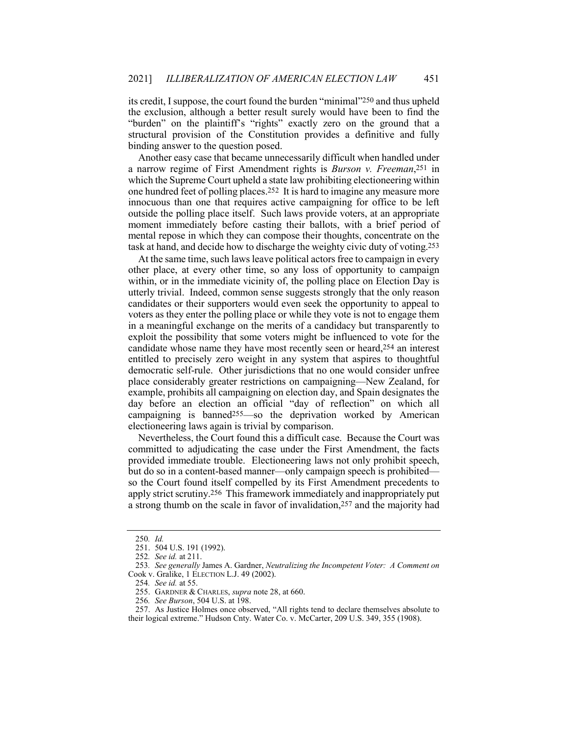its credit, I suppose, the court found the burden "minimal"[250] and thus upheld the exclusion, although a better result surely would have been to find the "burden" on the plaintiff's "rights" exactly zero on the ground that a structural provision of the Constitution provides a definitive and fully binding answer to the question posed.

Another easy case that became unnecessarily difficult when handled under a narrow regime of First Amendment rights is *Burson v. Freeman*,[251] in which the Supreme Court upheld a state law prohibiting electioneering within one hundred feet of polling places.[252] It is hard to imagine any measure more innocuous than one that requires active campaigning for office to be left outside the polling place itself. Such laws provide voters, at an appropriate moment immediately before casting their ballots, with a brief period of mental repose in which they can compose their thoughts, concentrate on the task at hand, and decide how to discharge the weighty civic duty of voting.[253]

At the same time, such laws leave political actors free to campaign in every other place, at every other time, so any loss of opportunity to campaign within, or in the immediate vicinity of, the polling place on Election Day is utterly trivial. Indeed, common sense suggests strongly that the only reason candidates or their supporters would even seek the opportunity to appeal to voters as they enter the polling place or while they vote is not to engage them in a meaningful exchange on the merits of a candidacy but transparently to exploit the possibility that some voters might be influenced to vote for the candidate whose name they have most recently seen or heard,[254] an interest entitled to precisely zero weight in any system that aspires to thoughtful democratic self-rule. Other jurisdictions that no one would consider unfree place considerably greater restrictions on campaigning—New Zealand, for example, prohibits all campaigning on election day, and Spain designates the day before an election an official "day of reflection" on which all campaigning is banned[255]—so the deprivation worked by American electioneering laws again is trivial by comparison.

Nevertheless, the Court found this a difficult case. Because the Court was committed to adjudicating the case under the First Amendment, the facts provided immediate trouble. Electioneering laws not only prohibit speech, but do so in a content-based manner—only campaign speech is prohibited—so the Court found itself compelled by its First Amendment precedents to apply strict scrutiny.[256] This framework immediately and inappropriately put a strong thumb on the scale in favor of invalidation,[257] and the majority had

---

250. *Id.*

251. 504 U.S. 191 (1992).

252. *See id.* at 211.

253. *See generally* James A. Gardner, *Neutralizing the Incompetent Voter: A Comment on* Cook v. Gralike, 1 ELECTION L.J. 49 (2002).

254. *See id.* at 55.

255. GARDNER & CHARLES, *supra* note 28, at 660.

256. *See Burson*, 504 U.S. at 198.

257. As Justice Holmes once observed, "All rights tend to declare themselves absolute to their logical extreme." Hudson Cnty. Water Co. v. McCarter, 209 U.S. 349, 355 (1908).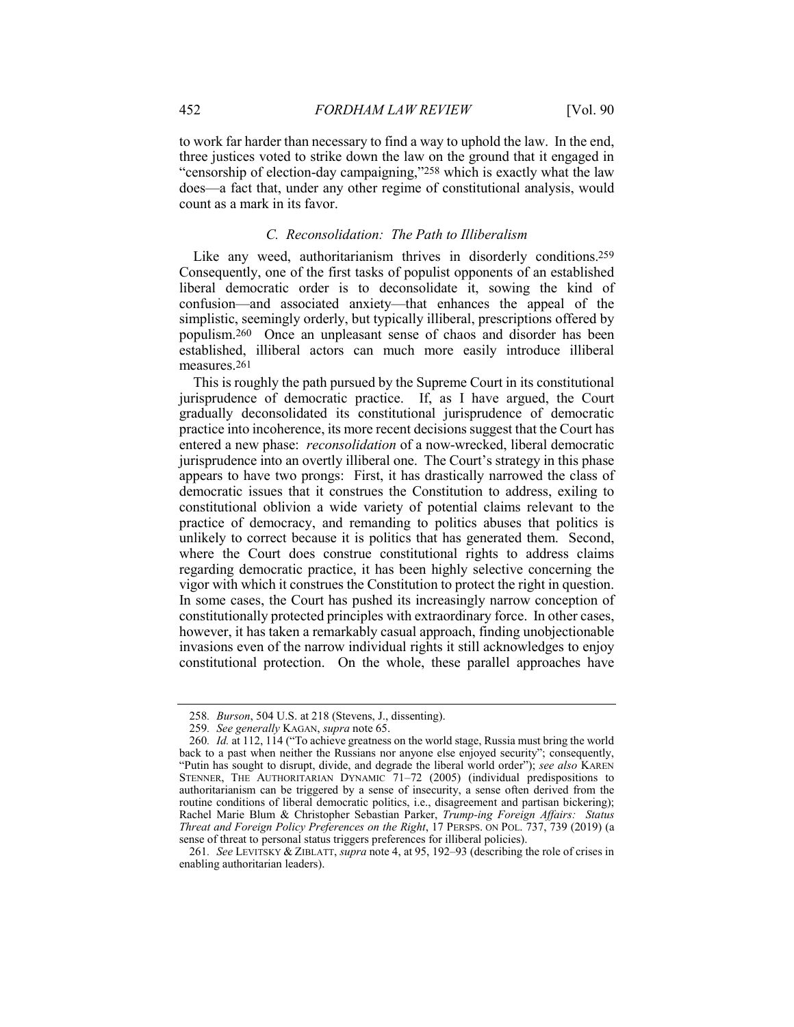to work far harder than necessary to find a way to uphold the law. In the end, three justices voted to strike down the law on the ground that it engaged in "censorship of election-day campaigning,"[258] which is exactly what the law does—a fact that, under any other regime of constitutional analysis, would count as a mark in its favor.

### *C. Reconsolidation: The Path to Illiberalism*

Like any weed, authoritarianism thrives in disorderly conditions.[259] Consequently, one of the first tasks of populist opponents of an established liberal democratic order is to deconsolidate it, sowing the kind of confusion—and associated anxiety—that enhances the appeal of the simplistic, seemingly orderly, but typically illiberal, prescriptions offered by populism.[260] Once an unpleasant sense of chaos and disorder has been established, illiberal actors can much more easily introduce illiberal measures.[261]

This is roughly the path pursued by the Supreme Court in its constitutional jurisprudence of democratic practice. If, as I have argued, the Court gradually deconsolidated its constitutional jurisprudence of democratic practice into incoherence, its more recent decisions suggest that the Court has entered a new phase: *reconsolidation* of a now-wrecked, liberal democratic jurisprudence into an overtly illiberal one. The Court's strategy in this phase appears to have two prongs: First, it has drastically narrowed the class of democratic issues that it construes the Constitution to address, exiling to constitutional oblivion a wide variety of potential claims relevant to the practice of democracy, and remanding to politics abuses that politics is unlikely to correct because it is politics that has generated them. Second, where the Court does construe constitutional rights to address claims regarding democratic practice, it has been highly selective concerning the vigor with which it construes the Constitution to protect the right in question. In some cases, the Court has pushed its increasingly narrow conception of constitutionally protected principles with extraordinary force. In other cases, however, it has taken a remarkably casual approach, finding unobjectionable invasions even of the narrow individual rights it still acknowledges to enjoy constitutional protection. On the whole, these parallel approaches have

---

258. *Burson*, 504 U.S. at 218 (Stevens, J., dissenting).

259. *See generally* KAGAN, *supra* note 65.

260. *Id.* at 112, 114 ("To achieve greatness on the world stage, Russia must bring the world back to a past when neither the Russians nor anyone else enjoyed security"; consequently, "Putin has sought to disrupt, divide, and degrade the liberal world order"); *see also* KAREN STENNER, THE AUTHORITARIAN DYNAMIC 71–72 (2005) (individual predispositions to authoritarianism can be triggered by a sense of insecurity, a sense often derived from the routine conditions of liberal democratic politics, i.e., disagreement and partisan bickering); Rachel Marie Blum & Christopher Sebastian Parker, *Trump-ing Foreign Affairs: Status Threat and Foreign Policy Preferences on the Right*, 17 PERSPS. ON POL. 737, 739 (2019) (a sense of threat to personal status triggers preferences for illiberal policies).

261. *See* LEVITSKY & ZIBLATT, *supra* note 4, at 95, 192–93 (describing the role of crises in enabling authoritarian leaders).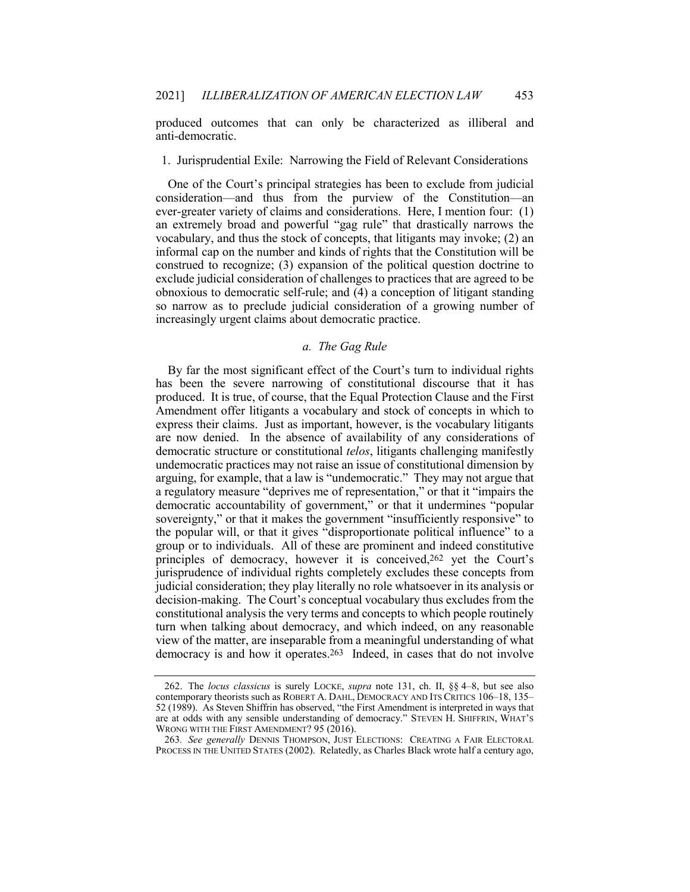produced outcomes that can only be characterized as illiberal and anti-democratic.

### 1. Jurisprudential Exile: Narrowing the Field of Relevant Considerations

One of the Court's principal strategies has been to exclude from judicial consideration—and thus from the purview of the Constitution—an ever-greater variety of claims and considerations. Here, I mention four: (1) an extremely broad and powerful "gag rule" that drastically narrows the vocabulary, and thus the stock of concepts, that litigants may invoke; (2) an informal cap on the number and kinds of rights that the Constitution will be construed to recognize; (3) expansion of the political question doctrine to exclude judicial consideration of challenges to practices that are agreed to be obnoxious to democratic self-rule; and (4) a conception of litigant standing so narrow as to preclude judicial consideration of a growing number of increasingly urgent claims about democratic practice.

#### *a. The Gag Rule*

By far the most significant effect of the Court's turn to individual rights has been the severe narrowing of constitutional discourse that it has produced. It is true, of course, that the Equal Protection Clause and the First Amendment offer litigants a vocabulary and stock of concepts in which to express their claims. Just as important, however, is the vocabulary litigants are now denied. In the absence of availability of any considerations of democratic structure or constitutional *telos*, litigants challenging manifestly undemocratic practices may not raise an issue of constitutional dimension by arguing, for example, that a law is "undemocratic." They may not argue that a regulatory measure "deprives me of representation," or that it "impairs the democratic accountability of government," or that it undermines "popular sovereignty," or that it makes the government "insufficiently responsive" to the popular will, or that it gives "disproportionate political influence" to a group or to individuals. All of these are prominent and indeed constitutive principles of democracy, however it is conceived,[262] yet the Court's jurisprudence of individual rights completely excludes these concepts from judicial consideration; they play literally no role whatsoever in its analysis or decision-making. The Court's conceptual vocabulary thus excludes from the constitutional analysis the very terms and concepts to which people routinely turn when talking about democracy, and which indeed, on any reasonable view of the matter, are inseparable from a meaningful understanding of what democracy is and how it operates.[263] Indeed, in cases that do not involve

---

262. The *locus classicus* is surely LOCKE, *supra* note 131, ch. II, §§ 4–8, but see also contemporary theorists such as ROBERT A. DAHL, DEMOCRACY AND ITS CRITICS 106–18, 135–52 (1989). As Steven Shiffrin has observed, "the First Amendment is interpreted in ways that are at odds with any sensible understanding of democracy." STEVEN H. SHIFFRIN, WHAT'S WRONG WITH THE FIRST AMENDMENT? 95 (2016).

263. *See generally* DENNIS THOMPSON, JUST ELECTIONS: CREATING A FAIR ELECTORAL PROCESS IN THE UNITED STATES (2002). Relatedly, as Charles Black wrote half a century ago,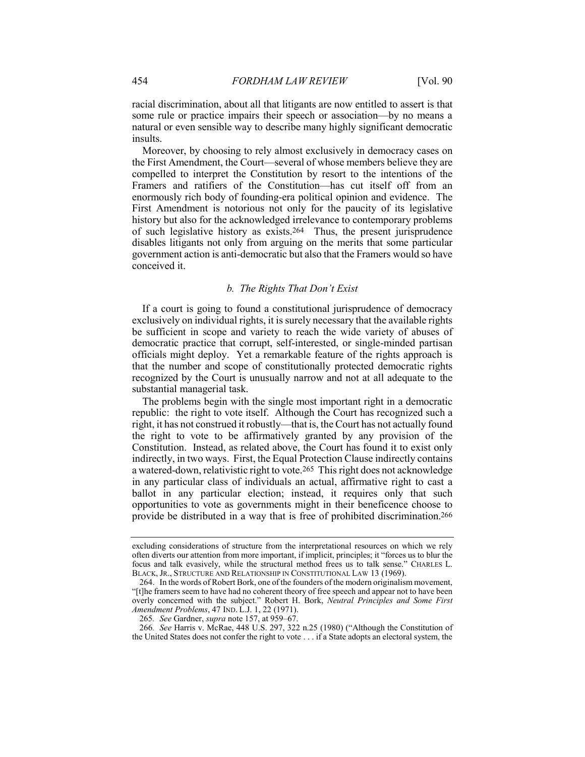racial discrimination, about all that litigants are now entitled to assert is that some rule or practice impairs their speech or association—by no means a natural or even sensible way to describe many highly significant democratic insults.

Moreover, by choosing to rely almost exclusively in democracy cases on the First Amendment, the Court—several of whose members believe they are compelled to interpret the Constitution by resort to the intentions of the Framers and ratifiers of the Constitution—has cut itself off from an enormously rich body of founding-era political opinion and evidence. The First Amendment is notorious not only for the paucity of its legislative history but also for the acknowledged irrelevance to contemporary problems of such legislative history as exists.[264] Thus, the present jurisprudence disables litigants not only from arguing on the merits that some particular government action is anti-democratic but also that the Framers would so have conceived it.

### *b. The Rights That Don't Exist*

If a court is going to found a constitutional jurisprudence of democracy exclusively on individual rights, it is surely necessary that the available rights be sufficient in scope and variety to reach the wide variety of abuses of democratic practice that corrupt, self-interested, or single-minded partisan officials might deploy. Yet a remarkable feature of the rights approach is that the number and scope of constitutionally protected democratic rights recognized by the Court is unusually narrow and not at all adequate to the substantial managerial task.

The problems begin with the single most important right in a democratic republic: the right to vote itself. Although the Court has recognized such a right, it has not construed it robustly—that is, the Court has not actually found the right to vote to be affirmatively granted by any provision of the Constitution. Instead, as related above, the Court has found it to exist only indirectly, in two ways. First, the Equal Protection Clause indirectly contains a watered-down, relativistic right to vote.[265] This right does not acknowledge in any particular class of individuals an actual, affirmative right to cast a ballot in any particular election; instead, it requires only that such opportunities to vote as governments might in their beneficence choose to provide be distributed in a way that is free of prohibited discrimination.[266]

---

excluding considerations of structure from the interpretational resources on which we rely often diverts our attention from more important, if implicit, principles; it "forces us to blur the focus and talk evasively, while the structural method frees us to talk sense." CHARLES L. BLACK, JR., STRUCTURE AND RELATIONSHIP IN CONSTITUTIONAL LAW 13 (1969).

264. In the words of Robert Bork, one of the founders of the modern originalism movement, "[t]he framers seem to have had no coherent theory of free speech and appear not to have been overly concerned with the subject." Robert H. Bork, *Neutral Principles and Some First Amendment Problems*, 47 IND. L.J. 1, 22 (1971).

265. *See* Gardner, *supra* note 157, at 959–67.

266. *See* Harris v. McRae, 448 U.S. 297, 322 n.25 (1980) ("Although the Constitution of the United States does not confer the right to vote . . . if a State adopts an electoral system, the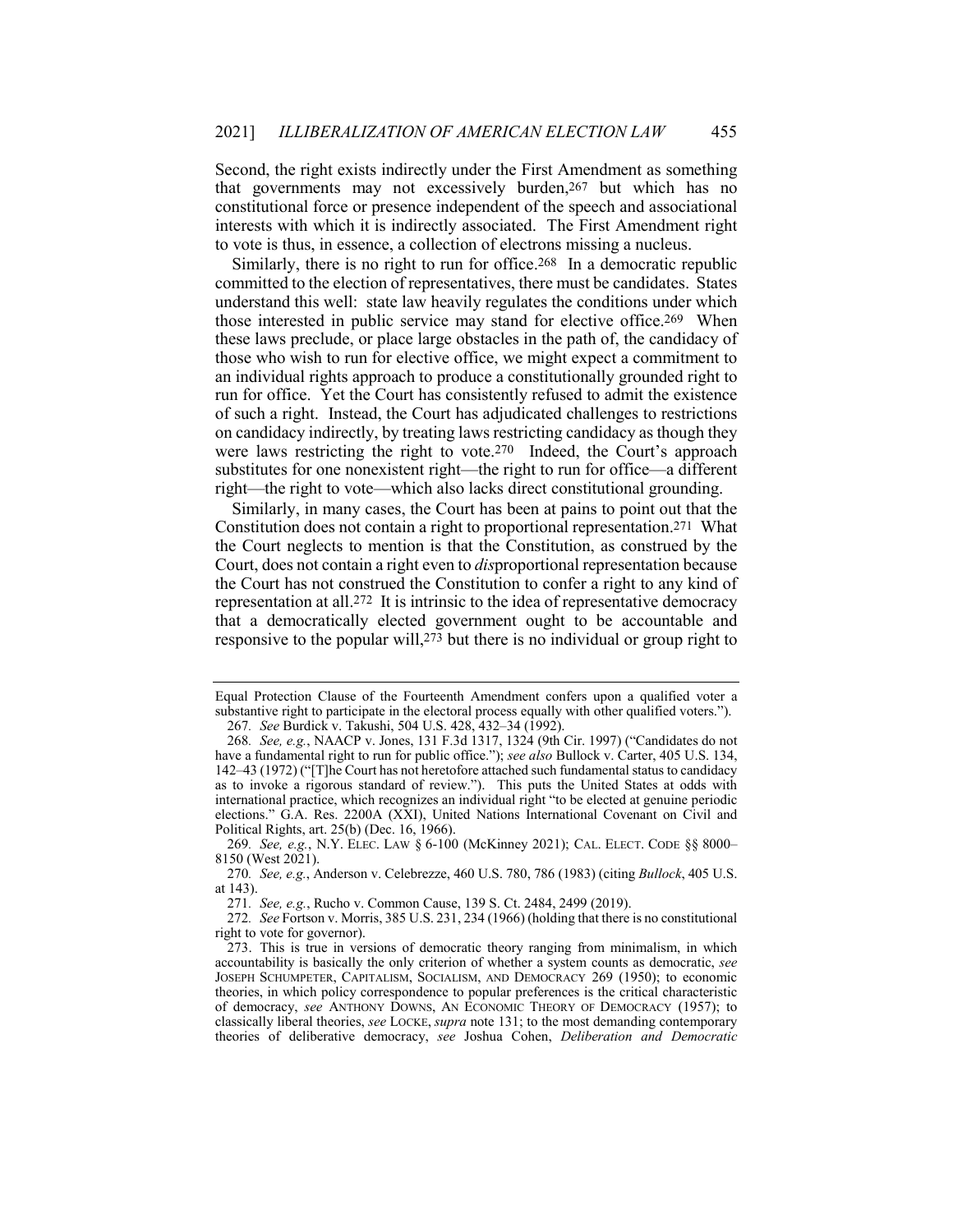Second, the right exists indirectly under the First Amendment as something that governments may not excessively burden,[267] but which has no constitutional force or presence independent of the speech and associational interests with which it is indirectly associated. The First Amendment right to vote is thus, in essence, a collection of electrons missing a nucleus.

Similarly, there is no right to run for office.[268] In a democratic republic committed to the election of representatives, there must be candidates. States understand this well: state law heavily regulates the conditions under which those interested in public service may stand for elective office.[269] When these laws preclude, or place large obstacles in the path of, the candidacy of those who wish to run for elective office, we might expect a commitment to an individual rights approach to produce a constitutionally grounded right to run for office. Yet the Court has consistently refused to admit the existence of such a right. Instead, the Court has adjudicated challenges to restrictions on candidacy indirectly, by treating laws restricting candidacy as though they were laws restricting the right to vote.[270] Indeed, the Court's approach substitutes for one nonexistent right—the right to run for office—a different right—the right to vote—which also lacks direct constitutional grounding.

Similarly, in many cases, the Court has been at pains to point out that the Constitution does not contain a right to proportional representation.[271] What the Court neglects to mention is that the Constitution, as construed by the Court, does not contain a right even to *dis*proportional representation because the Court has not construed the Constitution to confer a right to any kind of representation at all.[272] It is intrinsic to the idea of representative democracy that a democratically elected government ought to be accountable and responsive to the popular will,[273] but there is no individual or group right to

---

Equal Protection Clause of the Fourteenth Amendment confers upon a qualified voter a substantive right to participate in the electoral process equally with other qualified voters.").

267. *See* Burdick v. Takushi, 504 U.S. 428, 432–34 (1992).

268. *See, e.g.*, NAACP v. Jones, 131 F.3d 1317, 1324 (9th Cir. 1997) ("Candidates do not have a fundamental right to run for public office."); *see also* Bullock v. Carter, 405 U.S. 134, 142–43 (1972) ("[T]he Court has not heretofore attached such fundamental status to candidacy as to invoke a rigorous standard of review."). This puts the United States at odds with international practice, which recognizes an individual right "to be elected at genuine periodic elections." G.A. Res. 2200A (XXI), United Nations International Covenant on Civil and Political Rights, art. 25(b) (Dec. 16, 1966).

269. *See, e.g.*, N.Y. ELEC. LAW § 6-100 (McKinney 2021); CAL. ELECT. CODE §§ 8000–8150 (West 2021).

270. *See, e.g.*, Anderson v. Celebrezze, 460 U.S. 780, 786 (1983) (citing *Bullock*, 405 U.S. at 143).

271. *See, e.g.*, Rucho v. Common Cause, 139 S. Ct. 2484, 2499 (2019).

272. *See* Fortson v. Morris, 385 U.S. 231, 234 (1966) (holding that there is no constitutional right to vote for governor).

273. This is true in versions of democratic theory ranging from minimalism, in which accountability is basically the only criterion of whether a system counts as democratic, *see* JOSEPH SCHUMPETER, CAPITALISM, SOCIALISM, AND DEMOCRACY 269 (1950); to economic theories, in which policy correspondence to popular preferences is the critical characteristic of democracy, *see* ANTHONY DOWNS, AN ECONOMIC THEORY OF DEMOCRACY (1957); to classically liberal theories, *see* LOCKE, *supra* note 131; to the most demanding contemporary theories of deliberative democracy, *see* Joshua Cohen, *Deliberation and Democratic*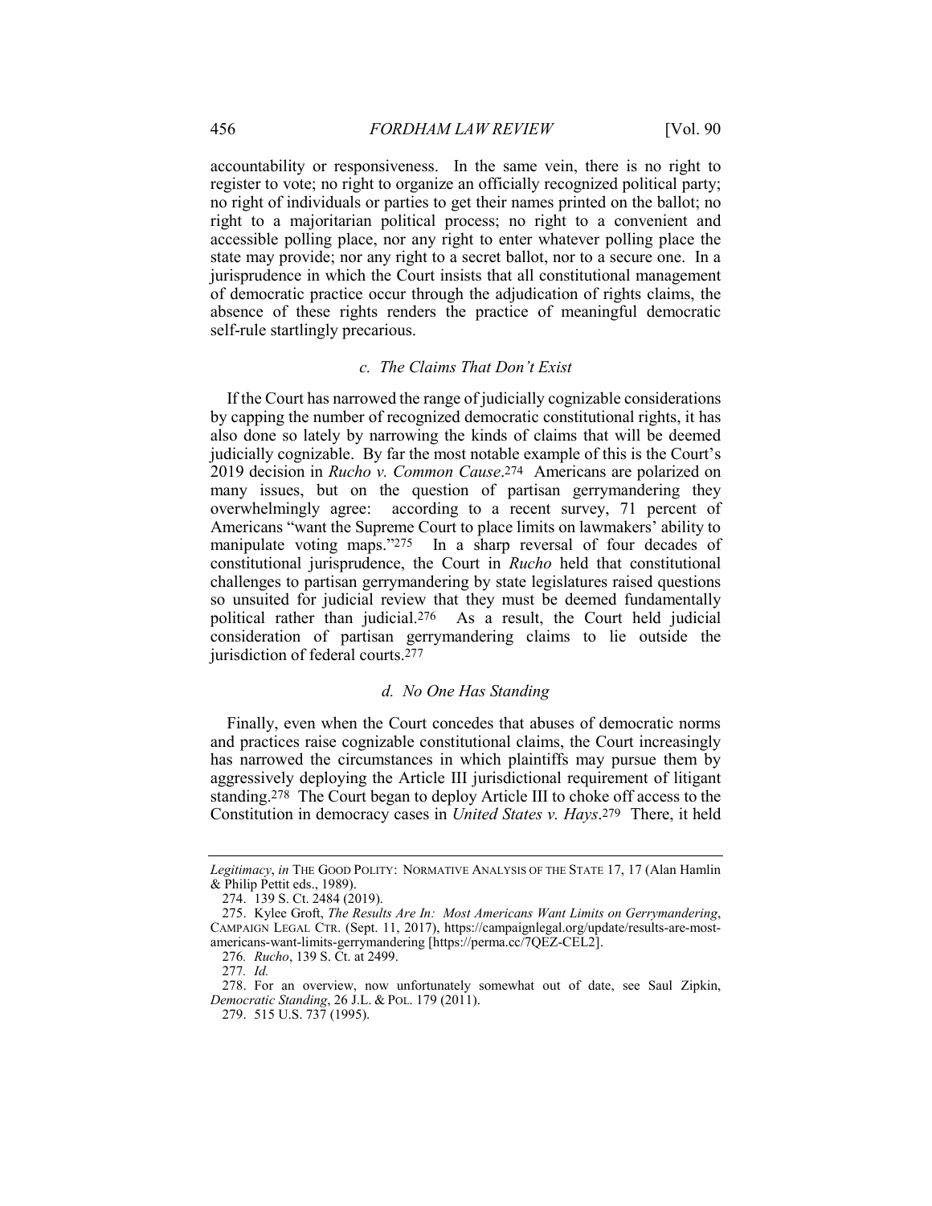accountability or responsiveness. In the same vein, there is no right to register to vote; no right to organize an officially recognized political party; no right of individuals or parties to get their names printed on the ballot; no right to a majoritarian political process; no right to a convenient and accessible polling place, nor any right to enter whatever polling place the state may provide; nor any right to a secret ballot, nor to a secure one. In a jurisprudence in which the Court insists that all constitutional management of democratic practice occur through the adjudication of rights claims, the absence of these rights renders the practice of meaningful democratic self-rule startlingly precarious.

#### *c. The Claims That Don't Exist*

If the Court has narrowed the range of judicially cognizable considerations by capping the number of recognized democratic constitutional rights, it has also done so lately by narrowing the kinds of claims that will be deemed judicially cognizable. By far the most notable example of this is the Court's 2019 decision in *Rucho v. Common Cause*.[274] Americans are polarized on many issues, but on the question of partisan gerrymandering they overwhelmingly agree: according to a recent survey, 71 percent of Americans "want the Supreme Court to place limits on lawmakers' ability to manipulate voting maps."[275] In a sharp reversal of four decades of constitutional jurisprudence, the Court in *Rucho* held that constitutional challenges to partisan gerrymandering by state legislatures raised questions so unsuited for judicial review that they must be deemed fundamentally political rather than judicial.[276] As a result, the Court held judicial consideration of partisan gerrymandering claims to lie outside the jurisdiction of federal courts.[277]

#### *d. No One Has Standing*

Finally, even when the Court concedes that abuses of democratic norms and practices raise cognizable constitutional claims, the Court increasingly has narrowed the circumstances in which plaintiffs may pursue them by aggressively deploying the Article III jurisdictional requirement of litigant standing.[278] The Court began to deploy Article III to choke off access to the Constitution in democracy cases in *United States v. Hays*.[279] There, it held

---

*Legitimacy*, *in* THE GOOD POLITY: NORMATIVE ANALYSIS OF THE STATE 17, 17 (Alan Hamlin & Philip Pettit eds., 1989).

274. 139 S. Ct. 2484 (2019).

275. Kylee Groft, *The Results Are In: Most Americans Want Limits on Gerrymandering*, CAMPAIGN LEGAL CTR. (Sept. 11, 2017), https://campaignlegal.org/update/results-are-most-americans-want-limits-gerrymandering [https://perma.cc/7QEZ-CEL2].

276. *Rucho*, 139 S. Ct. at 2499.

277. *Id.*

278. For an overview, now unfortunately somewhat out of date, see Saul Zipkin, *Democratic Standing*, 26 J.L. & POL. 179 (2011).

279. 515 U.S. 737 (1995).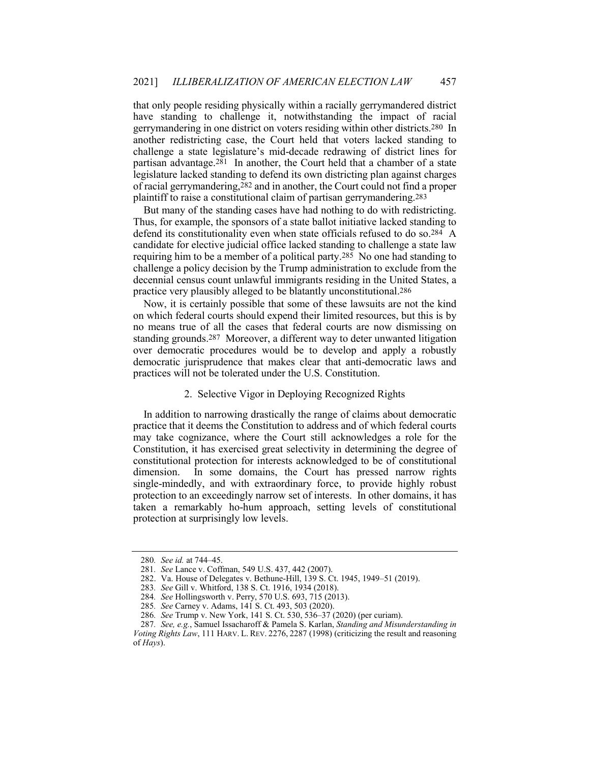that only people residing physically within a racially gerrymandered district have standing to challenge it, notwithstanding the impact of racial gerrymandering in one district on voters residing within other districts.[280] In another redistricting case, the Court held that voters lacked standing to challenge a state legislature's mid-decade redrawing of district lines for partisan advantage.[281] In another, the Court held that a chamber of a state legislature lacked standing to defend its own districting plan against charges of racial gerrymandering,[282] and in another, the Court could not find a proper plaintiff to raise a constitutional claim of partisan gerrymandering.[283]

But many of the standing cases have had nothing to do with redistricting. Thus, for example, the sponsors of a state ballot initiative lacked standing to defend its constitutionality even when state officials refused to do so.[284] A candidate for elective judicial office lacked standing to challenge a state law requiring him to be a member of a political party.[285] No one had standing to challenge a policy decision by the Trump administration to exclude from the decennial census count unlawful immigrants residing in the United States, a practice very plausibly alleged to be blatantly unconstitutional.[286]

Now, it is certainly possible that some of these lawsuits are not the kind on which federal courts should expend their limited resources, but this is by no means true of all the cases that federal courts are now dismissing on standing grounds.[287] Moreover, a different way to deter unwanted litigation over democratic procedures would be to develop and apply a robustly democratic jurisprudence that makes clear that anti-democratic laws and practices will not be tolerated under the U.S. Constitution.

### 2. Selective Vigor in Deploying Recognized Rights

In addition to narrowing drastically the range of claims about democratic practice that it deems the Constitution to address and of which federal courts may take cognizance, where the Court still acknowledges a role for the Constitution, it has exercised great selectivity in determining the degree of constitutional protection for interests acknowledged to be of constitutional dimension. In some domains, the Court has pressed narrow rights single-mindedly, and with extraordinary force, to provide highly robust protection to an exceedingly narrow set of interests. In other domains, it has taken a remarkably ho-hum approach, setting levels of constitutional protection at surprisingly low levels.

---

280. *See id.* at 744–45.

281. *See* Lance v. Coffman, 549 U.S. 437, 442 (2007).

282. Va. House of Delegates v. Bethune-Hill, 139 S. Ct. 1945, 1949–51 (2019).

283. *See* Gill v. Whitford, 138 S. Ct. 1916, 1934 (2018).

284. *See* Hollingsworth v. Perry, 570 U.S. 693, 715 (2013).

285. *See* Carney v. Adams, 141 S. Ct. 493, 503 (2020).

286. *See* Trump v. New York, 141 S. Ct. 530, 536–37 (2020) (per curiam).

287. *See, e.g.*, Samuel Issacharoff & Pamela S. Karlan, *Standing and Misunderstanding in Voting Rights Law*, 111 HARV. L. REV. 2276, 2287 (1998) (criticizing the result and reasoning of *Hays*).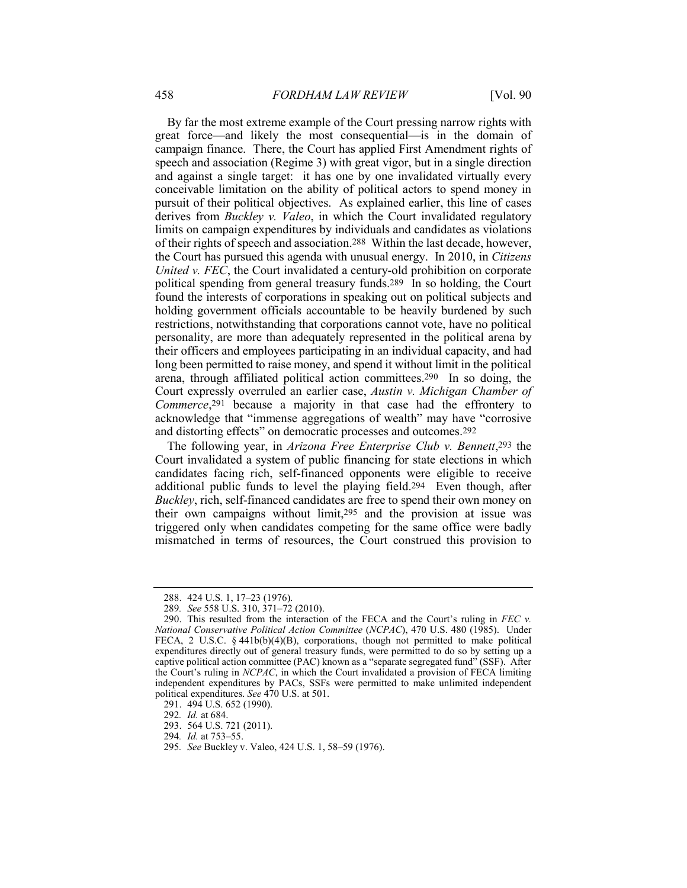By far the most extreme example of the Court pressing narrow rights with great force—and likely the most consequential—is in the domain of campaign finance. There, the Court has applied First Amendment rights of speech and association (Regime 3) with great vigor, but in a single direction and against a single target: it has one by one invalidated virtually every conceivable limitation on the ability of political actors to spend money in pursuit of their political objectives. As explained earlier, this line of cases derives from *Buckley v. Valeo*, in which the Court invalidated regulatory limits on campaign expenditures by individuals and candidates as violations of their rights of speech and association.[288] Within the last decade, however, the Court has pursued this agenda with unusual energy. In 2010, in *Citizens United v. FEC*, the Court invalidated a century-old prohibition on corporate political spending from general treasury funds.[289] In so holding, the Court found the interests of corporations in speaking out on political subjects and holding government officials accountable to be heavily burdened by such restrictions, notwithstanding that corporations cannot vote, have no political personality, are more than adequately represented in the political arena by their officers and employees participating in an individual capacity, and had long been permitted to raise money, and spend it without limit in the political arena, through affiliated political action committees.[290] In so doing, the Court expressly overruled an earlier case, *Austin v. Michigan Chamber of Commerce*,[291] because a majority in that case had the effrontery to acknowledge that "immense aggregations of wealth" may have "corrosive and distorting effects" on democratic processes and outcomes.[292]

The following year, in *Arizona Free Enterprise Club v. Bennett*,[293] the Court invalidated a system of public financing for state elections in which candidates facing rich, self-financed opponents were eligible to receive additional public funds to level the playing field.[294] Even though, after *Buckley*, rich, self-financed candidates are free to spend their own money on their own campaigns without limit,[295] and the provision at issue was triggered only when candidates competing for the same office were badly mismatched in terms of resources, the Court construed this provision to

---

288. 424 U.S. 1, 17–23 (1976).

289. *See* 558 U.S. 310, 371–72 (2010).

290. This resulted from the interaction of the FECA and the Court's ruling in *FEC v. National Conservative Political Action Committee* (*NCPAC*), 470 U.S. 480 (1985). Under FECA, 2 U.S.C. § 441b(b)(4)(B), corporations, though not permitted to make political expenditures directly out of general treasury funds, were permitted to do so by setting up a captive political action committee (PAC) known as a "separate segregated fund" (SSF). After the Court's ruling in *NCPAC*, in which the Court invalidated a provision of FECA limiting independent expenditures by PACs, SSFs were permitted to make unlimited independent political expenditures. *See* 470 U.S. at 501.

291. 494 U.S. 652 (1990).

292. *Id.* at 684.

293. 564 U.S. 721 (2011).

294. *Id.* at 753–55.

295. *See* Buckley v. Valeo, 424 U.S. 1, 58–59 (1976).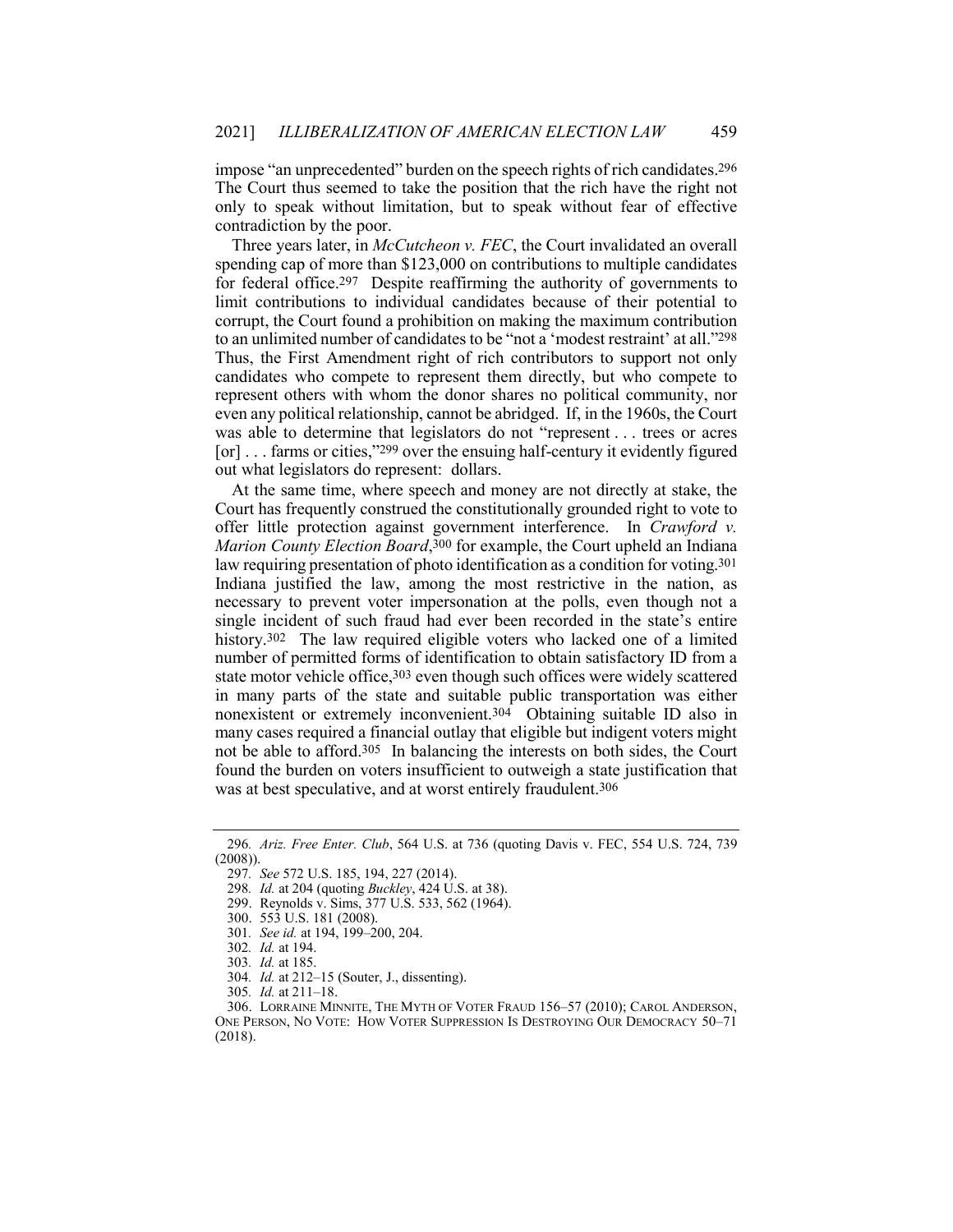impose "an unprecedented" burden on the speech rights of rich candidates.[296] The Court thus seemed to take the position that the rich have the right not only to speak without limitation, but to speak without fear of effective contradiction by the poor.

Three years later, in *McCutcheon v. FEC*, the Court invalidated an overall spending cap of more than $123,000 on contributions to multiple candidates for federal office.[297] Despite reaffirming the authority of governments to limit contributions to individual candidates because of their potential to corrupt, the Court found a prohibition on making the maximum contribution to an unlimited number of candidates to be "not a 'modest restraint' at all."[298] Thus, the First Amendment right of rich contributors to support not only candidates who compete to represent them directly, but who compete to represent others with whom the donor shares no political community, nor even any political relationship, cannot be abridged. If, in the 1960s, the Court was able to determine that legislators do not "represent . . . trees or acres [or] . . . farms or cities,"[299] over the ensuing half-century it evidently figured out what legislators do represent: dollars.

At the same time, where speech and money are not directly at stake, the Court has frequently construed the constitutionally grounded right to vote to offer little protection against government interference. In *Crawford v. Marion County Election Board*,[300] for example, the Court upheld an Indiana law requiring presentation of photo identification as a condition for voting.[301] Indiana justified the law, among the most restrictive in the nation, as necessary to prevent voter impersonation at the polls, even though not a single incident of such fraud had ever been recorded in the state's entire history.[302] The law required eligible voters who lacked one of a limited number of permitted forms of identification to obtain satisfactory ID from a state motor vehicle office,[303] even though such offices were widely scattered in many parts of the state and suitable public transportation was either nonexistent or extremely inconvenient.[304] Obtaining suitable ID also in many cases required a financial outlay that eligible but indigent voters might not be able to afford.[305] In balancing the interests on both sides, the Court found the burden on voters insufficient to outweigh a state justification that was at best speculative, and at worst entirely fraudulent.[306]

---

296. *Ariz. Free Enter. Club*, 564 U.S. at 736 (quoting Davis v. FEC, 554 U.S. 724, 739 (2008)).

297. *See* 572 U.S. 185, 194, 227 (2014).

298. *Id.* at 204 (quoting *Buckley*, 424 U.S. at 38).

299. Reynolds v. Sims, 377 U.S. 533, 562 (1964).

300. 553 U.S. 181 (2008).

301. *See id.* at 194, 199–200, 204.

302. *Id.* at 194.

303. *Id.* at 185.

304. *Id.* at 212–15 (Souter, J., dissenting).

305. *Id.* at 211–18.

306. LORRAINE MINNITE, THE MYTH OF VOTER FRAUD 156–57 (2010); CAROL ANDERSON, ONE PERSON, NO VOTE: HOW VOTER SUPPRESSION IS DESTROYING OUR DEMOCRACY 50–71 (2018).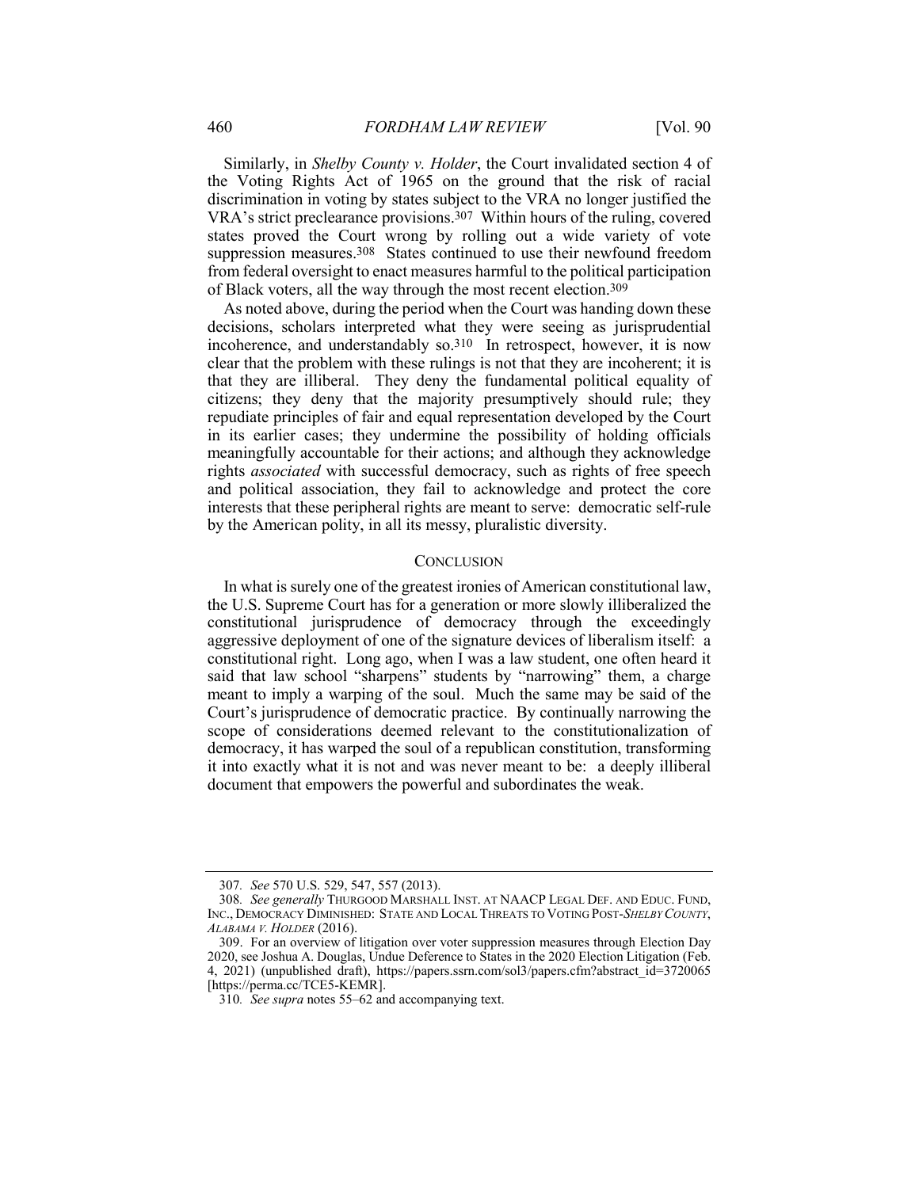Similarly, in *Shelby County v. Holder*, the Court invalidated section 4 of the Voting Rights Act of 1965 on the ground that the risk of racial discrimination in voting by states subject to the VRA no longer justified the VRA's strict preclearance provisions.[307] Within hours of the ruling, covered states proved the Court wrong by rolling out a wide variety of vote suppression measures.[308] States continued to use their newfound freedom from federal oversight to enact measures harmful to the political participation of Black voters, all the way through the most recent election.[309]

As noted above, during the period when the Court was handing down these decisions, scholars interpreted what they were seeing as jurisprudential incoherence, and understandably so.[310] In retrospect, however, it is now clear that the problem with these rulings is not that they are incoherent; it is that they are illiberal. They deny the fundamental political equality of citizens; they deny that the majority presumptively should rule; they repudiate principles of fair and equal representation developed by the Court in its earlier cases; they undermine the possibility of holding officials meaningfully accountable for their actions; and although they acknowledge rights *associated* with successful democracy, such as rights of free speech and political association, they fail to acknowledge and protect the core interests that these peripheral rights are meant to serve: democratic self-rule by the American polity, in all its messy, pluralistic diversity.

## CONCLUSION

In what is surely one of the greatest ironies of American constitutional law, the U.S. Supreme Court has for a generation or more slowly illiberalized the constitutional jurisprudence of democracy through the exceedingly aggressive deployment of one of the signature devices of liberalism itself: a constitutional right. Long ago, when I was a law student, one often heard it said that law school "sharpens" students by "narrowing" them, a charge meant to imply a warping of the soul. Much the same may be said of the Court's jurisprudence of democratic practice. By continually narrowing the scope of considerations deemed relevant to the constitutionalization of democracy, it has warped the soul of a republican constitution, transforming it into exactly what it is not and was never meant to be: a deeply illiberal document that empowers the powerful and subordinates the weak.

---

307. *See* 570 U.S. 529, 547, 557 (2013).

308. *See generally* THURGOOD MARSHALL INST. AT NAACP LEGAL DEF. AND EDUC. FUND, INC., DEMOCRACY DIMINISHED: STATE AND LOCAL THREATS TO VOTING POST-*SHELBY COUNTY, ALABAMA V. HOLDER* (2016).

309. For an overview of litigation over voter suppression measures through Election Day 2020, see Joshua A. Douglas, Undue Deference to States in the 2020 Election Litigation (Feb. 4, 2021) (unpublished draft), https://papers.ssrn.com/sol3/papers.cfm?abstract_id=3720065 [https://perma.cc/TCE5-KEMR].

310. *See supra* notes 55–62 and accompanying text.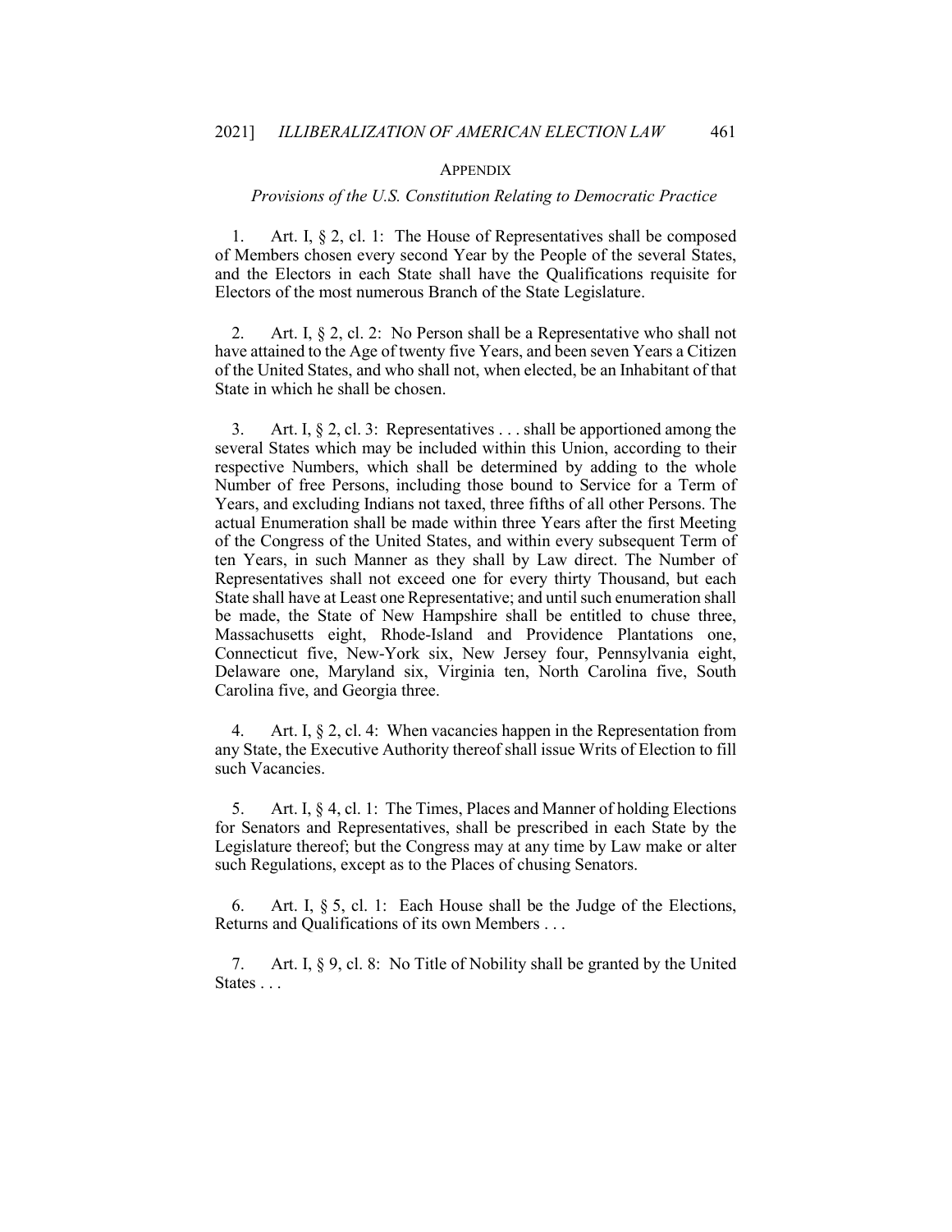## APPENDIX

### *Provisions of the U.S. Constitution Relating to Democratic Practice*

1. Art. I, § 2, cl. 1: The House of Representatives shall be composed of Members chosen every second Year by the People of the several States, and the Electors in each State shall have the Qualifications requisite for Electors of the most numerous Branch of the State Legislature.

2. Art. I, § 2, cl. 2: No Person shall be a Representative who shall not have attained to the Age of twenty five Years, and been seven Years a Citizen of the United States, and who shall not, when elected, be an Inhabitant of that State in which he shall be chosen.

3. Art. I, § 2, cl. 3: Representatives . . . shall be apportioned among the several States which may be included within this Union, according to their respective Numbers, which shall be determined by adding to the whole Number of free Persons, including those bound to Service for a Term of Years, and excluding Indians not taxed, three fifths of all other Persons. The actual Enumeration shall be made within three Years after the first Meeting of the Congress of the United States, and within every subsequent Term of ten Years, in such Manner as they shall by Law direct. The Number of Representatives shall not exceed one for every thirty Thousand, but each State shall have at Least one Representative; and until such enumeration shall be made, the State of New Hampshire shall be entitled to chuse three, Massachusetts eight, Rhode-Island and Providence Plantations one, Connecticut five, New-York six, New Jersey four, Pennsylvania eight, Delaware one, Maryland six, Virginia ten, North Carolina five, South Carolina five, and Georgia three.

4. Art. I, § 2, cl. 4: When vacancies happen in the Representation from any State, the Executive Authority thereof shall issue Writs of Election to fill such Vacancies.

5. Art. I, § 4, cl. 1: The Times, Places and Manner of holding Elections for Senators and Representatives, shall be prescribed in each State by the Legislature thereof; but the Congress may at any time by Law make or alter such Regulations, except as to the Places of chusing Senators.

6. Art. I, § 5, cl. 1: Each House shall be the Judge of the Elections, Returns and Qualifications of its own Members . . .

7. Art. I, § 9, cl. 8: No Title of Nobility shall be granted by the United States . . .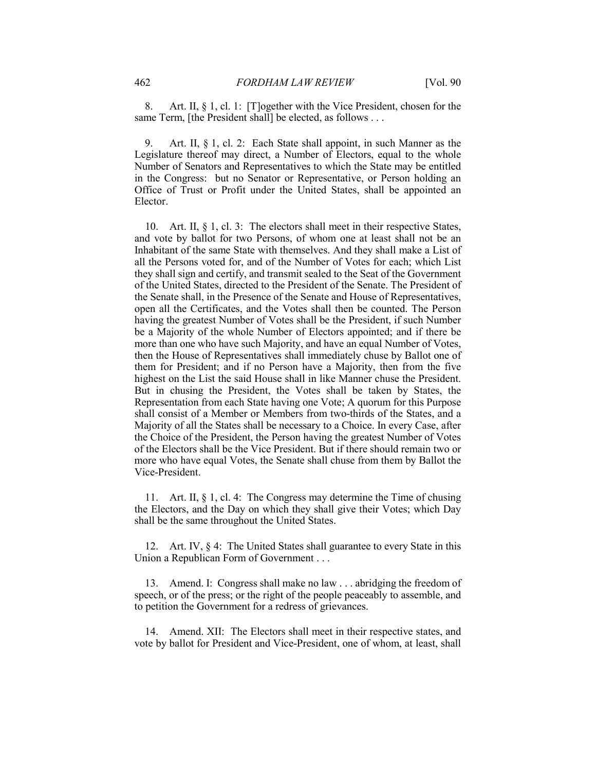8. Art. II, § 1, cl. 1: [T]ogether with the Vice President, chosen for the same Term, [the President shall] be elected, as follows . . .

9. Art. II, § 1, cl. 2: Each State shall appoint, in such Manner as the Legislature thereof may direct, a Number of Electors, equal to the whole Number of Senators and Representatives to which the State may be entitled in the Congress: but no Senator or Representative, or Person holding an Office of Trust or Profit under the United States, shall be appointed an Elector.

10. Art. II, § 1, cl. 3: The electors shall meet in their respective States, and vote by ballot for two Persons, of whom one at least shall not be an Inhabitant of the same State with themselves. And they shall make a List of all the Persons voted for, and of the Number of Votes for each; which List they shall sign and certify, and transmit sealed to the Seat of the Government of the United States, directed to the President of the Senate. The President of the Senate shall, in the Presence of the Senate and House of Representatives, open all the Certificates, and the Votes shall then be counted. The Person having the greatest Number of Votes shall be the President, if such Number be a Majority of the whole Number of Electors appointed; and if there be more than one who have such Majority, and have an equal Number of Votes, then the House of Representatives shall immediately chuse by Ballot one of them for President; and if no Person have a Majority, then from the five highest on the List the said House shall in like Manner chuse the President. But in chusing the President, the Votes shall be taken by States, the Representation from each State having one Vote; A quorum for this Purpose shall consist of a Member or Members from two-thirds of the States, and a Majority of all the States shall be necessary to a Choice. In every Case, after the Choice of the President, the Person having the greatest Number of Votes of the Electors shall be the Vice President. But if there should remain two or more who have equal Votes, the Senate shall chuse from them by Ballot the Vice-President.

11. Art. II, § 1, cl. 4: The Congress may determine the Time of chusing the Electors, and the Day on which they shall give their Votes; which Day shall be the same throughout the United States.

12. Art. IV, § 4: The United States shall guarantee to every State in this Union a Republican Form of Government . . .

13. Amend. I: Congress shall make no law . . . abridging the freedom of speech, or of the press; or the right of the people peaceably to assemble, and to petition the Government for a redress of grievances.

14. Amend. XII: The Electors shall meet in their respective states, and vote by ballot for President and Vice-President, one of whom, at least, shall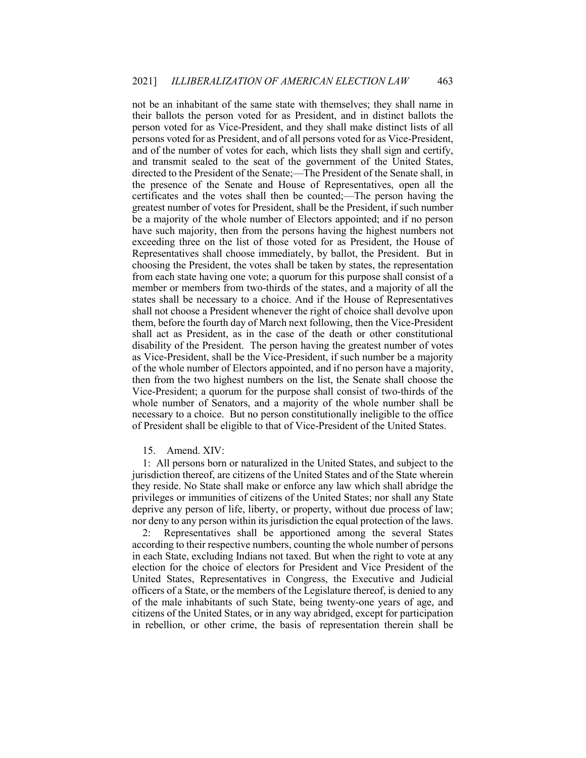not be an inhabitant of the same state with themselves; they shall name in their ballots the person voted for as President, and in distinct ballots the person voted for as Vice-President, and they shall make distinct lists of all persons voted for as President, and of all persons voted for as Vice-President, and of the number of votes for each, which lists they shall sign and certify, and transmit sealed to the seat of the government of the United States, directed to the President of the Senate;—The President of the Senate shall, in the presence of the Senate and House of Representatives, open all the certificates and the votes shall then be counted;—The person having the greatest number of votes for President, shall be the President, if such number be a majority of the whole number of Electors appointed; and if no person have such majority, then from the persons having the highest numbers not exceeding three on the list of those voted for as President, the House of Representatives shall choose immediately, by ballot, the President. But in choosing the President, the votes shall be taken by states, the representation from each state having one vote; a quorum for this purpose shall consist of a member or members from two-thirds of the states, and a majority of all the states shall be necessary to a choice. And if the House of Representatives shall not choose a President whenever the right of choice shall devolve upon them, before the fourth day of March next following, then the Vice-President shall act as President, as in the case of the death or other constitutional disability of the President. The person having the greatest number of votes as Vice-President, shall be the Vice-President, if such number be a majority of the whole number of Electors appointed, and if no person have a majority, then from the two highest numbers on the list, the Senate shall choose the Vice-President; a quorum for the purpose shall consist of two-thirds of the whole number of Senators, and a majority of the whole number shall be necessary to a choice. But no person constitutionally ineligible to the office of President shall be eligible to that of Vice-President of the United States.

15. Amend. XIV:

1: All persons born or naturalized in the United States, and subject to the jurisdiction thereof, are citizens of the United States and of the State wherein they reside. No State shall make or enforce any law which shall abridge the privileges or immunities of citizens of the United States; nor shall any State deprive any person of life, liberty, or property, without due process of law; nor deny to any person within its jurisdiction the equal protection of the laws.

2: Representatives shall be apportioned among the several States according to their respective numbers, counting the whole number of persons in each State, excluding Indians not taxed. But when the right to vote at any election for the choice of electors for President and Vice President of the United States, Representatives in Congress, the Executive and Judicial officers of a State, or the members of the Legislature thereof, is denied to any of the male inhabitants of such State, being twenty-one years of age, and citizens of the United States, or in any way abridged, except for participation in rebellion, or other crime, the basis of representation therein shall be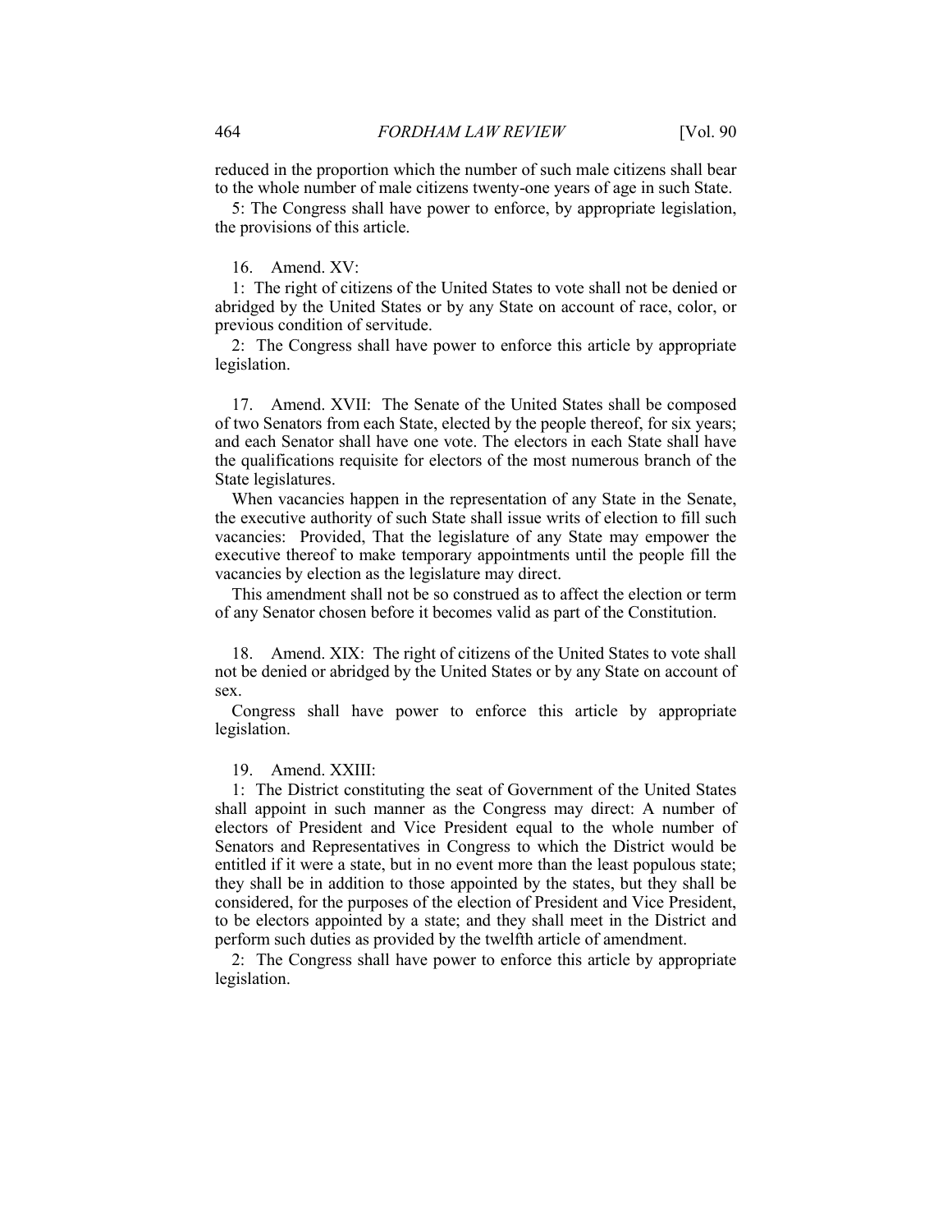reduced in the proportion which the number of such male citizens shall bear to the whole number of male citizens twenty-one years of age in such State.

5: The Congress shall have power to enforce, by appropriate legislation, the provisions of this article.

16. Amend. XV:

1: The right of citizens of the United States to vote shall not be denied or abridged by the United States or by any State on account of race, color, or previous condition of servitude.

2: The Congress shall have power to enforce this article by appropriate legislation.

17. Amend. XVII: The Senate of the United States shall be composed of two Senators from each State, elected by the people thereof, for six years; and each Senator shall have one vote. The electors in each State shall have the qualifications requisite for electors of the most numerous branch of the State legislatures.

When vacancies happen in the representation of any State in the Senate, the executive authority of such State shall issue writs of election to fill such vacancies: Provided, That the legislature of any State may empower the executive thereof to make temporary appointments until the people fill the vacancies by election as the legislature may direct.

This amendment shall not be so construed as to affect the election or term of any Senator chosen before it becomes valid as part of the Constitution.

18. Amend. XIX: The right of citizens of the United States to vote shall not be denied or abridged by the United States or by any State on account of sex.

Congress shall have power to enforce this article by appropriate legislation.

19. Amend. XXIII:

1: The District constituting the seat of Government of the United States shall appoint in such manner as the Congress may direct: A number of electors of President and Vice President equal to the whole number of Senators and Representatives in Congress to which the District would be entitled if it were a state, but in no event more than the least populous state; they shall be in addition to those appointed by the states, but they shall be considered, for the purposes of the election of President and Vice President, to be electors appointed by a state; and they shall meet in the District and perform such duties as provided by the twelfth article of amendment.

2: The Congress shall have power to enforce this article by appropriate legislation.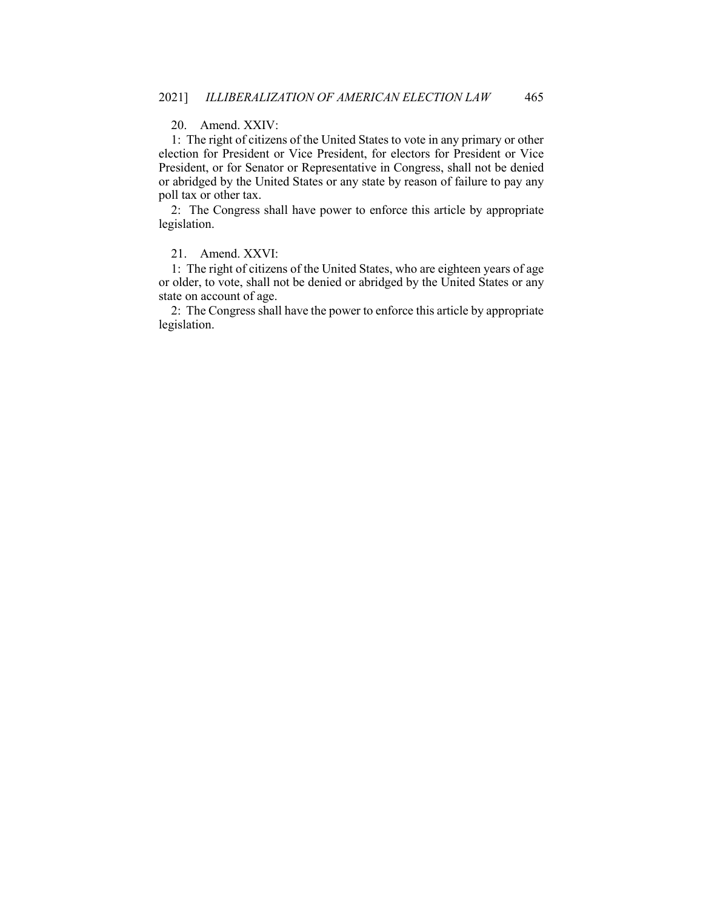20. Amend. XXIV:

1: The right of citizens of the United States to vote in any primary or other election for President or Vice President, for electors for President or Vice President, or for Senator or Representative in Congress, shall not be denied or abridged by the United States or any state by reason of failure to pay any poll tax or other tax.

2: The Congress shall have power to enforce this article by appropriate legislation.

21. Amend. XXVI:

1: The right of citizens of the United States, who are eighteen years of age or older, to vote, shall not be denied or abridged by the United States or any state on account of age.

2: The Congress shall have the power to enforce this article by appropriate legislation.